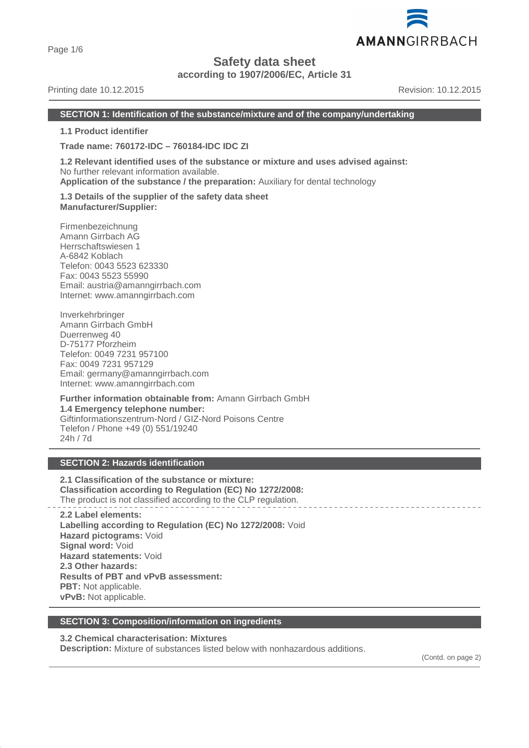# Safety data sheet

**according to 1907/2006/EC, Article 31**

Printing date 10.12.2015 Revision: 10.12.2015

## SECTION 1: Identification of the substance/mixture and of the company/undertaking

**1.1 Product identifier**

**Trade name: 760172-IDC – 760184-IDC IDC ZI**

**1.2 Relevant identified uses of the substance or mixture and uses advised against:**
No further relevant information available.
**Application of the substance / the preparation:** Auxiliary for dental technology

**1.3 Details of the supplier of the safety data sheet**
**Manufacturer/Supplier:**

Firmenbezeichnung
Amann Girrbach AG
Herrschaftswiesen 1
A-6842 Koblach
Telefon: 0043 5523 623330
Fax: 0043 5523 55990
Email: austria@amanngirrbach.com
Internet: www.amanngirrbach.com

Inverkehrbringer
Amann Girrbach GmbH
Duerrenweg 40
D-75177 Pforzheim
Telefon: 0049 7231 957100
Fax: 0049 7231 957129
Email: germany@amanngirrbach.com
Internet: www.amanngirrbach.com

**Further information obtainable from:** Amann Girrbach GmbH
**1.4 Emergency telephone number:**
Giftinformationszentrum-Nord / GIZ-Nord Poisons Centre
Telefon / Phone +49 (0) 551/19240
24h / 7d

## SECTION 2: Hazards identification

**2.1 Classification of the substance or mixture:**
**Classification according to Regulation (EC) No 1272/2008:**
The product is not classified according to the CLP regulation.

**2.2 Label elements:**
**Labelling according to Regulation (EC) No 1272/2008:** Void
**Hazard pictograms:** Void
**Signal word:** Void
**Hazard statements:** Void
**2.3 Other hazards:**
**Results of PBT and vPvB assessment:**
**PBT:** Not applicable.
**vPvB:** Not applicable.

## SECTION 3: Composition/information on ingredients

**3.2 Chemical characterisation: Mixtures**
**Description:** Mixture of substances listed below with nonhazardous additions.

(Contd. on page 2)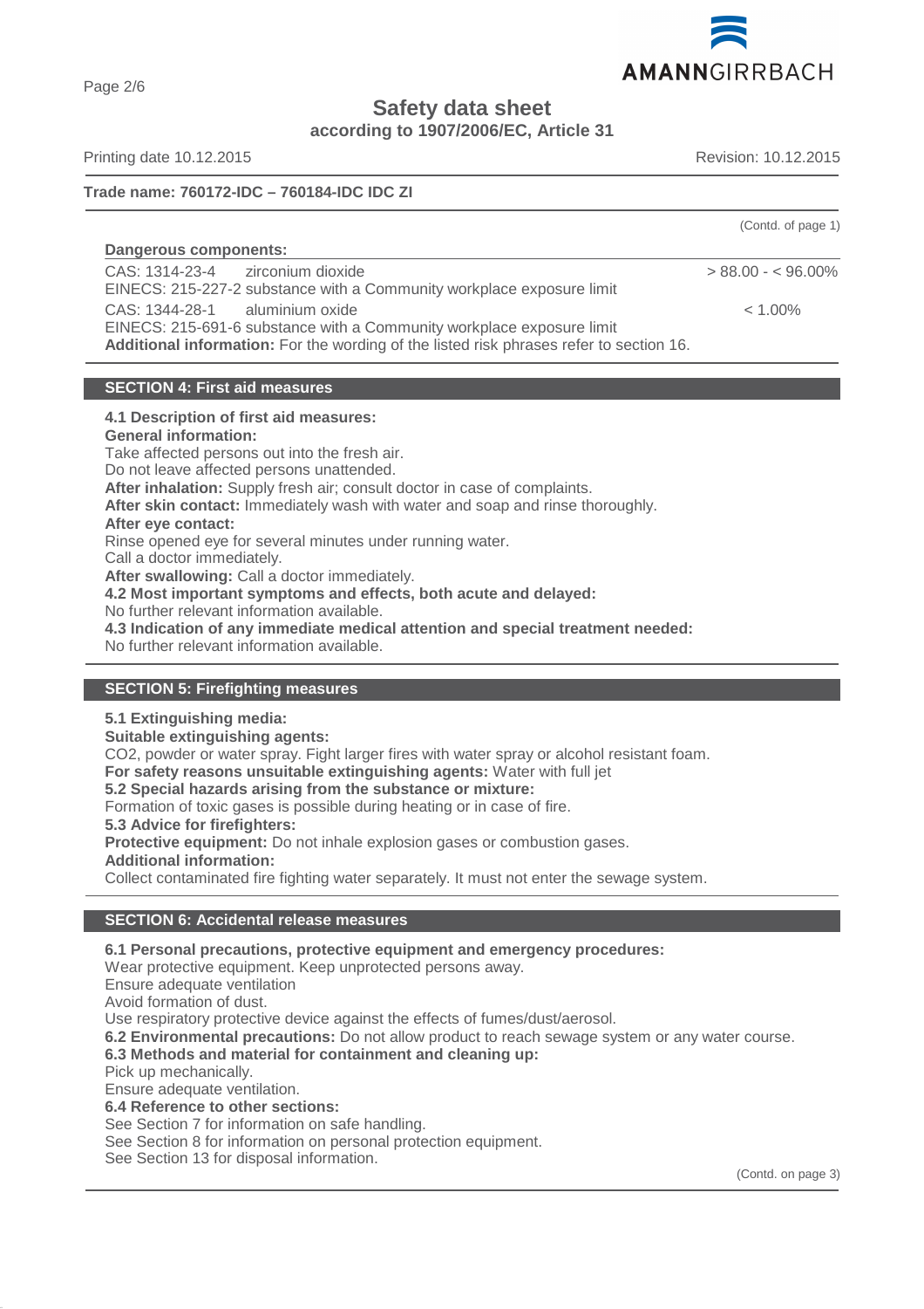**Trade name: 760172-IDC – 760184-IDC IDC ZI**

(Contd. of page 1)

**Dangerous components:**

| | | |
|---|---|---|
| CAS: 1314-23-4 | zirconium dioxide | > 88.00 - < 96.00% |
| EINECS: 215-227-2 | substance with a Community workplace exposure limit | |
| CAS: 1344-28-1 | aluminium oxide | < 1.00% |
| EINECS: 215-691-6 | substance with a Community workplace exposure limit | |

**Additional information:** For the wording of the listed risk phrases refer to section 16.

## SECTION 4: First aid measures

**4.1 Description of first aid measures:**

**General information:**
Take affected persons out into the fresh air.
Do not leave affected persons unattended.

**After inhalation:** Supply fresh air; consult doctor in case of complaints.

**After skin contact:** Immediately wash with water and soap and rinse thoroughly.

**After eye contact:**
Rinse opened eye for several minutes under running water.
Call a doctor immediately.

**After swallowing:** Call a doctor immediately.

**4.2 Most important symptoms and effects, both acute and delayed:**
No further relevant information available.

**4.3 Indication of any immediate medical attention and special treatment needed:**
No further relevant information available.

## SECTION 5: Firefighting measures

**5.1 Extinguishing media:**

**Suitable extinguishing agents:**
$CO_2$, powder or water spray. Fight larger fires with water spray or alcohol resistant foam.

**For safety reasons unsuitable extinguishing agents:** Water with full jet

**5.2 Special hazards arising from the substance or mixture:**
Formation of toxic gases is possible during heating or in case of fire.

**5.3 Advice for firefighters:**

**Protective equipment:** Do not inhale explosion gases or combustion gases.

**Additional information:**
Collect contaminated fire fighting water separately. It must not enter the sewage system.

## SECTION 6: Accidental release measures

**6.1 Personal precautions, protective equipment and emergency procedures:**
Wear protective equipment. Keep unprotected persons away.
Ensure adequate ventilation
Avoid formation of dust.
Use respiratory protective device against the effects of fumes/dust/aerosol.

**6.2 Environmental precautions:** Do not allow product to reach sewage system or any water course.

**6.3 Methods and material for containment and cleaning up:**
Pick up mechanically.
Ensure adequate ventilation.

**6.4 Reference to other sections:**
See Section 7 for information on safe handling.
See Section 8 for information on personal protection equipment.
See Section 13 for disposal information.

(Contd. on page 3)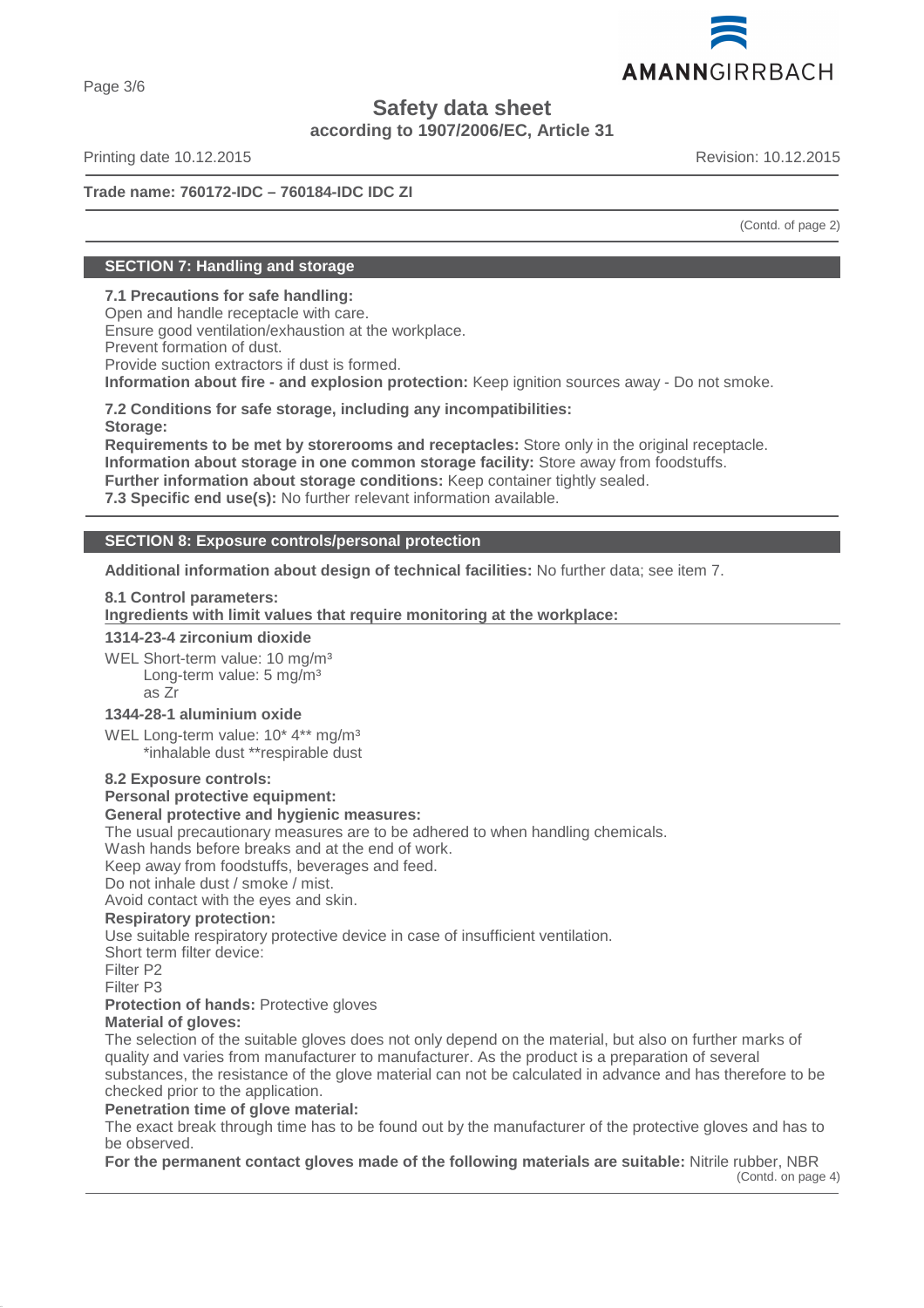**Safety data sheet**
**according to 1907/2006/EC, Article 31**

Printing date 10.12.2015 Revision: 10.12.2015

**Trade name: 760172-IDC – 760184-IDC IDC ZI**

(Contd. of page 2)

## SECTION 7: Handling and storage

**7.1 Precautions for safe handling:**
Open and handle receptacle with care.
Ensure good ventilation/exhaustion at the workplace.
Prevent formation of dust.
Provide suction extractors if dust is formed.
**Information about fire - and explosion protection:** Keep ignition sources away - Do not smoke.

**7.2 Conditions for safe storage, including any incompatibilities:**
**Storage:**
**Requirements to be met by storerooms and receptacles:** Store only in the original receptacle.
**Information about storage in one common storage facility:** Store away from foodstuffs.
**Further information about storage conditions:** Keep container tightly sealed.
**7.3 Specific end use(s):** No further relevant information available.

## SECTION 8: Exposure controls/personal protection

**Additional information about design of technical facilities:** No further data; see item 7.

**8.1 Control parameters:**
**Ingredients with limit values that require monitoring at the workplace:**

**1314-23-4 zirconium dioxide**
WEL Short-term value: 10 mg/m³
Long-term value: 5 mg/m³
as Zr

**1344-28-1 aluminium oxide**
WEL Long-term value: 10* 4** mg/m³
*inhalable dust **respirable dust

**8.2 Exposure controls:**
**Personal protective equipment:**
**General protective and hygienic measures:**
The usual precautionary measures are to be adhered to when handling chemicals.
Wash hands before breaks and at the end of work.
Keep away from foodstuffs, beverages and feed.
Do not inhale dust / smoke / mist.
Avoid contact with the eyes and skin.
**Respiratory protection:**
Use suitable respiratory protective device in case of insufficient ventilation.
Short term filter device:
Filter P2
Filter P3
**Protection of hands:** Protective gloves
**Material of gloves:**
The selection of the suitable gloves does not only depend on the material, but also on further marks of quality and varies from manufacturer to manufacturer. As the product is a preparation of several substances, the resistance of the glove material can not be calculated in advance and has therefore to be checked prior to the application.
**Penetration time of glove material:**
The exact break through time has to be found out by the manufacturer of the protective gloves and has to be observed.
**For the permanent contact gloves made of the following materials are suitable:** Nitrile rubber, NBR

(Contd. on page 4)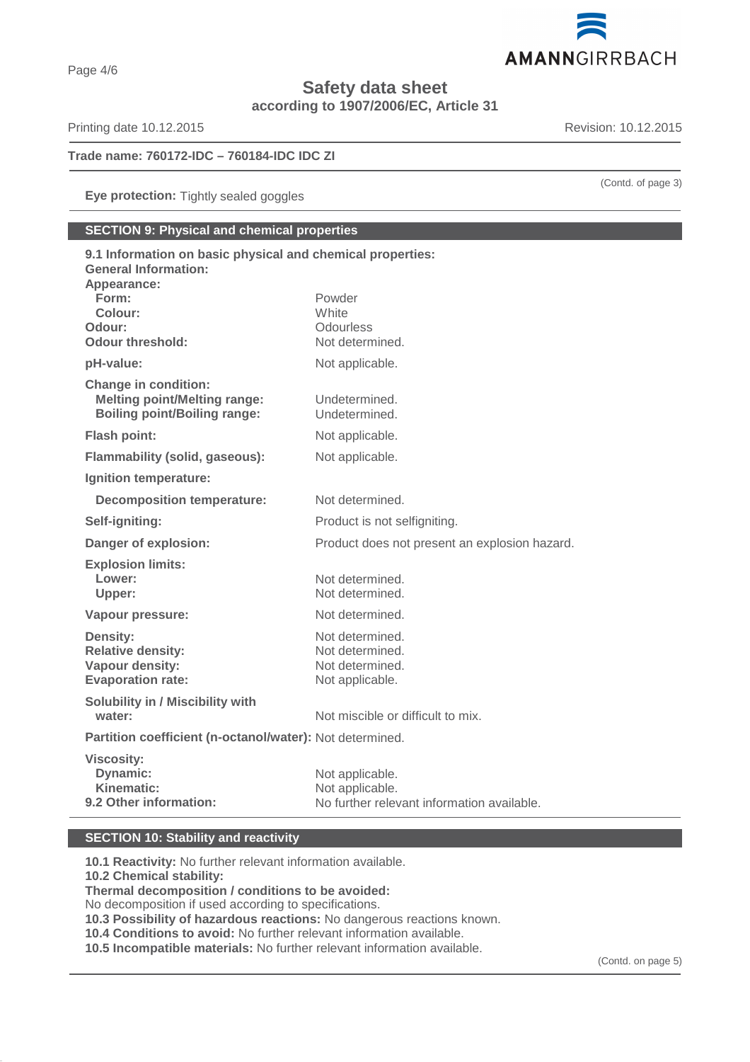**Trade name: 760172-IDC – 760184-IDC IDC ZI**

(Contd. of page 3)

**Eye protection:** Tightly sealed goggles

## SECTION 9: Physical and chemical properties

**9.1 Information on basic physical and chemical properties:**

**General Information:**

**Appearance:**

| | |
|---|---|
| **Form:** | Powder |
| **Colour:** | White |
| **Odour:** | Odourless |
| **Odour threshold:** | Not determined. |
| **pH-value:** | Not applicable. |
| **Change in condition:** | |
| **Melting point/Melting range:** | Undetermined. |
| **Boiling point/Boiling range:** | Undetermined. |
| **Flash point:** | Not applicable. |
| **Flammability (solid, gaseous):** | Not applicable. |
| **Ignition temperature:** | |
| **Decomposition temperature:** | Not determined. |
| **Self-igniting:** | Product is not selfigniting. |
| **Danger of explosion:** | Product does not present an explosion hazard. |
| **Explosion limits:** | |
| **Lower:** | Not determined. |
| **Upper:** | Not determined. |
| **Vapour pressure:** | Not determined. |
| **Density:** | Not determined. |
| **Relative density:** | Not determined. |
| **Vapour density:** | Not determined. |
| **Evaporation rate:** | Not applicable. |
| **Solubility in / Miscibility with water:** | Not miscible or difficult to mix. |
| **Partition coefficient (n-octanol/water):** | Not determined. |
| **Viscosity:** | |
| **Dynamic:** | Not applicable. |
| **Kinematic:** | Not applicable. |
| **9.2 Other information:** | No further relevant information available. |

## SECTION 10: Stability and reactivity

**10.1 Reactivity:** No further relevant information available.

**10.2 Chemical stability:**

**Thermal decomposition / conditions to be avoided:**

No decomposition if used according to specifications.

**10.3 Possibility of hazardous reactions:** No dangerous reactions known.

**10.4 Conditions to avoid:** No further relevant information available.

**10.5 Incompatible materials:** No further relevant information available.

(Contd. on page 5)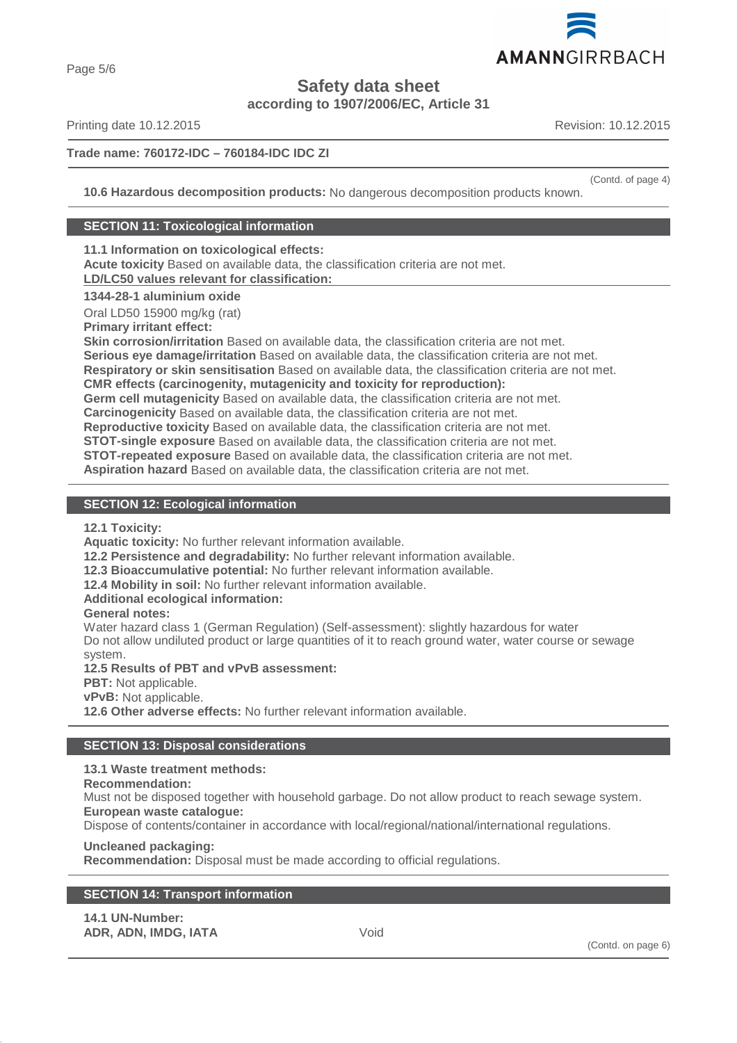Trade name: 760172-IDC – 760184-IDC IDC ZI

(Contd. of page 4)

**10.6 Hazardous decomposition products:** No dangerous decomposition products known.

## SECTION 11: Toxicological information

**11.1 Information on toxicological effects:**
**Acute toxicity** Based on available data, the classification criteria are not met.
**LD/LC50 values relevant for classification:**

**1344-28-1 aluminium oxide**

Oral LD50 15900 mg/kg (rat)

**Primary irritant effect:**
**Skin corrosion/irritation** Based on available data, the classification criteria are not met.
**Serious eye damage/irritation** Based on available data, the classification criteria are not met.
**Respiratory or skin sensitisation** Based on available data, the classification criteria are not met.
**CMR effects (carcinogenity, mutagenicity and toxicity for reproduction):**
**Germ cell mutagenicity** Based on available data, the classification criteria are not met.
**Carcinogenicity** Based on available data, the classification criteria are not met.
**Reproductive toxicity** Based on available data, the classification criteria are not met.
**STOT-single exposure** Based on available data, the classification criteria are not met.
**STOT-repeated exposure** Based on available data, the classification criteria are not met.
**Aspiration hazard** Based on available data, the classification criteria are not met.

## SECTION 12: Ecological information

**12.1 Toxicity:**
**Aquatic toxicity:** No further relevant information available.
**12.2 Persistence and degradability:** No further relevant information available.
**12.3 Bioaccumulative potential:** No further relevant information available.
**12.4 Mobility in soil:** No further relevant information available.
**Additional ecological information:**
**General notes:**
Water hazard class 1 (German Regulation) (Self-assessment): slightly hazardous for water
Do not allow undiluted product or large quantities of it to reach ground water, water course or sewage system.
**12.5 Results of PBT and vPvB assessment:**
**PBT:** Not applicable.
**vPvB:** Not applicable.
**12.6 Other adverse effects:** No further relevant information available.

## SECTION 13: Disposal considerations

**13.1 Waste treatment methods:**
**Recommendation:**
Must not be disposed together with household garbage. Do not allow product to reach sewage system.
**European waste catalogue:**
Dispose of contents/container in accordance with local/regional/national/international regulations.

**Uncleaned packaging:**
**Recommendation:** Disposal must be made according to official regulations.

## SECTION 14: Transport information

**14.1 UN-Number:**
**ADR, ADN, IMDG, IATA** Void

(Contd. on page 6)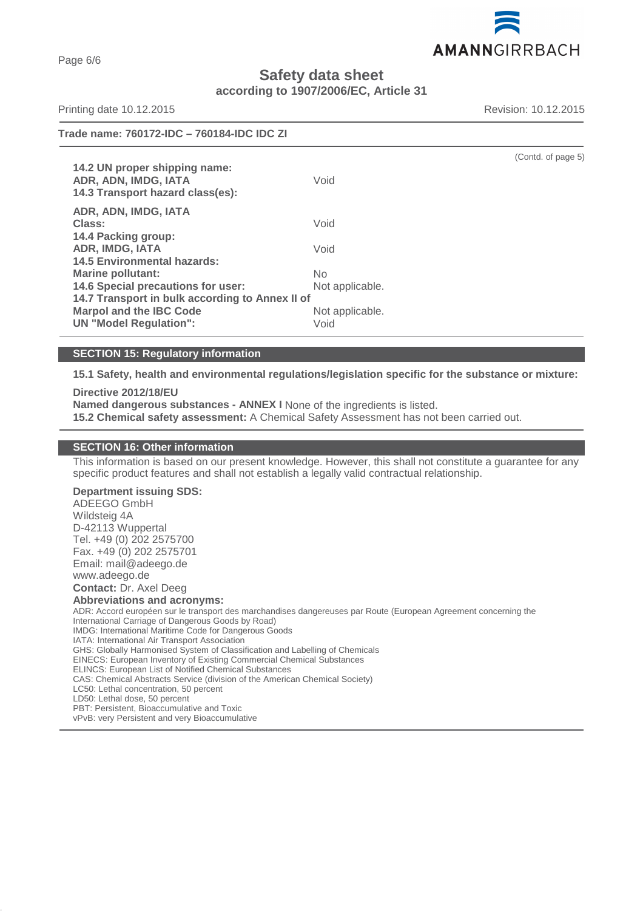Safety data sheet
according to 1907/2006/EC, Article 31

Printing date 10.12.2015 Revision: 10.12.2015

**Trade name: 760172-IDC – 760184-IDC IDC ZI**

(Contd. of page 5)

**14.2 UN proper shipping name:**
**ADR, ADN, IMDG, IATA** Void
**14.3 Transport hazard class(es):**

**ADR, ADN, IMDG, IATA**
**Class:** Void
**14.4 Packing group:**
**ADR, IMDG, IATA** Void
**14.5 Environmental hazards:**
**Marine pollutant:** No
**14.6 Special precautions for user:** Not applicable.
**14.7 Transport in bulk according to Annex II of Marpol and the IBC Code** Not applicable.
**UN "Model Regulation":** Void

## SECTION 15: Regulatory information

**15.1 Safety, health and environmental regulations/legislation specific for the substance or mixture:**

**Directive 2012/18/EU**
**Named dangerous substances - ANNEX I** None of the ingredients is listed.
**15.2 Chemical safety assessment:** A Chemical Safety Assessment has not been carried out.

## SECTION 16: Other information

This information is based on our present knowledge. However, this shall not constitute a guarantee for any specific product features and shall not establish a legally valid contractual relationship.

**Department issuing SDS:**
ADEEGO GmbH
Wildsteig 4A
D-42113 Wuppertal
Tel. +49 (0) 202 2575700
Fax. +49 (0) 202 2575701
Email: mail@adeego.de
www.adeego.de
**Contact:** Dr. Axel Deeg
**Abbreviations and acronyms:**
ADR: Accord européen sur le transport des marchandises dangereuses par Route (European Agreement concerning the International Carriage of Dangerous Goods by Road)
IMDG: International Maritime Code for Dangerous Goods
IATA: International Air Transport Association
GHS: Globally Harmonised System of Classification and Labelling of Chemicals
EINECS: European Inventory of Existing Commercial Chemical Substances
ELINCS: European List of Notified Chemical Substances
CAS: Chemical Abstracts Service (division of the American Chemical Society)
LC50: Lethal concentration, 50 percent
LD50: Lethal dose, 50 percent
PBT: Persistent, Bioaccumulative and Toxic
vPvB: very Persistent and very Bioaccumulative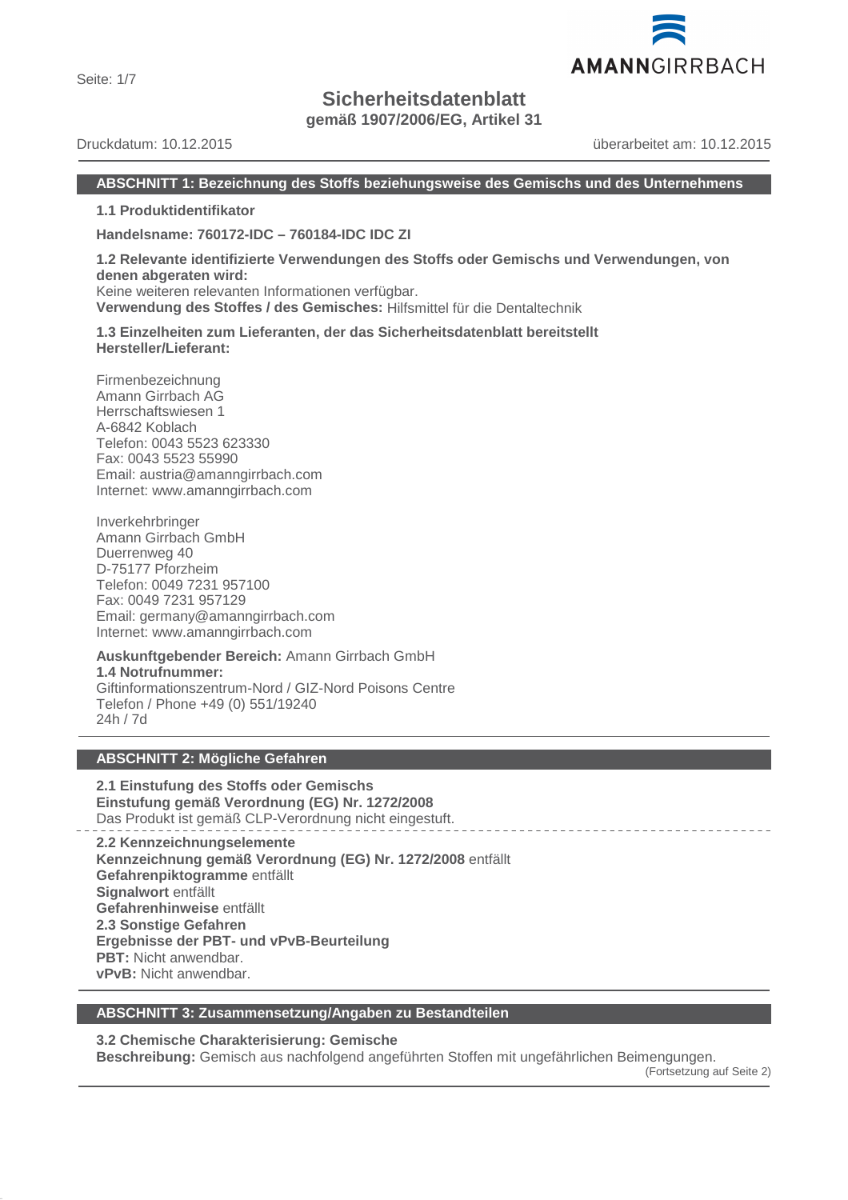# Sicherheitsdatenblatt

**gemäß 1907/2006/EG, Artikel 31**

Druckdatum: 10.12.2015 überarbeitet am: 10.12.2015

## ABSCHNITT 1: Bezeichnung des Stoffs beziehungsweise des Gemischs und des Unternehmens

**1.1 Produktidentifikator**

**Handelsname: 760172-IDC – 760184-IDC IDC ZI**

**1.2 Relevante identifizierte Verwendungen des Stoffs oder Gemischs und Verwendungen, von denen abgeraten wird:**
Keine weiteren relevanten Informationen verfügbar.
**Verwendung des Stoffes / des Gemisches:** Hilfsmittel für die Dentaltechnik

**1.3 Einzelheiten zum Lieferanten, der das Sicherheitsdatenblatt bereitstellt**
**Hersteller/Lieferant:**

Firmenbezeichnung
Amann Girrbach AG
Herrschaftswiesen 1
A-6842 Koblach
Telefon: 0043 5523 623330
Fax: 0043 5523 55990
Email: austria@amanngirrbach.com
Internet: www.amanngirrbach.com

Inverkehrbringer
Amann Girrbach GmbH
Duerrenweg 40
D-75177 Pforzheim
Telefon: 0049 7231 957100
Fax: 0049 7231 957129
Email: germany@amanngirrbach.com
Internet: www.amanngirrbach.com

**Auskunftgebender Bereich:** Amann Girrbach GmbH
**1.4 Notrufnummer:**
Giftinformationszentrum-Nord / GIZ-Nord Poisons Centre
Telefon / Phone +49 (0) 551/19240
24h / 7d

## ABSCHNITT 2: Mögliche Gefahren

**2.1 Einstufung des Stoffs oder Gemischs**
**Einstufung gemäß Verordnung (EG) Nr. 1272/2008**
Das Produkt ist gemäß CLP-Verordnung nicht eingestuft.

**2.2 Kennzeichnungselemente**
**Kennzeichnung gemäß Verordnung (EG) Nr. 1272/2008** entfällt
**Gefahrenpiktogramme** entfällt
**Signalwort** entfällt
**Gefahrenhinweise** entfällt
**2.3 Sonstige Gefahren**
**Ergebnisse der PBT- und vPvB-Beurteilung**
**PBT:** Nicht anwendbar.
**vPvB:** Nicht anwendbar.

## ABSCHNITT 3: Zusammensetzung/Angaben zu Bestandteilen

**3.2 Chemische Charakterisierung: Gemische**
**Beschreibung:** Gemisch aus nachfolgend angeführten Stoffen mit ungefährlichen Beimengungen.

(Fortsetzung auf Seite 2)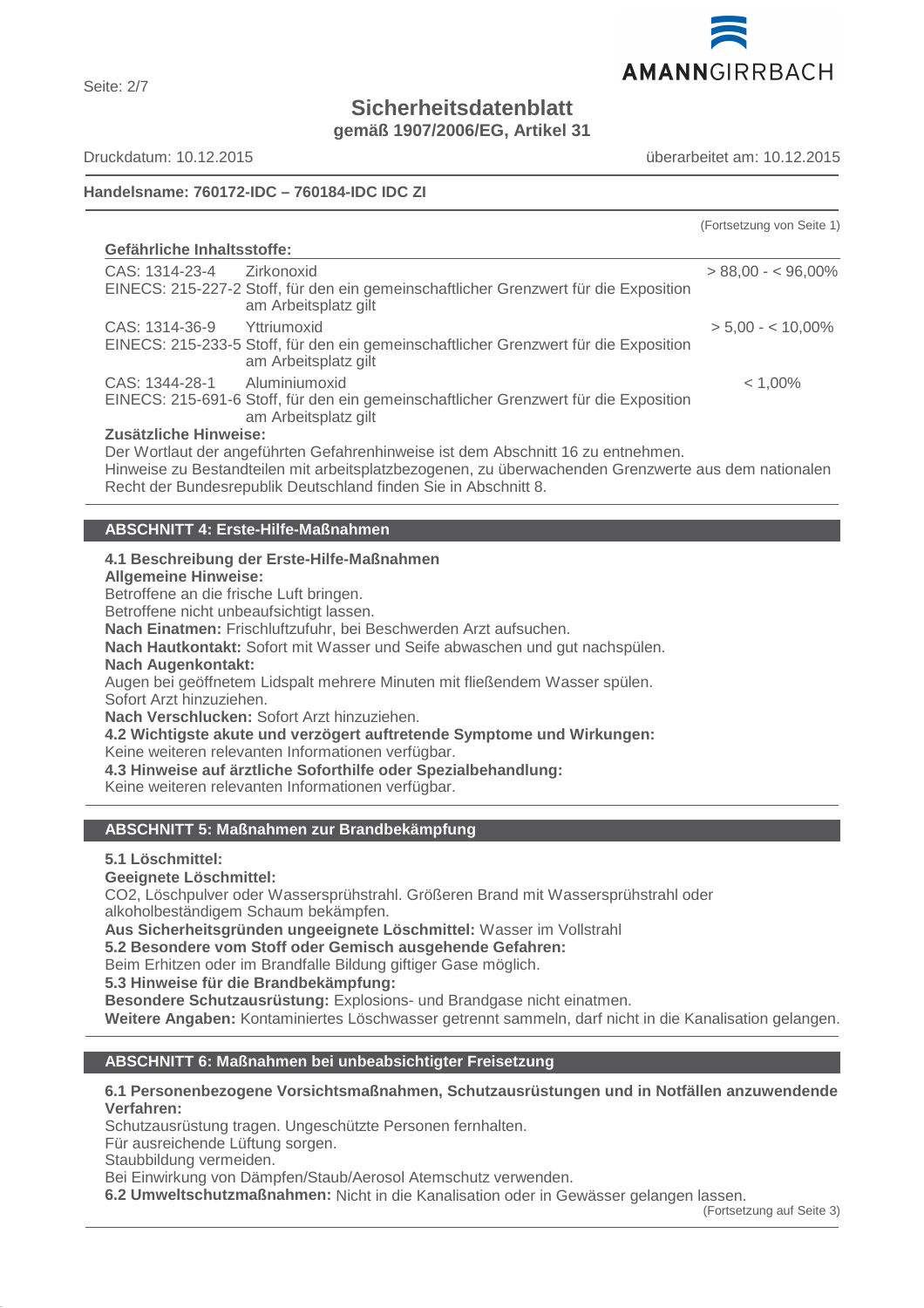**Sicherheitsdatenblatt**
**gemäß 1907/2006/EG, Artikel 31**

Druckdatum: 10.12.2015 überarbeitet am: 10.12.2015

**Handelsname: 760172-IDC – 760184-IDC IDC ZI**

(Fortsetzung von Seite 1)

**Gefährliche Inhaltsstoffe:**

| | | |
|---|---|---|
| CAS: 1314-23-4<br>EINECS: 215-227-2 | Zirkonoxid<br>Stoff, für den ein gemeinschaftlicher Grenzwert für die Exposition am Arbeitsplatz gilt | > 88,00 - < 96,00% |
| CAS: 1314-36-9<br>EINECS: 215-233-5 | Yttriumoxid<br>Stoff, für den ein gemeinschaftlicher Grenzwert für die Exposition am Arbeitsplatz gilt | > 5,00 - < 10,00% |
| CAS: 1344-28-1<br>EINECS: 215-691-6 | Aluminiumoxid<br>Stoff, für den ein gemeinschaftlicher Grenzwert für die Exposition am Arbeitsplatz gilt | < 1,00% |

**Zusätzliche Hinweise:**
Der Wortlaut der angeführten Gefahrenhinweise ist dem Abschnitt 16 zu entnehmen.
Hinweise zu Bestandteilen mit arbeitsplatzbezogenen, zu überwachenden Grenzwerte aus dem nationalen Recht der Bundesrepublik Deutschland finden Sie in Abschnitt 8.

## ABSCHNITT 4: Erste-Hilfe-Maßnahmen

**4.1 Beschreibung der Erste-Hilfe-Maßnahmen**
**Allgemeine Hinweise:**
Betroffene an die frische Luft bringen.
Betroffene nicht unbeaufsichtigt lassen.
**Nach Einatmen:** Frischluftzufuhr, bei Beschwerden Arzt aufsuchen.
**Nach Hautkontakt:** Sofort mit Wasser und Seife abwaschen und gut nachspülen.
**Nach Augenkontakt:**
Augen bei geöffnetem Lidspalt mehrere Minuten mit fließendem Wasser spülen.
Sofort Arzt hinzuziehen.
**Nach Verschlucken:** Sofort Arzt hinzuziehen.
**4.2 Wichtigste akute und verzögert auftretende Symptome und Wirkungen:**
Keine weiteren relevanten Informationen verfügbar.
**4.3 Hinweise auf ärztliche Soforthilfe oder Spezialbehandlung:**
Keine weiteren relevanten Informationen verfügbar.

## ABSCHNITT 5: Maßnahmen zur Brandbekämpfung

**5.1 Löschmittel:**
**Geeignete Löschmittel:**
$CO_2$, Löschpulver oder Wassersprühstrahl. Größeren Brand mit Wassersprühstrahl oder alkoholbeständigem Schaum bekämpfen.
**Aus Sicherheitsgründen ungeeignete Löschmittel:** Wasser im Vollstrahl
**5.2 Besondere vom Stoff oder Gemisch ausgehende Gefahren:**
Beim Erhitzen oder im Brandfalle Bildung giftiger Gase möglich.
**5.3 Hinweise für die Brandbekämpfung:**
**Besondere Schutzausrüstung:** Explosions- und Brandgase nicht einatmen.
**Weitere Angaben:** Kontaminiertes Löschwasser getrennt sammeln, darf nicht in die Kanalisation gelangen.

## ABSCHNITT 6: Maßnahmen bei unbeabsichtigter Freisetzung

**6.1 Personenbezogene Vorsichtsmaßnahmen, Schutzausrüstungen und in Notfällen anzuwendende Verfahren:**
Schutzausrüstung tragen. Ungeschützte Personen fernhalten.
Für ausreichende Lüftung sorgen.
Staubbildung vermeiden.
Bei Einwirkung von Dämpfen/Staub/Aerosol Atemschutz verwenden.
**6.2 Umweltschutzmaßnahmen:** Nicht in die Kanalisation oder in Gewässer gelangen lassen.

(Fortsetzung auf Seite 3)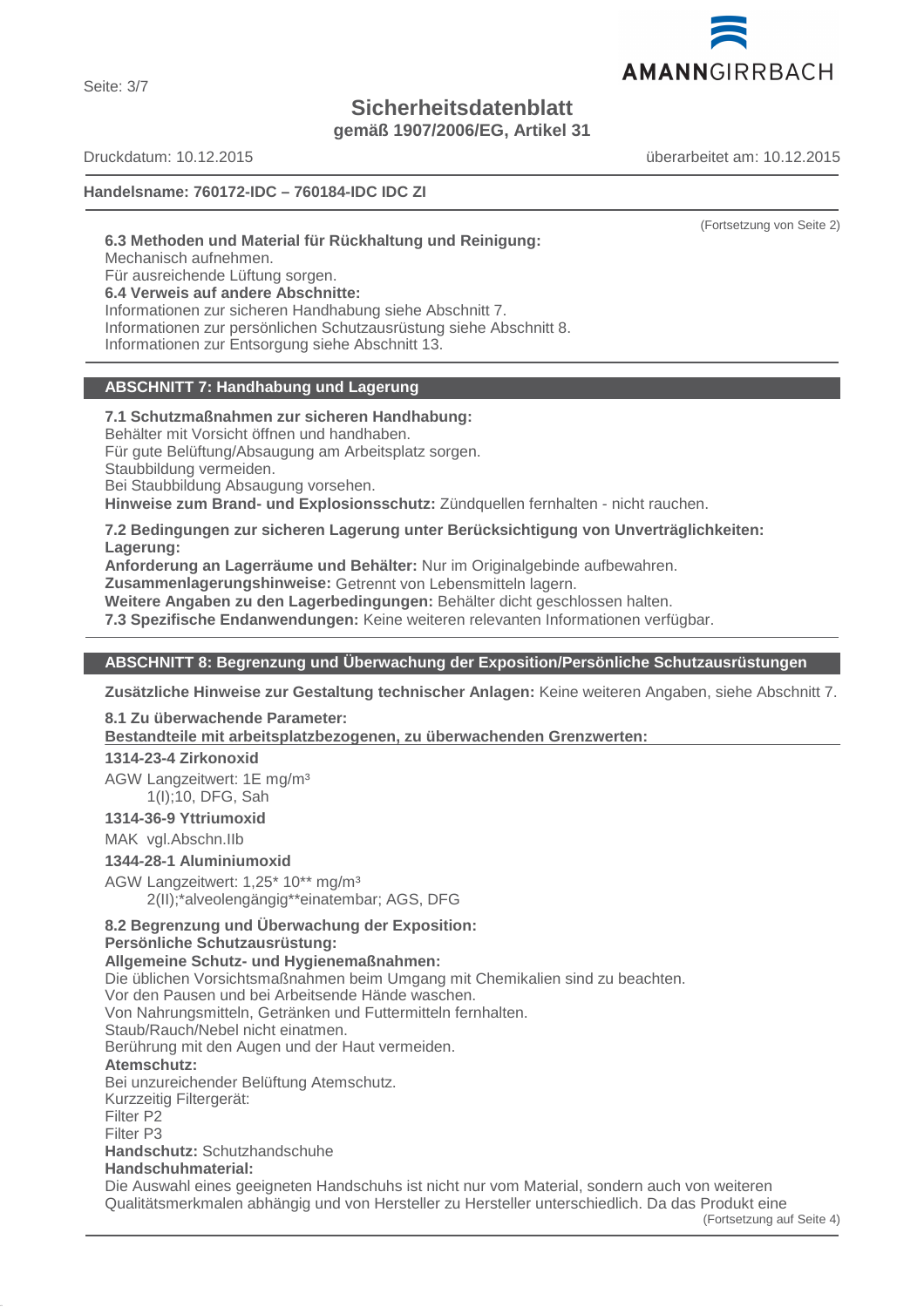(Fortsetzung von Seite 2)

**6.3 Methoden und Material für Rückhaltung und Reinigung:**
Mechanisch aufnehmen.
Für ausreichende Lüftung sorgen.
**6.4 Verweis auf andere Abschnitte:**
Informationen zur sicheren Handhabung siehe Abschnitt 7.
Informationen zur persönlichen Schutzausrüstung siehe Abschnitt 8.
Informationen zur Entsorgung siehe Abschnitt 13.

## ABSCHNITT 7: Handhabung und Lagerung

**7.1 Schutzmaßnahmen zur sicheren Handhabung:**
Behälter mit Vorsicht öffnen und handhaben.
Für gute Belüftung/Absaugung am Arbeitsplatz sorgen.
Staubbildung vermeiden.
Bei Staubbildung Absaugung vorsehen.
**Hinweise zum Brand- und Explosionsschutz:** Zündquellen fernhalten - nicht rauchen.

**7.2 Bedingungen zur sicheren Lagerung unter Berücksichtigung von Unverträglichkeiten:**
**Lagerung:**
**Anforderung an Lagerräume und Behälter:** Nur im Originalgebinde aufbewahren.
**Zusammenlagerungshinweise:** Getrennt von Lebensmitteln lagern.
**Weitere Angaben zu den Lagerbedingungen:** Behälter dicht geschlossen halten.
**7.3 Spezifische Endanwendungen:** Keine weiteren relevanten Informationen verfügbar.

## ABSCHNITT 8: Begrenzung und Überwachung der Exposition/Persönliche Schutzausrüstungen

**Zusätzliche Hinweise zur Gestaltung technischer Anlagen:** Keine weiteren Angaben, siehe Abschnitt 7.

**8.1 Zu überwachende Parameter:**
**Bestandteile mit arbeitsplatzbezogenen, zu überwachenden Grenzwerten:**

**1314-23-4 Zirkonoxid**
AGW Langzeitwert: 1E mg/m³
1(I);10, DFG, Sah

**1314-36-9 Yttriumoxid**
MAK vgl.Abschn.IIb

**1344-28-1 Aluminiumoxid**
AGW Langzeitwert: 1,25* 10** mg/m³
2(II);*alveolengängig**einatembar; AGS, DFG

**8.2 Begrenzung und Überwachung der Exposition:**
**Persönliche Schutzausrüstung:**
**Allgemeine Schutz- und Hygienemaßnahmen:**
Die üblichen Vorsichtsmaßnahmen beim Umgang mit Chemikalien sind zu beachten.
Vor den Pausen und bei Arbeitsende Hände waschen.
Von Nahrungsmitteln, Getränken und Futtermitteln fernhalten.
Staub/Rauch/Nebel nicht einatmen.
Berührung mit den Augen und der Haut vermeiden.
**Atemschutz:**
Bei unzureichender Belüftung Atemschutz.
Kurzzeitig Filtergerät:
Filter P2
Filter P3
**Handschutz:** Schutzhandschuhe
**Handschuhmaterial:**
Die Auswahl eines geeigneten Handschuhs ist nicht nur vom Material, sondern auch von weiteren Qualitätsmerkmalen abhängig und von Hersteller zu Hersteller unterschiedlich. Da das Produkt eine

(Fortsetzung auf Seite 4)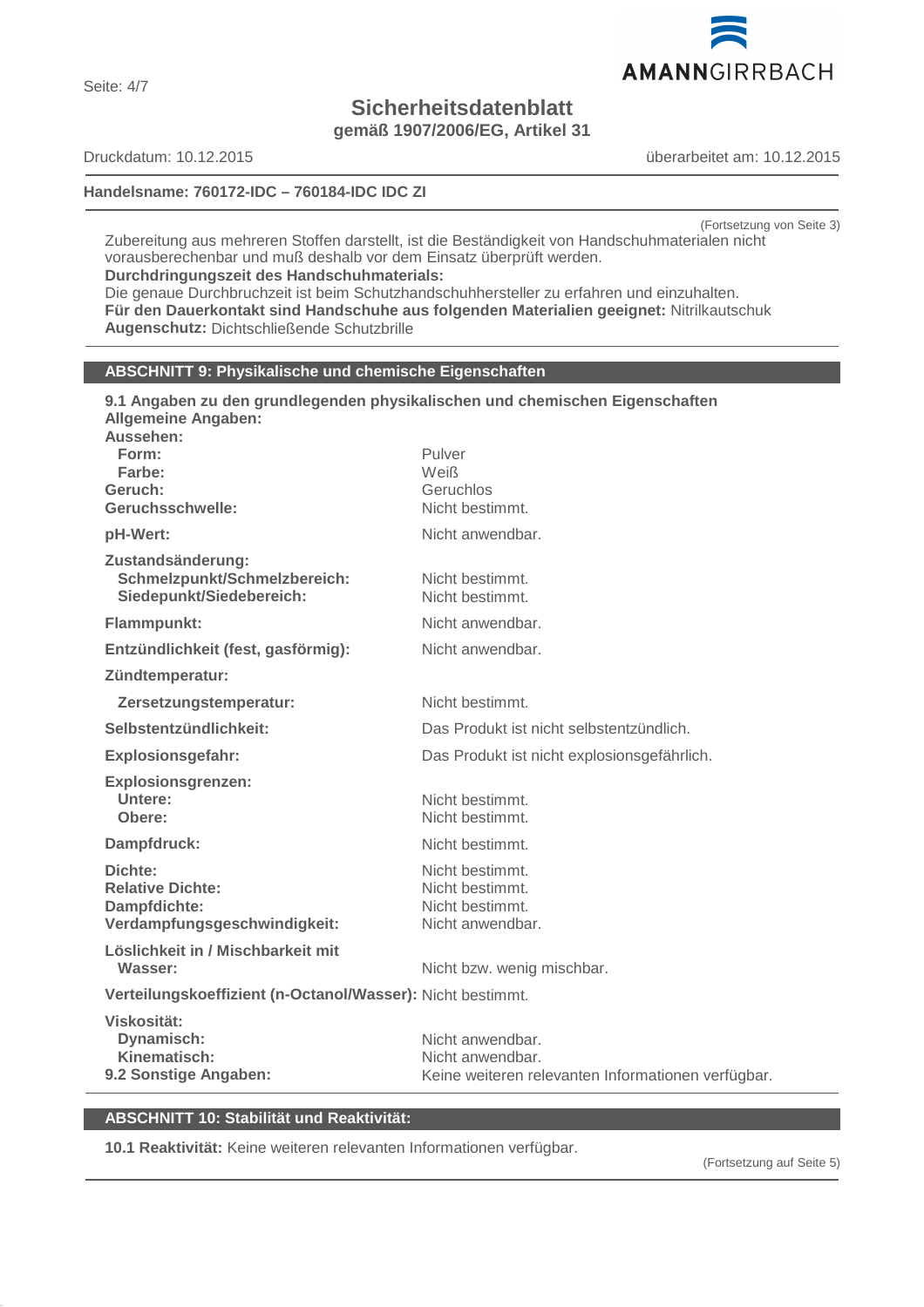Zubereitung aus mehreren Stoffen darstellt, ist die Beständigkeit von Handschuhmaterialen nicht vorausberechenbar und muß deshalb vor dem Einsatz überprüft werden.

**Durchdringungszeit des Handschuhmaterials:**

Die genaue Durchbruchzeit ist beim Schutzhandschuhhersteller zu erfahren und einzuhalten.

**Für den Dauerkontakt sind Handschuhe aus folgenden Materialien geeignet:** Nitrilkautschuk

**Augenschutz:** Dichtschließende Schutzbrille

## ABSCHNITT 9: Physikalische und chemische Eigenschaften

**9.1 Angaben zu den grundlegenden physikalischen und chemischen Eigenschaften**

**Allgemeine Angaben:**

| | |
|---|---|
| **Aussehen:** | |
| **Form:** | Pulver |
| **Farbe:** | Weiß |
| **Geruch:** | Geruchlos |
| **Geruchsschwelle:** | Nicht bestimmt. |
| **pH-Wert:** | Nicht anwendbar. |
| **Zustandsänderung:** | |
| **Schmelzpunkt/Schmelzbereich:** | Nicht bestimmt. |
| **Siedepunkt/Siedebereich:** | Nicht bestimmt. |
| **Flammpunkt:** | Nicht anwendbar. |
| **Entzündlichkeit (fest, gasförmig):** | Nicht anwendbar. |
| **Zündtemperatur:** | |
| **Zersetzungstemperatur:** | Nicht bestimmt. |
| **Selbstentzündlichkeit:** | Das Produkt ist nicht selbstentzündlich. |
| **Explosionsgefahr:** | Das Produkt ist nicht explosionsgefährlich. |
| **Explosionsgrenzen:** | |
| **Untere:** | Nicht bestimmt. |
| **Obere:** | Nicht bestimmt. |
| **Dampfdruck:** | Nicht bestimmt. |
| **Dichte:** | Nicht bestimmt. |
| **Relative Dichte:** | Nicht bestimmt. |
| **Dampfdichte:** | Nicht bestimmt. |
| **Verdampfungsgeschwindigkeit:** | Nicht anwendbar. |
| **Löslichkeit in / Mischbarkeit mit Wasser:** | Nicht bzw. wenig mischbar. |
| **Verteilungskoeffizient (n-Octanol/Wasser):** | Nicht bestimmt. |
| **Viskosität:** | |
| **Dynamisch:** | Nicht anwendbar. |
| **Kinematisch:** | Nicht anwendbar. |
| **9.2 Sonstige Angaben:** | Keine weiteren relevanten Informationen verfügbar. |

## ABSCHNITT 10: Stabilität und Reaktivität:

**10.1 Reaktivität:** Keine weiteren relevanten Informationen verfügbar.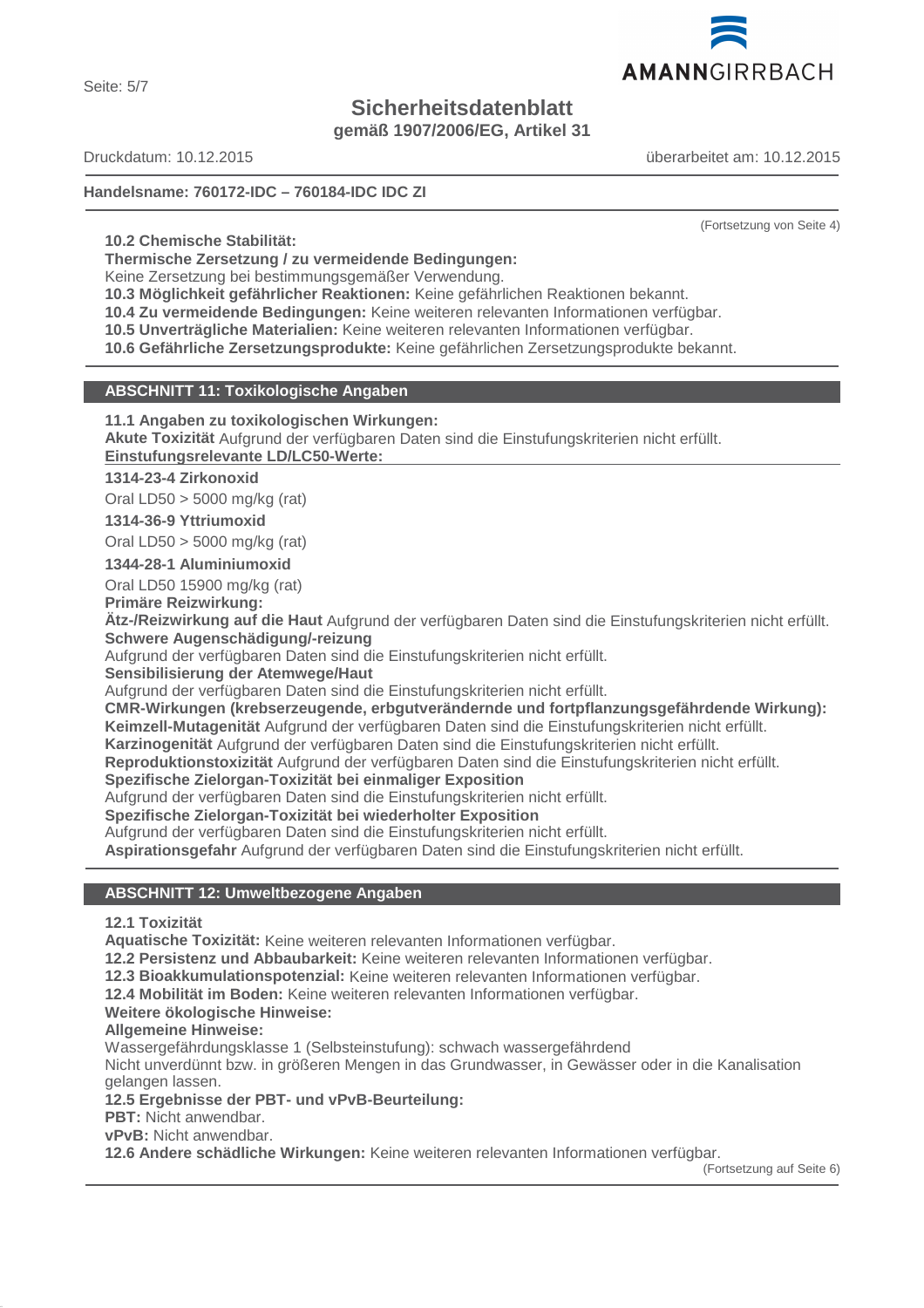**Handelsname: 760172-IDC – 760184-IDC IDC ZI**

(Fortsetzung von Seite 4)

**10.2 Chemische Stabilität:**
**Thermische Zersetzung / zu vermeidende Bedingungen:**
Keine Zersetzung bei bestimmungsgemäßer Verwendung.
**10.3 Möglichkeit gefährlicher Reaktionen:** Keine gefährlichen Reaktionen bekannt.
**10.4 Zu vermeidende Bedingungen:** Keine weiteren relevanten Informationen verfügbar.
**10.5 Unverträgliche Materialien:** Keine weiteren relevanten Informationen verfügbar.
**10.6 Gefährliche Zersetzungsprodukte:** Keine gefährlichen Zersetzungsprodukte bekannt.

## ABSCHNITT 11: Toxikologische Angaben

**11.1 Angaben zu toxikologischen Wirkungen:**
**Akute Toxizität** Aufgrund der verfügbaren Daten sind die Einstufungskriterien nicht erfüllt.
**Einstufungsrelevante LD/LC50-Werte:**

**1314-23-4 Zirkonoxid**
Oral LD50 > 5000 mg/kg (rat)

**1314-36-9 Yttriumoxid**
Oral LD50 > 5000 mg/kg (rat)

**1344-28-1 Aluminiumoxid**
Oral LD50 15900 mg/kg (rat)

**Primäre Reizwirkung:**
**Ätz-/Reizwirkung auf die Haut** Aufgrund der verfügbaren Daten sind die Einstufungskriterien nicht erfüllt.
**Schwere Augenschädigung/-reizung**
Aufgrund der verfügbaren Daten sind die Einstufungskriterien nicht erfüllt.
**Sensibilisierung der Atemwege/Haut**
Aufgrund der verfügbaren Daten sind die Einstufungskriterien nicht erfüllt.
**CMR-Wirkungen (krebserzeugende, erbgutverändernde und fortpflanzungsgefährdende Wirkung):**
**Keimzell-Mutagenität** Aufgrund der verfügbaren Daten sind die Einstufungskriterien nicht erfüllt.
**Karzinogenität** Aufgrund der verfügbaren Daten sind die Einstufungskriterien nicht erfüllt.
**Reproduktionstoxizität** Aufgrund der verfügbaren Daten sind die Einstufungskriterien nicht erfüllt.
**Spezifische Zielorgan-Toxizität bei einmaliger Exposition**
Aufgrund der verfügbaren Daten sind die Einstufungskriterien nicht erfüllt.
**Spezifische Zielorgan-Toxizität bei wiederholter Exposition**
Aufgrund der verfügbaren Daten sind die Einstufungskriterien nicht erfüllt.
**Aspirationsgefahr** Aufgrund der verfügbaren Daten sind die Einstufungskriterien nicht erfüllt.

## ABSCHNITT 12: Umweltbezogene Angaben

**12.1 Toxizität**
**Aquatische Toxizität:** Keine weiteren relevanten Informationen verfügbar.
**12.2 Persistenz und Abbaubarkeit:** Keine weiteren relevanten Informationen verfügbar.
**12.3 Bioakkumulationspotenzial:** Keine weiteren relevanten Informationen verfügbar.
**12.4 Mobilität im Boden:** Keine weiteren relevanten Informationen verfügbar.
**Weitere ökologische Hinweise:**
**Allgemeine Hinweise:**
Wassergefährdungsklasse 1 (Selbsteinstufung): schwach wassergefährdend
Nicht unverdünnt bzw. in größeren Mengen in das Grundwasser, in Gewässer oder in die Kanalisation gelangen lassen.
**12.5 Ergebnisse der PBT- und vPvB-Beurteilung:**
**PBT:** Nicht anwendbar.
**vPvB:** Nicht anwendbar.
**12.6 Andere schädliche Wirkungen:** Keine weiteren relevanten Informationen verfügbar.

(Fortsetzung auf Seite 6)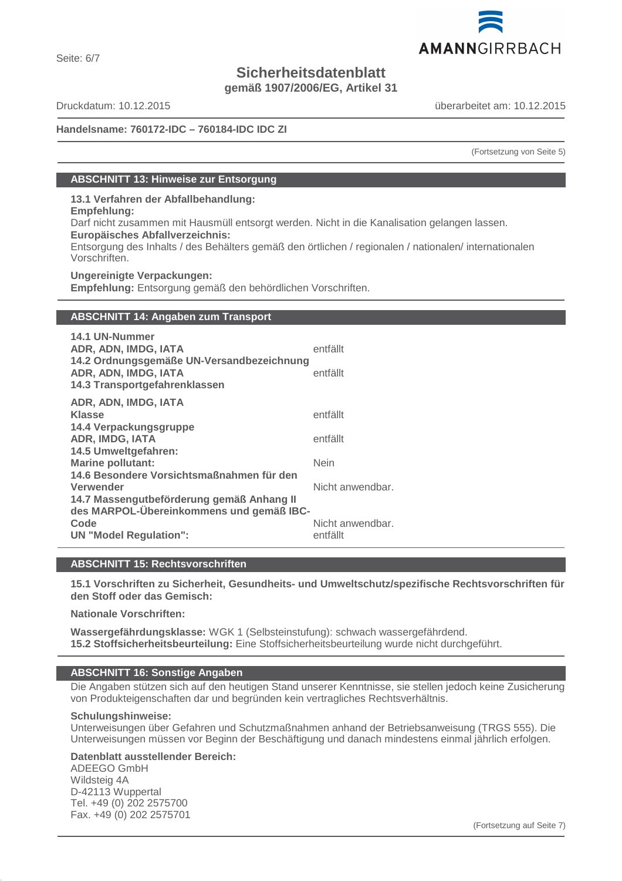Handelsname: 760172-IDC – 760184-IDC IDC ZI

(Fortsetzung von Seite 5)

## ABSCHNITT 13: Hinweise zur Entsorgung

**13.1 Verfahren der Abfallbehandlung:**
**Empfehlung:**
Darf nicht zusammen mit Hausmüll entsorgt werden. Nicht in die Kanalisation gelangen lassen.
**Europäisches Abfallverzeichnis:**
Entsorgung des Inhalts / des Behälters gemäß den örtlichen / regionalen / nationalen/ internationalen Vorschriften.

**Ungereinigte Verpackungen:**
**Empfehlung:** Entsorgung gemäß den behördlichen Vorschriften.

## ABSCHNITT 14: Angaben zum Transport

| | |
|---|---|
| **14.1 UN-Nummer** | |
| **ADR, ADN, IMDG, IATA** | entfällt |
| **14.2 Ordnungsgemäße UN-Versandbezeichnung** | |
| **ADR, ADN, IMDG, IATA** | entfällt |
| **14.3 Transportgefahrenklassen** | |
| **ADR, ADN, IMDG, IATA** | |
| **Klasse** | entfällt |
| **14.4 Verpackungsgruppe** | |
| **ADR, IMDG, IATA** | entfällt |
| **14.5 Umweltgefahren:** | |
| **Marine pollutant:** | Nein |
| **14.6 Besondere Vorsichtsmaßnahmen für den Verwender** | Nicht anwendbar. |
| **14.7 Massengutbeförderung gemäß Anhang II des MARPOL-Übereinkommens und gemäß IBC-Code** | Nicht anwendbar. |
| **UN "Model Regulation":** | entfällt |

## ABSCHNITT 15: Rechtsvorschriften

**15.1 Vorschriften zu Sicherheit, Gesundheits- und Umweltschutz/spezifische Rechtsvorschriften für den Stoff oder das Gemisch:**

**Nationale Vorschriften:**

**Wassergefährdungsklasse:** WGK 1 (Selbsteinstufung): schwach wassergefährdend.
**15.2 Stoffsicherheitsbeurteilung:** Eine Stoffsicherheitsbeurteilung wurde nicht durchgeführt.

## ABSCHNITT 16: Sonstige Angaben

Die Angaben stützen sich auf den heutigen Stand unserer Kenntnisse, sie stellen jedoch keine Zusicherung von Produkteigenschaften dar und begründen kein vertragliches Rechtsverhältnis.

**Schulungshinweise:**
Unterweisungen über Gefahren und Schutzmaßnahmen anhand der Betriebsanweisung (TRGS 555). Die Unterweisungen müssen vor Beginn der Beschäftigung und danach mindestens einmal jährlich erfolgen.

**Datenblatt ausstellender Bereich:**
ADEEGO GmbH
Wildsteig 4A
D-42113 Wuppertal
Tel. +49 (0) 202 2575700
Fax. +49 (0) 202 2575701

(Fortsetzung auf Seite 7)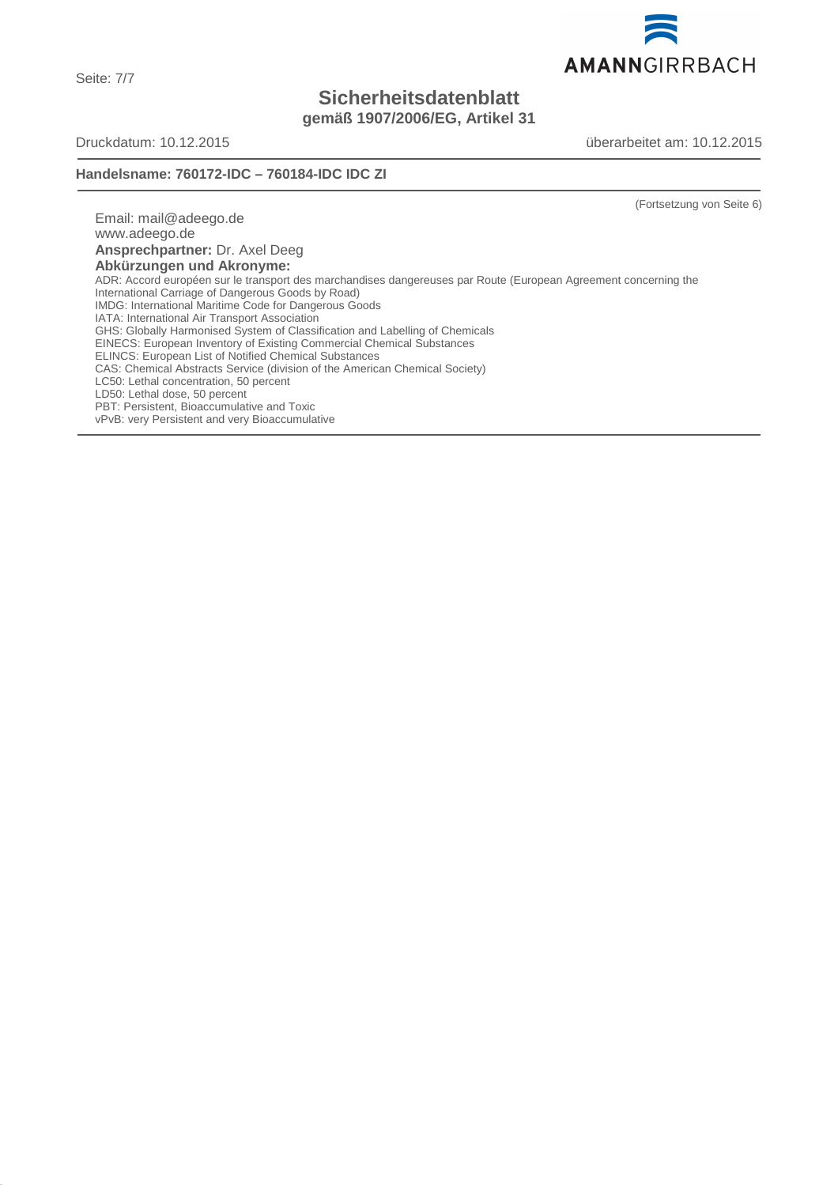(Fortsetzung von Seite 6)

Email: mail@adeego.de
www.adeego.de

**Ansprechpartner:** Dr. Axel Deeg

**Abkürzungen und Akronyme:**

ADR: Accord européen sur le transport des marchandises dangereuses par Route (European Agreement concerning the International Carriage of Dangerous Goods by Road)
IMDG: International Maritime Code for Dangerous Goods
IATA: International Air Transport Association
GHS: Globally Harmonised System of Classification and Labelling of Chemicals
EINECS: European Inventory of Existing Commercial Chemical Substances
ELINCS: European List of Notified Chemical Substances
CAS: Chemical Abstracts Service (division of the American Chemical Society)
LC50: Lethal concentration, 50 percent
LD50: Lethal dose, 50 percent
PBT: Persistent, Bioaccumulative and Toxic
vPvB: very Persistent and very Bioaccumulative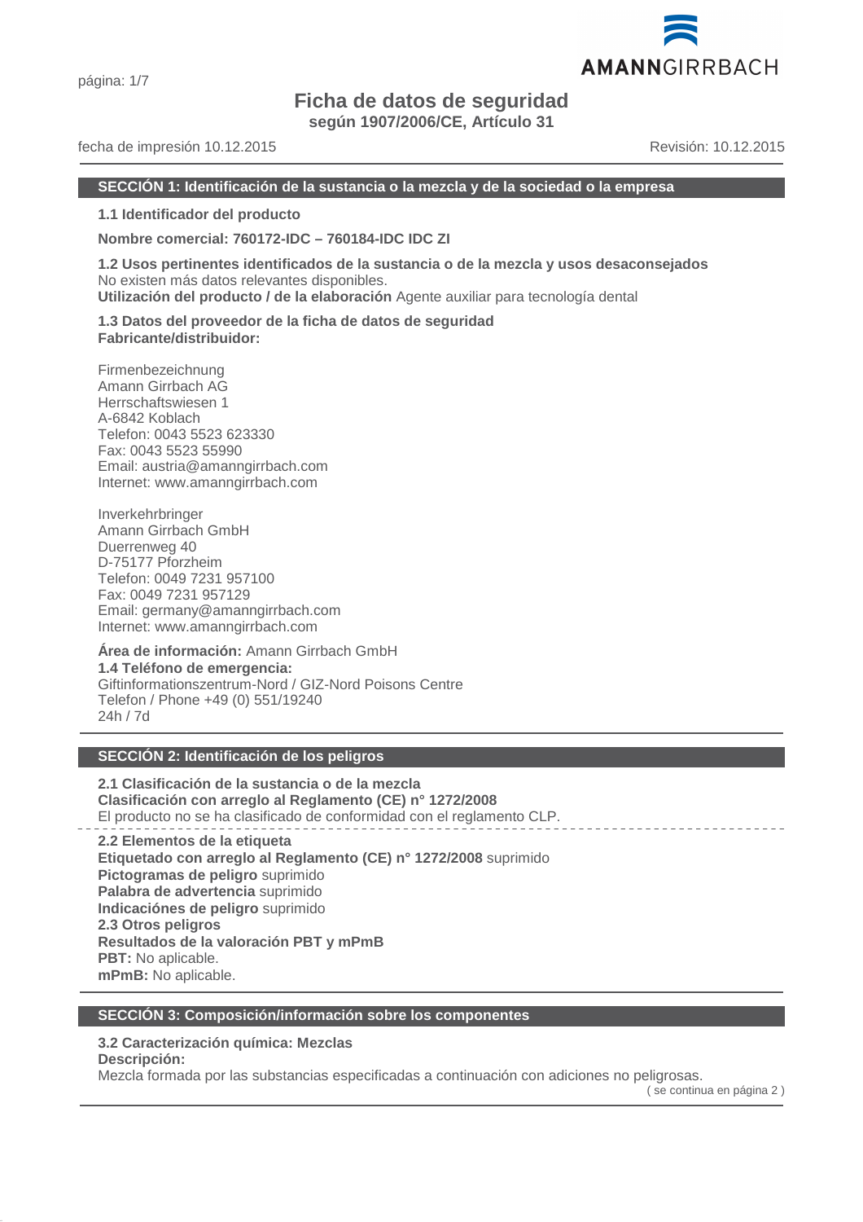# Ficha de datos de seguridad

**según 1907/2006/CE, Artículo 31**

fecha de impresión 10.12.2015 Revisión: 10.12.2015

## SECCIÓN 1: Identificación de la sustancia o la mezcla y de la sociedad o la empresa

**1.1 Identificador del producto**

**Nombre comercial: 760172-IDC – 760184-IDC IDC ZI**

**1.2 Usos pertinentes identificados de la sustancia o de la mezcla y usos desaconsejados**
No existen más datos relevantes disponibles.
**Utilización del producto / de la elaboración** Agente auxiliar para tecnología dental

**1.3 Datos del proveedor de la ficha de datos de seguridad**
**Fabricante/distribuidor:**

Firmenbezeichnung
Amann Girrbach AG
Herrschaftswiesen 1
A-6842 Koblach
Telefon: 0043 5523 623330
Fax: 0043 5523 55990
Email: austria@amanngirrbach.com
Internet: www.amanngirrbach.com

Inverkehrbringer
Amann Girrbach GmbH
Duerrenweg 40
D-75177 Pforzheim
Telefon: 0049 7231 957100
Fax: 0049 7231 957129
Email: germany@amanngirrbach.com
Internet: www.amanngirrbach.com

**Área de información:** Amann Girrbach GmbH
**1.4 Teléfono de emergencia:**
Giftinformationszentrum-Nord / GIZ-Nord Poisons Centre
Telefon / Phone +49 (0) 551/19240
24h / 7d

## SECCIÓN 2: Identificación de los peligros

**2.1 Clasificación de la sustancia o de la mezcla**
**Clasificación con arreglo al Reglamento (CE) n° 1272/2008**
El producto no se ha clasificado de conformidad con el reglamento CLP.

**2.2 Elementos de la etiqueta**
**Etiquetado con arreglo al Reglamento (CE) n° 1272/2008** suprimido
**Pictogramas de peligro** suprimido
**Palabra de advertencia** suprimido
**Indicaciónes de peligro** suprimido
**2.3 Otros peligros**
**Resultados de la valoración PBT y mPmB**
**PBT:** No aplicable.
**mPmB:** No aplicable.

## SECCIÓN 3: Composición/información sobre los componentes

**3.2 Caracterización química: Mezclas**
**Descripción:**
Mezcla formada por las substancias especificadas a continuación con adiciones no peligrosas.

( se continua en página 2 )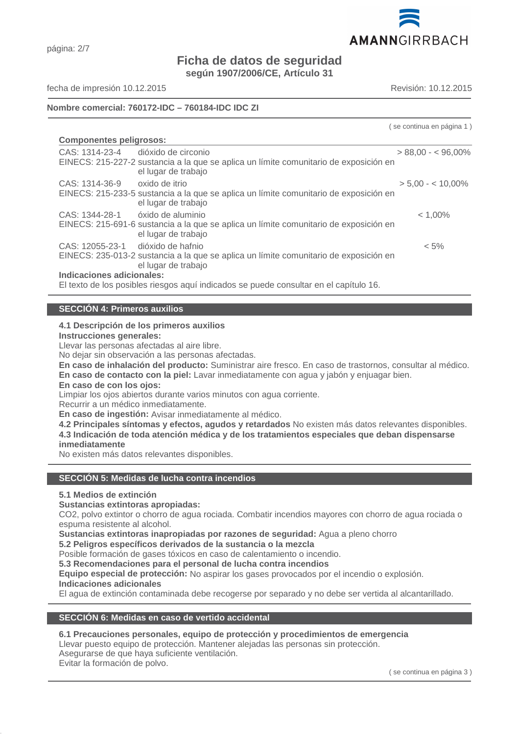**Nombre comercial: 760172-IDC – 760184-IDC IDC ZI**

( se continua en página 1 )

**Componentes peligrosos:**

| | | |
|---|---|---|
| CAS: 1314-23-4<br>EINECS: 215-227-2 | dióxido de circonio<br>sustancia a la que se aplica un límite comunitario de exposición en el lugar de trabajo | > 88,00 - < 96,00% |
| CAS: 1314-36-9<br>EINECS: 215-233-5 | oxido de itrio<br>sustancia a la que se aplica un límite comunitario de exposición en el lugar de trabajo | > 5,00 - < 10,00% |
| CAS: 1344-28-1<br>EINECS: 215-691-6 | óxido de aluminio<br>sustancia a la que se aplica un límite comunitario de exposición en el lugar de trabajo | < 1,00% |
| CAS: 12055-23-1<br>EINECS: 235-013-2 | dióxido de hafnio<br>sustancia a la que se aplica un límite comunitario de exposición en el lugar de trabajo | < 5% |

**Indicaciones adicionales:**
El texto de los posibles riesgos aquí indicados se puede consultar en el capítulo 16.

## SECCIÓN 4: Primeros auxilios

**4.1 Descripción de los primeros auxilios**
**Instrucciones generales:**
Llevar las personas afectadas al aire libre.
No dejar sin observación a las personas afectadas.
**En caso de inhalación del producto:** Suministrar aire fresco. En caso de trastornos, consultar al médico.
**En caso de contacto con la piel:** Lavar inmediatamente con agua y jabón y enjuagar bien.
**En caso de con los ojos:**
Limpiar los ojos abiertos durante varios minutos con agua corriente.
Recurrir a un médico inmediatamente.
**En caso de ingestión:** Avisar inmediatamente al médico.
**4.2 Principales síntomas y efectos, agudos y retardados** No existen más datos relevantes disponibles.
**4.3 Indicación de toda atención médica y de los tratamientos especiales que deban dispensarse inmediatamente**
No existen más datos relevantes disponibles.

## SECCIÓN 5: Medidas de lucha contra incendios

**5.1 Medios de extinción**
**Sustancias extintoras apropiadas:**
$CO_2$, polvo extintor o chorro de agua rociada. Combatir incendios mayores con chorro de agua rociada o espuma resistente al alcohol.
**Sustancias extintoras inapropiadas por razones de seguridad:** Agua a pleno chorro
**5.2 Peligros específicos derivados de la sustancia o la mezcla**
Posible formación de gases tóxicos en caso de calentamiento o incendio.
**5.3 Recomendaciones para el personal de lucha contra incendios**
**Equipo especial de protección:** No aspirar los gases provocados por el incendio o explosión.
**Indicaciones adicionales**
El agua de extinción contaminada debe recogerse por separado y no debe ser vertida al alcantarillado.

## SECCIÓN 6: Medidas en caso de vertido accidental

**6.1 Precauciones personales, equipo de protección y procedimientos de emergencia**
Llevar puesto equipo de protección. Mantener alejadas las personas sin protección.
Asegurarse de que haya suficiente ventilación.
Evitar la formación de polvo.

( se continua en página 3 )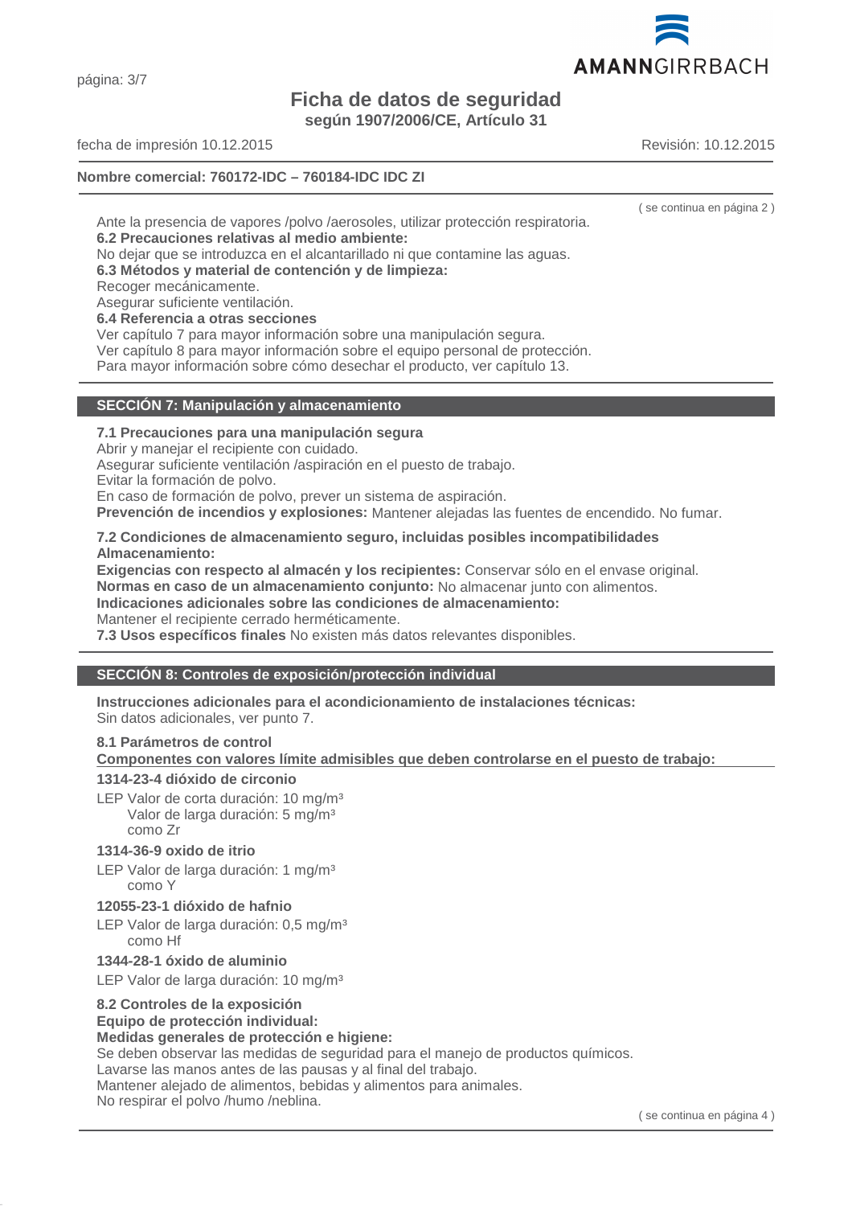Ante la presencia de vapores /polvo /aerosoles, utilizar protección respiratoria.

**6.2 Precauciones relativas al medio ambiente:**
No dejar que se introduzca en el alcantarillado ni que contamine las aguas.

**6.3 Métodos y material de contención y de limpieza:**
Recoger mecánicamente.
Asegurar suficiente ventilación.

**6.4 Referencia a otras secciones**
Ver capítulo 7 para mayor información sobre una manipulación segura.
Ver capítulo 8 para mayor información sobre el equipo personal de protección.
Para mayor información sobre cómo desechar el producto, ver capítulo 13.

## SECCIÓN 7: Manipulación y almacenamiento

**7.1 Precauciones para una manipulación segura**
Abrir y manejar el recipiente con cuidado.
Asegurar suficiente ventilación /aspiración en el puesto de trabajo.
Evitar la formación de polvo.
En caso de formación de polvo, prever un sistema de aspiración.
**Prevención de incendios y explosiones:** Mantener alejadas las fuentes de encendido. No fumar.

**7.2 Condiciones de almacenamiento seguro, incluidas posibles incompatibilidades**
**Almacenamiento:**
**Exigencias con respecto al almacén y los recipientes:** Conservar sólo en el envase original.
**Normas en caso de un almacenamiento conjunto:** No almacenar junto con alimentos.
**Indicaciones adicionales sobre las condiciones de almacenamiento:**
Mantener el recipiente cerrado herméticamente.
**7.3 Usos específicos finales** No existen más datos relevantes disponibles.

## SECCIÓN 8: Controles de exposición/protección individual

**Instrucciones adicionales para el acondicionamiento de instalaciones técnicas:**
Sin datos adicionales, ver punto 7.

**8.1 Parámetros de control**
**Componentes con valores límite admisibles que deben controlarse en el puesto de trabajo:**

**1314-23-4 dióxido de circonio**
LEP Valor de corta duración: 10 mg/m³
Valor de larga duración: 5 mg/m³
como Zr

**1314-36-9 oxido de itrio**
LEP Valor de larga duración: 1 mg/m³
como Y

**12055-23-1 dióxido de hafnio**
LEP Valor de larga duración: 0,5 mg/m³
como Hf

**1344-28-1 óxido de aluminio**
LEP Valor de larga duración: 10 mg/m³

**8.2 Controles de la exposición**
**Equipo de protección individual:**
**Medidas generales de protección e higiene:**
Se deben observar las medidas de seguridad para el manejo de productos químicos.
Lavarse las manos antes de las pausas y al final del trabajo.
Mantener alejado de alimentos, bebidas y alimentos para animales.
No respirar el polvo /humo /neblina.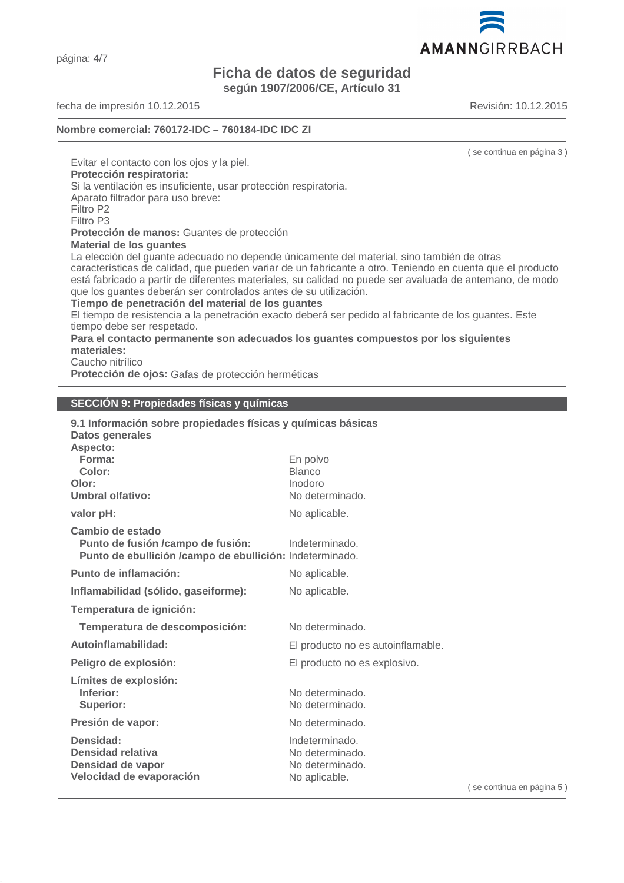( se continua en página 3 )

Evitar el contacto con los ojos y la piel.

**Protección respiratoria:**

Si la ventilación es insuficiente, usar protección respiratoria.

Aparato filtrador para uso breve:

Filtro P2

Filtro P3

**Protección de manos:** Guantes de protección

**Material de los guantes**

La elección del guante adecuado no depende únicamente del material, sino también de otras características de calidad, que pueden variar de un fabricante a otro. Teniendo en cuenta que el producto está fabricado a partir de diferentes materiales, su calidad no puede ser avaluada de antemano, de modo que los guantes deberán ser controlados antes de su utilización.

**Tiempo de penetración del material de los guantes**

El tiempo de resistencia a la penetración exacto deberá ser pedido al fabricante de los guantes. Este tiempo debe ser respetado.

**Para el contacto permanente son adecuados los guantes compuestos por los siguientes materiales:**

Caucho nitrílico

**Protección de ojos:** Gafas de protección herméticas

## SECCIÓN 9: Propiedades físicas y químicas

**9.1 Información sobre propiedades físicas y químicas básicas**

**Datos generales**

| | |
|---|---|
| **Aspecto:** | |
| **Forma:** | En polvo |
| **Color:** | Blanco |
| **Olor:** | Inodoro |
| **Umbral olfativo:** | No determinado. |
| **valor pH:** | No aplicable. |
| **Cambio de estado** | |
| **Punto de fusión /campo de fusión:** | Indeterminado. |
| **Punto de ebullición /campo de ebullición:** | Indeterminado. |
| **Punto de inflamación:** | No aplicable. |
| **Inflamabilidad (sólido, gaseiforme):** | No aplicable. |
| **Temperatura de ignición:** | |
| **Temperatura de descomposición:** | No determinado. |
| **Autoinflamabilidad:** | El producto no es autoinflamable. |
| **Peligro de explosión:** | El producto no es explosivo. |
| **Límites de explosión:** | |
| **Inferior:** | No determinado. |
| **Superior:** | No determinado. |
| **Presión de vapor:** | No determinado. |
| **Densidad:** | Indeterminado. |
| **Densidad relativa** | No determinado. |
| **Densidad de vapor** | No determinado. |
| **Velocidad de evaporación** | No aplicable. |

( se continua en página 5 )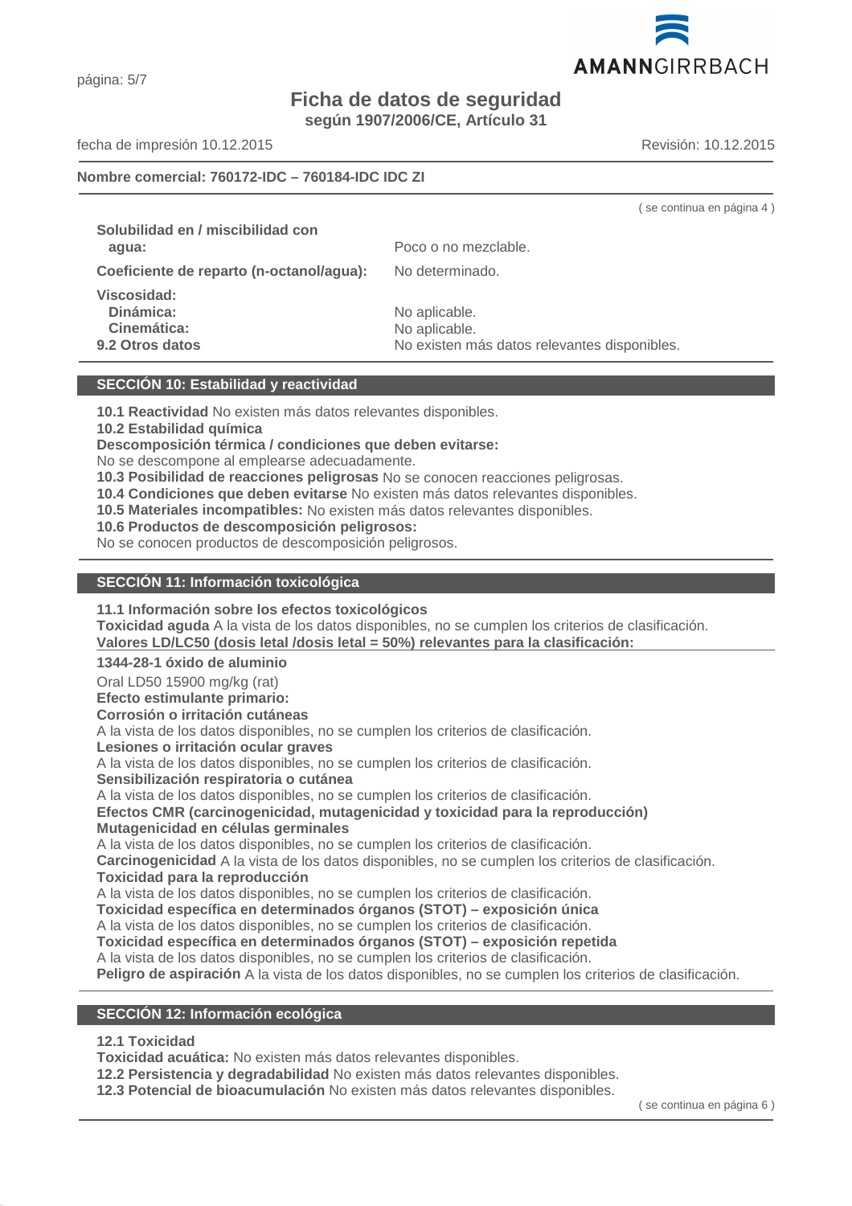**Nombre comercial: 760172-IDC – 760184-IDC IDC ZI**

( se continua en página 4 )

| | |
|---|---|
| **Solubilidad en / miscibilidad con agua:** | Poco o no mezclable. |
| **Coeficiente de reparto (n-octanol/agua):** | No determinado. |
| **Viscosidad:** | |
| **Dinámica:** | No aplicable. |
| **Cinemática:** | No aplicable. |
| **9.2 Otros datos** | No existen más datos relevantes disponibles. |

## SECCIÓN 10: Estabilidad y reactividad

**10.1 Reactividad** No existen más datos relevantes disponibles.
**10.2 Estabilidad química**
**Descomposición térmica / condiciones que deben evitarse:**
No se descompone al emplearse adecuadamente.
**10.3 Posibilidad de reacciones peligrosas** No se conocen reacciones peligrosas.
**10.4 Condiciones que deben evitarse** No existen más datos relevantes disponibles.
**10.5 Materiales incompatibles:** No existen más datos relevantes disponibles.
**10.6 Productos de descomposición peligrosos:**
No se conocen productos de descomposición peligrosos.

## SECCIÓN 11: Información toxicológica

**11.1 Información sobre los efectos toxicológicos**
**Toxicidad aguda** A la vista de los datos disponibles, no se cumplen los criterios de clasificación.
**Valores LD/LC50 (dosis letal /dosis letal = 50%) relevantes para la clasificación:**

**1344-28-1 óxido de aluminio**

Oral LD50 15900 mg/kg (rat)
**Efecto estimulante primario:**
**Corrosión o irritación cutáneas**
A la vista de los datos disponibles, no se cumplen los criterios de clasificación.
**Lesiones o irritación ocular graves**
A la vista de los datos disponibles, no se cumplen los criterios de clasificación.
**Sensibilización respiratoria o cutánea**
A la vista de los datos disponibles, no se cumplen los criterios de clasificación.
**Efectos CMR (carcinogenicidad, mutagenicidad y toxicidad para la reproducción)**
**Mutagenicidad en células germinales**
A la vista de los datos disponibles, no se cumplen los criterios de clasificación.
**Carcinogenicidad** A la vista de los datos disponibles, no se cumplen los criterios de clasificación.
**Toxicidad para la reproducción**
A la vista de los datos disponibles, no se cumplen los criterios de clasificación.
**Toxicidad específica en determinados órganos (STOT) – exposición única**
A la vista de los datos disponibles, no se cumplen los criterios de clasificación.
**Toxicidad específica en determinados órganos (STOT) – exposición repetida**
A la vista de los datos disponibles, no se cumplen los criterios de clasificación.
**Peligro de aspiración** A la vista de los datos disponibles, no se cumplen los criterios de clasificación.

## SECCIÓN 12: Información ecológica

**12.1 Toxicidad**
**Toxicidad acuática:** No existen más datos relevantes disponibles.
**12.2 Persistencia y degradabilidad** No existen más datos relevantes disponibles.
**12.3 Potencial de bioacumulación** No existen más datos relevantes disponibles.

( se continua en página 6 )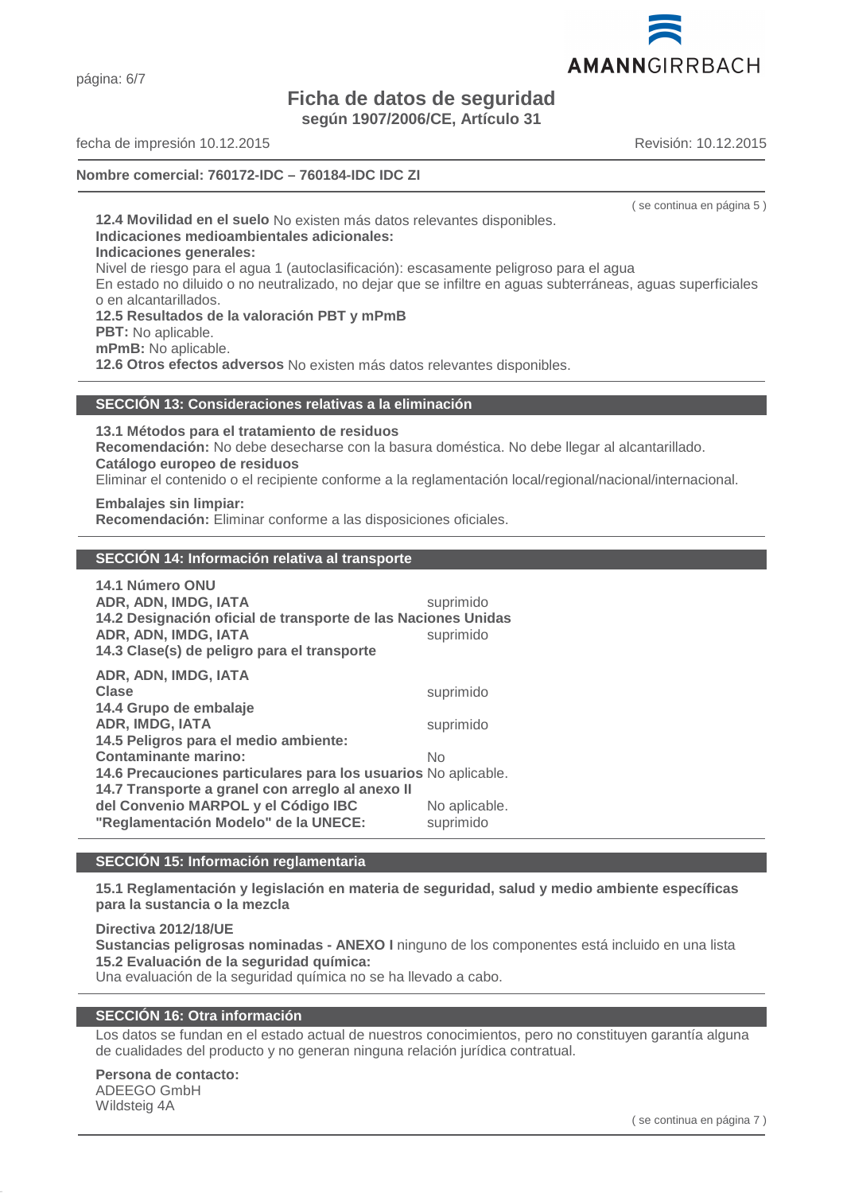**Nombre comercial: 760172-IDC – 760184-IDC IDC ZI**

( se continua en página 5 )

**12.4 Movilidad en el suelo** No existen más datos relevantes disponibles.
**Indicaciones medioambientales adicionales:**
**Indicaciones generales:**
Nivel de riesgo para el agua 1 (autoclasificación): escasamente peligroso para el agua
En estado no diluido o no neutralizado, no dejar que se infiltre en aguas subterráneas, aguas superficiales o en alcantarillados.
**12.5 Resultados de la valoración PBT y mPmB**
**PBT:** No aplicable.
**mPmB:** No aplicable.
**12.6 Otros efectos adversos** No existen más datos relevantes disponibles.

## SECCIÓN 13: Consideraciones relativas a la eliminación

**13.1 Métodos para el tratamiento de residuos**
**Recomendación:** No debe desecharse con la basura doméstica. No debe llegar al alcantarillado.
**Catálogo europeo de residuos**
Eliminar el contenido o el recipiente conforme a la reglamentación local/regional/nacional/internacional.

**Embalajes sin limpiar:**
**Recomendación:** Eliminar conforme a las disposiciones oficiales.

## SECCIÓN 14: Información relativa al transporte

**14.1 Número ONU**
**ADR, ADN, IMDG, IATA** suprimido
**14.2 Designación oficial de transporte de las Naciones Unidas**
**ADR, ADN, IMDG, IATA** suprimido
**14.3 Clase(s) de peligro para el transporte**

**ADR, ADN, IMDG, IATA**
**Clase** suprimido
**14.4 Grupo de embalaje**
**ADR, IMDG, IATA** suprimido
**14.5 Peligros para el medio ambiente:**
**Contaminante marino:** No
**14.6 Precauciones particulares para los usuarios** No aplicable.
**14.7 Transporte a granel con arreglo al anexo II del Convenio MARPOL y el Código IBC** No aplicable.
**"Reglamentación Modelo" de la UNECE:** suprimido

## SECCIÓN 15: Información reglamentaria

**15.1 Reglamentación y legislación en materia de seguridad, salud y medio ambiente específicas para la sustancia o la mezcla**

**Directiva 2012/18/UE**
**Sustancias peligrosas nominadas - ANEXO I** ninguno de los componentes está incluido en una lista
**15.2 Evaluación de la seguridad química:**
Una evaluación de la seguridad química no se ha llevado a cabo.

## SECCIÓN 16: Otra información

Los datos se fundan en el estado actual de nuestros conocimientos, pero no constituyen garantía alguna de cualidades del producto y no generan ninguna relación jurídica contratual.

**Persona de contacto:**
ADEEGO GmbH
Wildsteig 4A

( se continua en página 7 )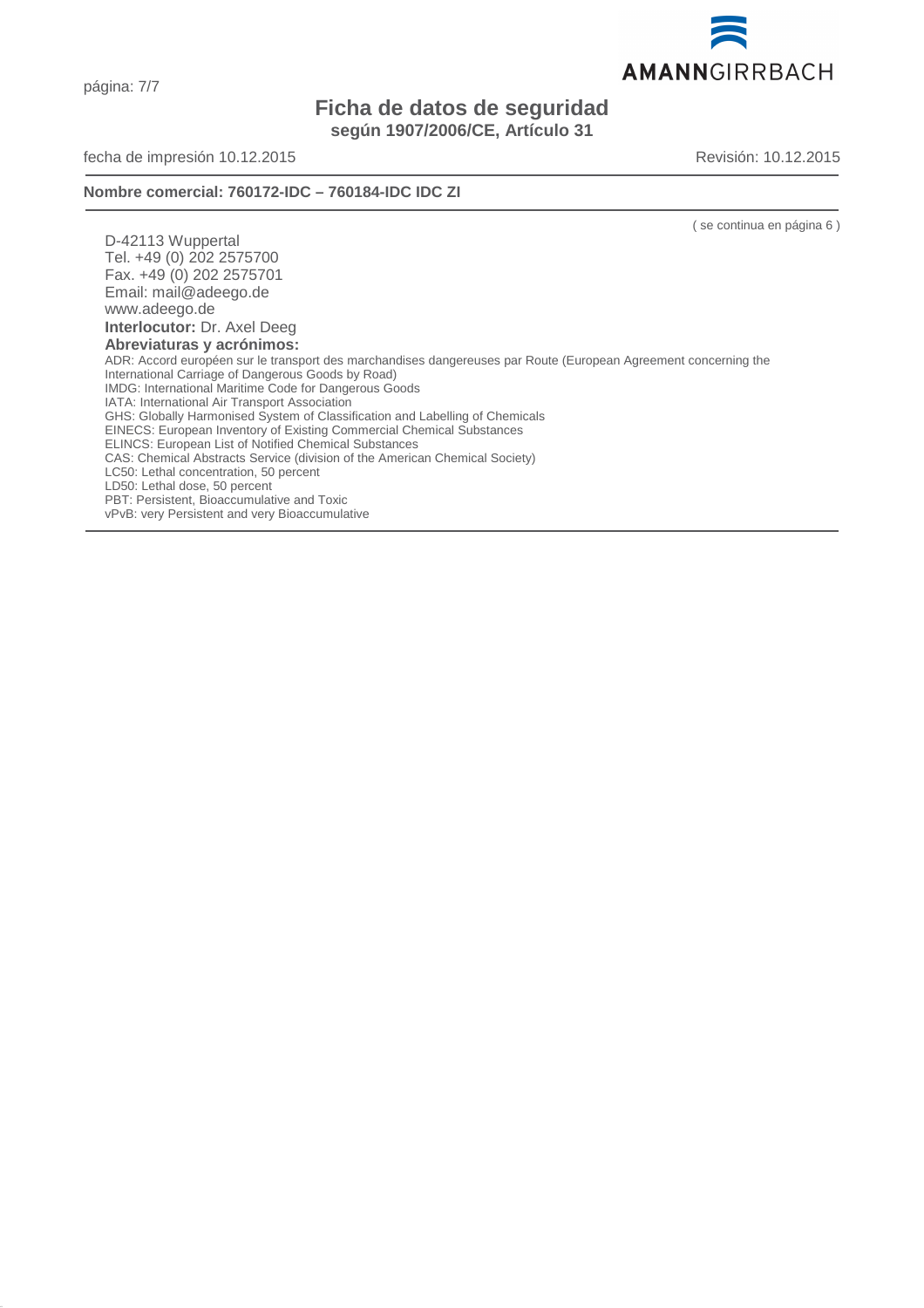D-42113 Wuppertal
Tel. +49 (0) 202 2575700
Fax. +49 (0) 202 2575701
Email: mail@adeego.de
www.adeego.de

**Interlocutor:** Dr. Axel Deeg

**Abreviaturas y acrónimos:**

ADR: Accord européen sur le transport des marchandises dangereuses par Route (European Agreement concerning the International Carriage of Dangerous Goods by Road)
IMDG: International Maritime Code for Dangerous Goods
IATA: International Air Transport Association
GHS: Globally Harmonised System of Classification and Labelling of Chemicals
EINECS: European Inventory of Existing Commercial Chemical Substances
ELINCS: European List of Notified Chemical Substances
CAS: Chemical Abstracts Service (division of the American Chemical Society)
LC50: Lethal concentration, 50 percent
LD50: Lethal dose, 50 percent
PBT: Persistent, Bioaccumulative and Toxic
vPvB: very Persistent and very Bioaccumulative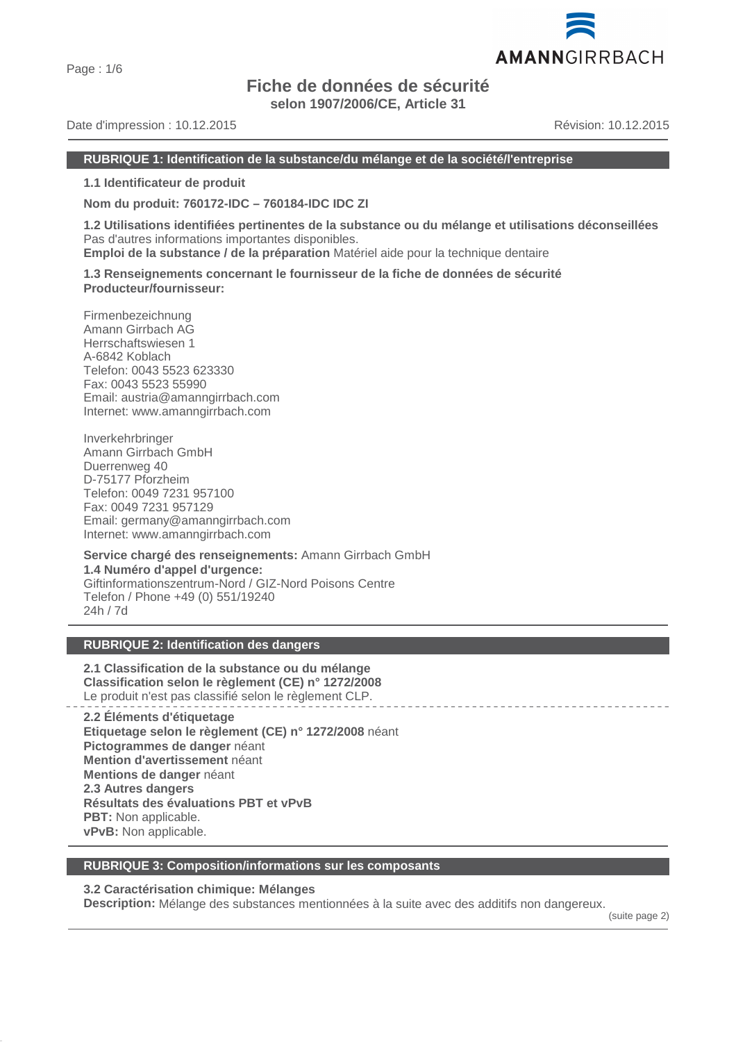# Fiche de données de sécurité

**selon 1907/2006/CE, Article 31**

Date d'impression : 10.12.2015 Révision: 10.12.2015

## RUBRIQUE 1: Identification de la substance/du mélange et de la société/l'entreprise

**1.1 Identificateur de produit**

**Nom du produit: 760172-IDC – 760184-IDC IDC ZI**

**1.2 Utilisations identifiées pertinentes de la substance ou du mélange et utilisations déconseillées**
Pas d'autres informations importantes disponibles.
**Emploi de la substance / de la préparation** Matériel aide pour la technique dentaire

**1.3 Renseignements concernant le fournisseur de la fiche de données de sécurité**
**Producteur/fournisseur:**

Firmenbezeichnung
Amann Girrbach AG
Herrschaftswiesen 1
A-6842 Koblach
Telefon: 0043 5523 623330
Fax: 0043 5523 55990
Email: austria@amanngirrbach.com
Internet: www.amanngirrbach.com

Inverkehrbringer
Amann Girrbach GmbH
Duerrenweg 40
D-75177 Pforzheim
Telefon: 0049 7231 957100
Fax: 0049 7231 957129
Email: germany@amanngirrbach.com
Internet: www.amanngirrbach.com

**Service chargé des renseignements:** Amann Girrbach GmbH
**1.4 Numéro d'appel d'urgence:**
Giftinformationszentrum-Nord / GIZ-Nord Poisons Centre
Telefon / Phone +49 (0) 551/19240
24h / 7d

## RUBRIQUE 2: Identification des dangers

**2.1 Classification de la substance ou du mélange**
**Classification selon le règlement (CE) n° 1272/2008**
Le produit n'est pas classifié selon le règlement CLP.

**2.2 Éléments d'étiquetage**
**Etiquetage selon le règlement (CE) n° 1272/2008** néant
**Pictogrammes de danger** néant
**Mention d'avertissement** néant
**Mentions de danger** néant
**2.3 Autres dangers**
**Résultats des évaluations PBT et vPvB**
**PBT:** Non applicable.
**vPvB:** Non applicable.

## RUBRIQUE 3: Composition/informations sur les composants

**3.2 Caractérisation chimique: Mélanges**
**Description:** Mélange des substances mentionnées à la suite avec des additifs non dangereux.

(suite page 2)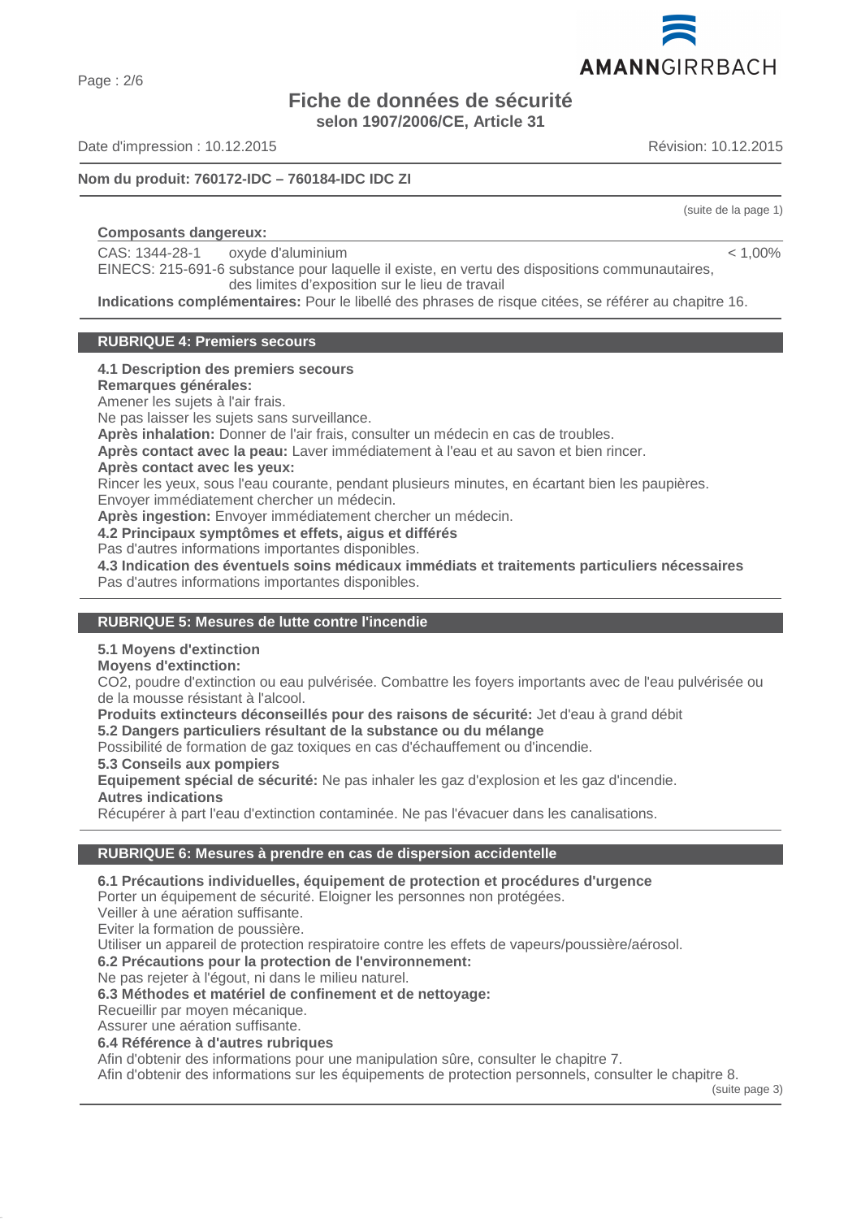**Nom du produit: 760172-IDC – 760184-IDC IDC ZI**

(suite de la page 1)

**Composants dangereux:**

| | | |
|---|---|---|
| CAS: 1344-28-1 | oxyde d'aluminium | < 1,00% |
| EINECS: 215-691-6 | substance pour laquelle il existe, en vertu des dispositions communautaires, des limites d'exposition sur le lieu de travail | |

**Indications complémentaires:** Pour le libellé des phrases de risque citées, se référer au chapitre 16.

## RUBRIQUE 4: Premiers secours

**4.1 Description des premiers secours**
**Remarques générales:**
Amener les sujets à l'air frais.
Ne pas laisser les sujets sans surveillance.
**Après inhalation:** Donner de l'air frais, consulter un médecin en cas de troubles.
**Après contact avec la peau:** Laver immédiatement à l'eau et au savon et bien rincer.
**Après contact avec les yeux:**
Rincer les yeux, sous l'eau courante, pendant plusieurs minutes, en écartant bien les paupières.
Envoyer immédiatement chercher un médecin.
**Après ingestion:** Envoyer immédiatement chercher un médecin.
**4.2 Principaux symptômes et effets, aigus et différés**
Pas d'autres informations importantes disponibles.
**4.3 Indication des éventuels soins médicaux immédiats et traitements particuliers nécessaires**
Pas d'autres informations importantes disponibles.

## RUBRIQUE 5: Mesures de lutte contre l'incendie

**5.1 Moyens d'extinction**
**Moyens d'extinction:**
$CO_2$, poudre d'extinction ou eau pulvérisée. Combattre les foyers importants avec de l'eau pulvérisée ou de la mousse résistant à l'alcool.
**Produits extincteurs déconseillés pour des raisons de sécurité:** Jet d'eau à grand débit
**5.2 Dangers particuliers résultant de la substance ou du mélange**
Possibilité de formation de gaz toxiques en cas d'échauffement ou d'incendie.
**5.3 Conseils aux pompiers**
**Equipement spécial de sécurité:** Ne pas inhaler les gaz d'explosion et les gaz d'incendie.
**Autres indications**
Récupérer à part l'eau d'extinction contaminée. Ne pas l'évacuer dans les canalisations.

## RUBRIQUE 6: Mesures à prendre en cas de dispersion accidentelle

**6.1 Précautions individuelles, équipement de protection et procédures d'urgence**
Porter un équipement de sécurité. Eloigner les personnes non protégées.
Veiller à une aération suffisante.
Eviter la formation de poussière.
Utiliser un appareil de protection respiratoire contre les effets de vapeurs/poussière/aérosol.
**6.2 Précautions pour la protection de l'environnement:**
Ne pas rejeter à l'égout, ni dans le milieu naturel.
**6.3 Méthodes et matériel de confinement et de nettoyage:**
Recueillir par moyen mécanique.
Assurer une aération suffisante.
**6.4 Référence à d'autres rubriques**
Afin d'obtenir des informations pour une manipulation sûre, consulter le chapitre 7.
Afin d'obtenir des informations sur les équipements de protection personnels, consulter le chapitre 8.

(suite page 3)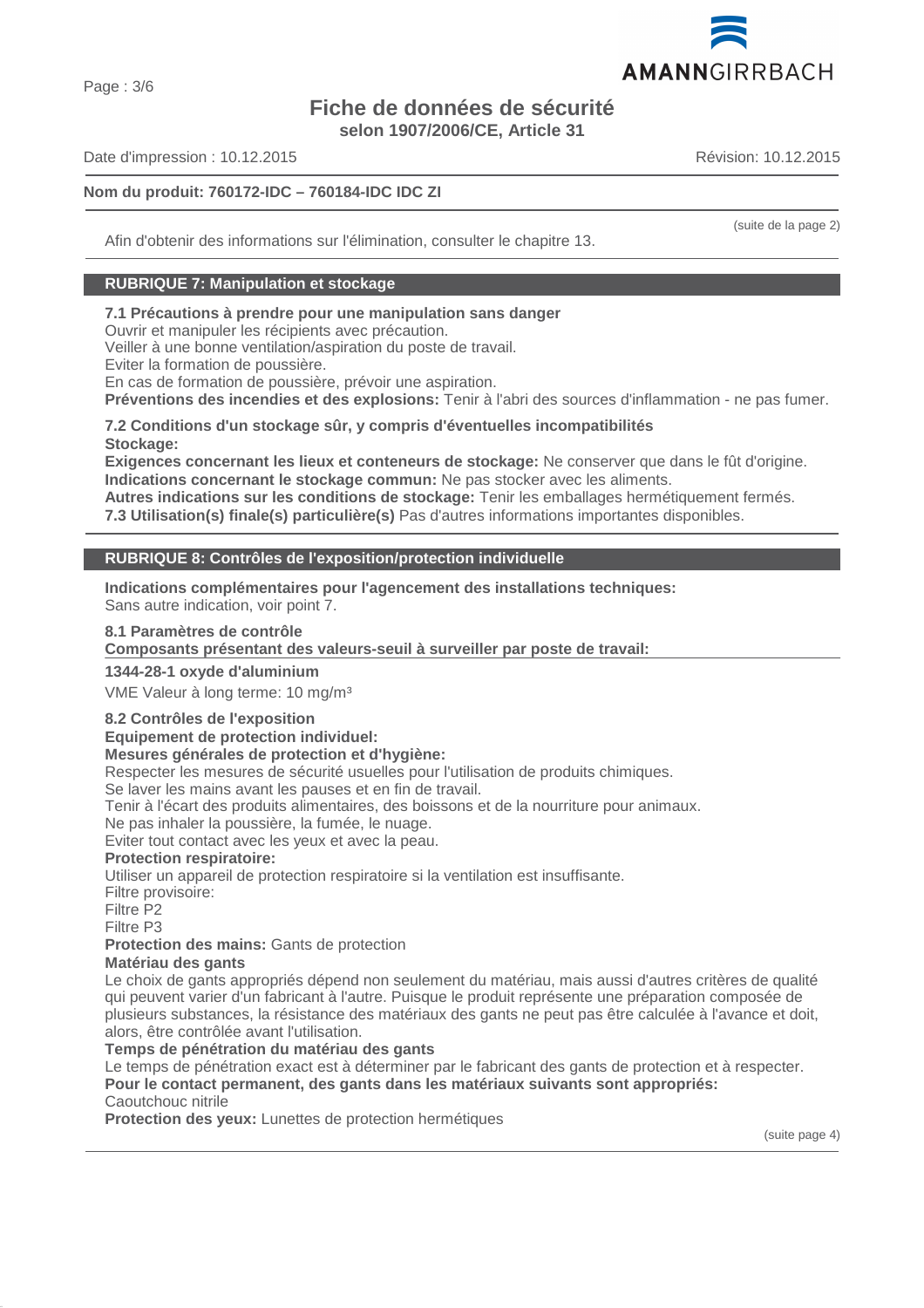Afin d'obtenir des informations sur l'élimination, consulter le chapitre 13.

## RUBRIQUE 7: Manipulation et stockage

**7.1 Précautions à prendre pour une manipulation sans danger**
Ouvrir et manipuler les récipients avec précaution.
Veiller à une bonne ventilation/aspiration du poste de travail.
Eviter la formation de poussière.
En cas de formation de poussière, prévoir une aspiration.
**Préventions des incendies et des explosions:** Tenir à l'abri des sources d'inflammation - ne pas fumer.

**7.2 Conditions d'un stockage sûr, y compris d'éventuelles incompatibilités**
**Stockage:**
**Exigences concernant les lieux et conteneurs de stockage:** Ne conserver que dans le fût d'origine.
**Indications concernant le stockage commun:** Ne pas stocker avec les aliments.
**Autres indications sur les conditions de stockage:** Tenir les emballages hermétiquement fermés.
**7.3 Utilisation(s) finale(s) particulière(s)** Pas d'autres informations importantes disponibles.

## RUBRIQUE 8: Contrôles de l'exposition/protection individuelle

**Indications complémentaires pour l'agencement des installations techniques:**
Sans autre indication, voir point 7.

**8.1 Paramètres de contrôle**
**Composants présentant des valeurs-seuil à surveiller par poste de travail:**

**1344-28-1 oxyde d'aluminium**
VME Valeur à long terme: 10 mg/m³

**8.2 Contrôles de l'exposition**
**Equipement de protection individuel:**
**Mesures générales de protection et d'hygiène:**
Respecter les mesures de sécurité usuelles pour l'utilisation de produits chimiques.
Se laver les mains avant les pauses et en fin de travail.
Tenir à l'écart des produits alimentaires, des boissons et de la nourriture pour animaux.
Ne pas inhaler la poussière, la fumée, le nuage.
Eviter tout contact avec les yeux et avec la peau.
**Protection respiratoire:**
Utiliser un appareil de protection respiratoire si la ventilation est insuffisante.
Filtre provisoire:
Filtre P2
Filtre P3
**Protection des mains:** Gants de protection
**Matériau des gants**
Le choix de gants appropriés dépend non seulement du matériau, mais aussi d'autres critères de qualité qui peuvent varier d'un fabricant à l'autre. Puisque le produit représente une préparation composée de plusieurs substances, la résistance des matériaux des gants ne peut pas être calculée à l'avance et doit, alors, être contrôlée avant l'utilisation.
**Temps de pénétration du matériau des gants**
Le temps de pénétration exact est à déterminer par le fabricant des gants de protection et à respecter.
**Pour le contact permanent, des gants dans les matériaux suivants sont appropriés:**
Caoutchouc nitrile
**Protection des yeux:** Lunettes de protection hermétiques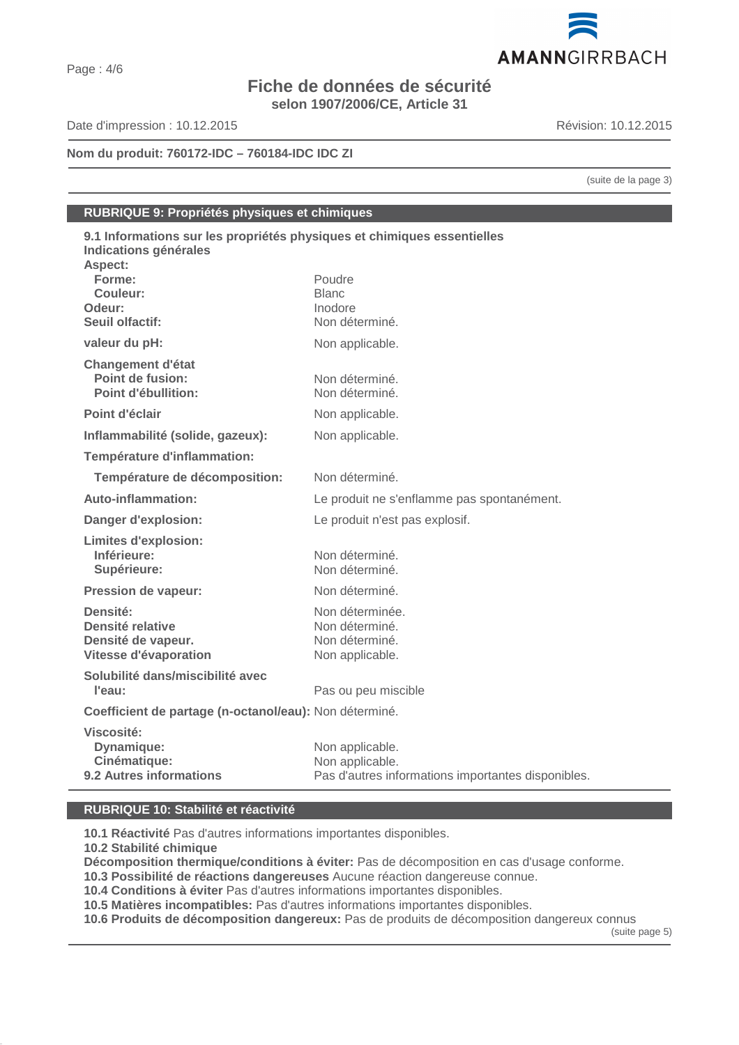# Fiche de données de sécurité
**selon 1907/2006/CE, Article 31**

Date d'impression : 10.12.2015 Révision: 10.12.2015

**Nom du produit: 760172-IDC – 760184-IDC IDC ZI**

(suite de la page 3)

## RUBRIQUE 9: Propriétés physiques et chimiques

**9.1 Informations sur les propriétés physiques et chimiques essentielles**
**Indications générales**

| | |
|---|---|
| **Aspect:** | |
| **Forme:** | Poudre |
| **Couleur:** | Blanc |
| **Odeur:** | Inodore |
| **Seuil olfactif:** | Non déterminé. |
| **valeur du pH:** | Non applicable. |
| **Changement d'état** | |
| **Point de fusion:** | Non déterminé. |
| **Point d'ébullition:** | Non déterminé. |
| **Point d'éclair** | Non applicable. |
| **Inflammabilité (solide, gazeux):** | Non applicable. |
| **Température d'inflammation:** | |
| **Température de décomposition:** | Non déterminé. |
| **Auto-inflammation:** | Le produit ne s'enflamme pas spontanément. |
| **Danger d'explosion:** | Le produit n'est pas explosif. |
| **Limites d'explosion:** | |
| **Inférieure:** | Non déterminé. |
| **Supérieure:** | Non déterminé. |
| **Pression de vapeur:** | Non déterminé. |
| **Densité:** | Non déterminée. |
| **Densité relative** | Non déterminé. |
| **Densité de vapeur.** | Non déterminé. |
| **Vitesse d'évaporation** | Non applicable. |
| **Solubilité dans/miscibilité avec l'eau:** | Pas ou peu miscible |
| **Coefficient de partage (n-octanol/eau):** | Non déterminé. |
| **Viscosité:** | |
| **Dynamique:** | Non applicable. |
| **Cinématique:** | Non applicable. |
| **9.2 Autres informations** | Pas d'autres informations importantes disponibles. |

## RUBRIQUE 10: Stabilité et réactivité

**10.1 Réactivité** Pas d'autres informations importantes disponibles.
**10.2 Stabilité chimique**
**Décomposition thermique/conditions à éviter:** Pas de décomposition en cas d'usage conforme.
**10.3 Possibilité de réactions dangereuses** Aucune réaction dangereuse connue.
**10.4 Conditions à éviter** Pas d'autres informations importantes disponibles.
**10.5 Matières incompatibles:** Pas d'autres informations importantes disponibles.
**10.6 Produits de décomposition dangereux:** Pas de produits de décomposition dangereux connus

(suite page 5)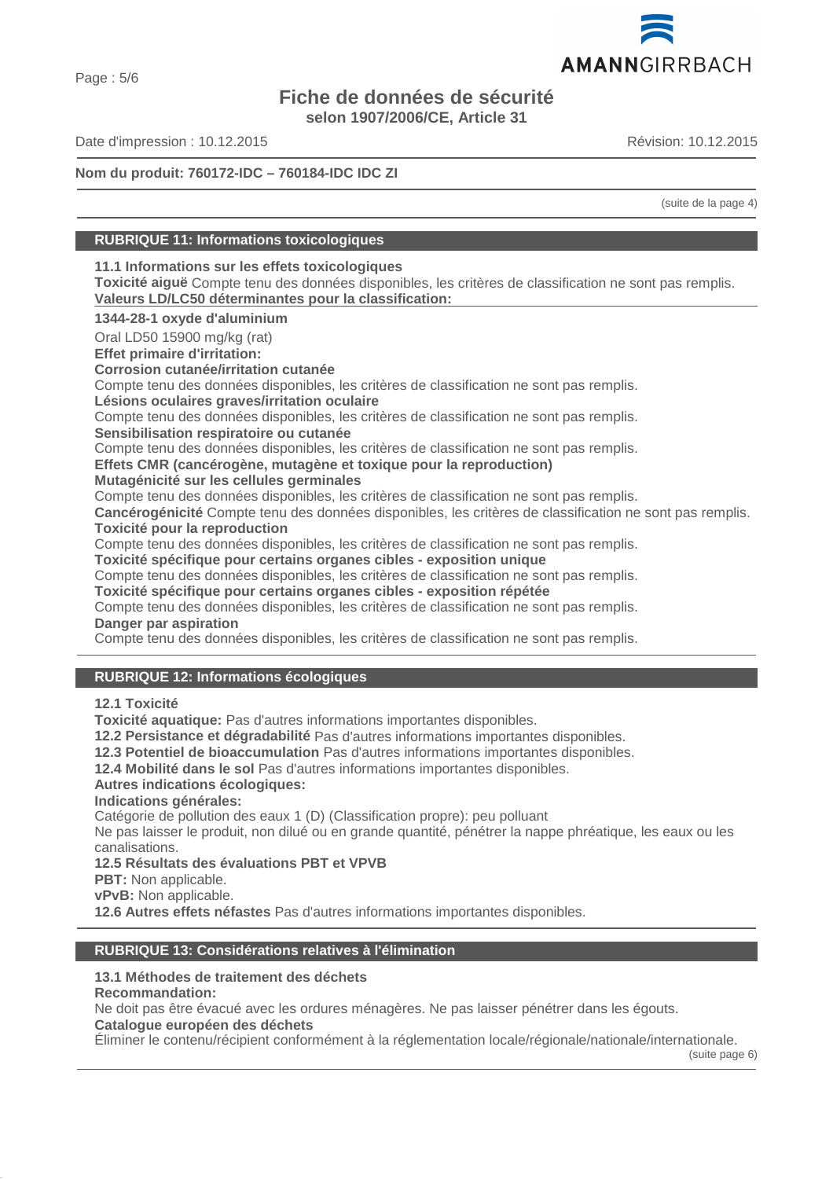**Nom du produit: 760172-IDC – 760184-IDC IDC ZI**

(suite de la page 4)

## RUBRIQUE 11: Informations toxicologiques

**11.1 Informations sur les effets toxicologiques**

**Toxicité aiguë** Compte tenu des données disponibles, les critères de classification ne sont pas remplis.

**Valeurs LD/LC50 déterminantes pour la classification:**

**1344-28-1 oxyde d'aluminium**

Oral LD50 15900 mg/kg (rat)

**Effet primaire d'irritation:**

**Corrosion cutanée/irritation cutanée**

Compte tenu des données disponibles, les critères de classification ne sont pas remplis.

**Lésions oculaires graves/irritation oculaire**

Compte tenu des données disponibles, les critères de classification ne sont pas remplis.

**Sensibilisation respiratoire ou cutanée**

Compte tenu des données disponibles, les critères de classification ne sont pas remplis.

**Effets CMR (cancérogène, mutagène et toxique pour la reproduction)**

**Mutagénicité sur les cellules germinales**

Compte tenu des données disponibles, les critères de classification ne sont pas remplis.

**Cancérogénicité** Compte tenu des données disponibles, les critères de classification ne sont pas remplis.

**Toxicité pour la reproduction**

Compte tenu des données disponibles, les critères de classification ne sont pas remplis.

**Toxicité spécifique pour certains organes cibles - exposition unique**

Compte tenu des données disponibles, les critères de classification ne sont pas remplis.

**Toxicité spécifique pour certains organes cibles - exposition répétée**

Compte tenu des données disponibles, les critères de classification ne sont pas remplis.

**Danger par aspiration**

Compte tenu des données disponibles, les critères de classification ne sont pas remplis.

## RUBRIQUE 12: Informations écologiques

**12.1 Toxicité**

**Toxicité aquatique:** Pas d'autres informations importantes disponibles.

**12.2 Persistance et dégradabilité** Pas d'autres informations importantes disponibles.

**12.3 Potentiel de bioaccumulation** Pas d'autres informations importantes disponibles.

**12.4 Mobilité dans le sol** Pas d'autres informations importantes disponibles.

**Autres indications écologiques:**

**Indications générales:**

Catégorie de pollution des eaux 1 (D) (Classification propre): peu polluant

Ne pas laisser le produit, non dilué ou en grande quantité, pénétrer la nappe phréatique, les eaux ou les canalisations.

**12.5 Résultats des évaluations PBT et VPVB**

**PBT:** Non applicable.

**vPvB:** Non applicable.

**12.6 Autres effets néfastes** Pas d'autres informations importantes disponibles.

## RUBRIQUE 13: Considérations relatives à l'élimination

**13.1 Méthodes de traitement des déchets**

**Recommandation:**

Ne doit pas être évacué avec les ordures ménagères. Ne pas laisser pénétrer dans les égouts.

**Catalogue européen des déchets**

Éliminer le contenu/récipient conformément à la réglementation locale/régionale/nationale/internationale.

(suite page 6)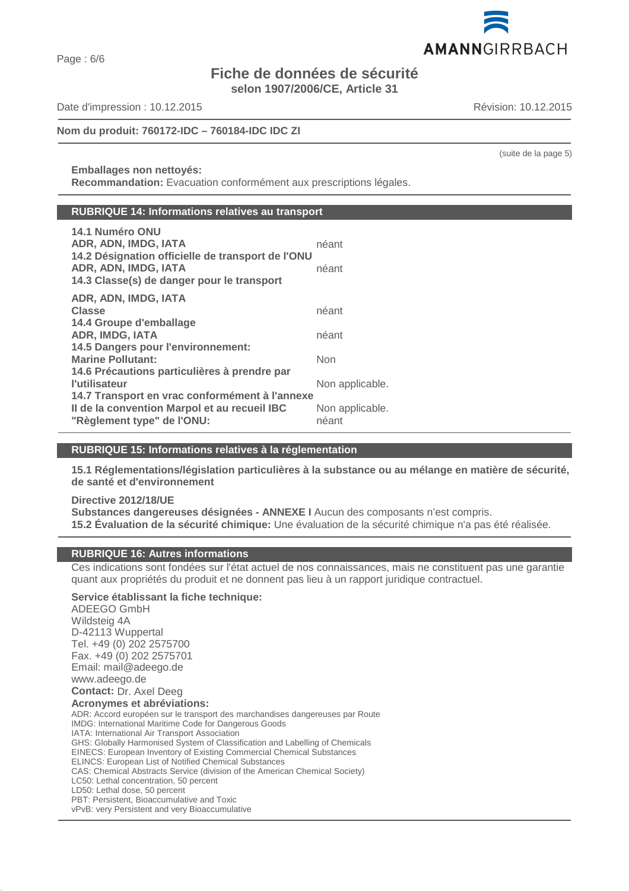(suite de la page 5)

**Emballages non nettoyés:**
**Recommandation:** Evacuation conformément aux prescriptions légales.

## RUBRIQUE 14: Informations relatives au transport

**14.1 Numéro ONU**
**ADR, ADN, IMDG, IATA** néant
**14.2 Désignation officielle de transport de l'ONU**
**ADR, ADN, IMDG, IATA** néant
**14.3 Classe(s) de danger pour le transport**

**ADR, ADN, IMDG, IATA**
**Classe** néant
**14.4 Groupe d'emballage**
**ADR, IMDG, IATA** néant
**14.5 Dangers pour l'environnement:**
**Marine Pollutant:** Non
**14.6 Précautions particulières à prendre par l'utilisateur** Non applicable.
**14.7 Transport en vrac conformément à l'annexe II de la convention Marpol et au recueil IBC** Non applicable.
**"Règlement type" de l'ONU:** néant

## RUBRIQUE 15: Informations relatives à la réglementation

**15.1 Réglementations/législation particulières à la substance ou au mélange en matière de sécurité, de santé et d'environnement**

**Directive 2012/18/UE**
**Substances dangereuses désignées - ANNEXE I** Aucun des composants n'est compris.
**15.2 Évaluation de la sécurité chimique:** Une évaluation de la sécurité chimique n'a pas été réalisée.

## RUBRIQUE 16: Autres informations

Ces indications sont fondées sur l'état actuel de nos connaissances, mais ne constituent pas une garantie quant aux propriétés du produit et ne donnent pas lieu à un rapport juridique contractuel.

**Service établissant la fiche technique:**
ADEEGO GmbH
Wildsteig 4A
D-42113 Wuppertal
Tel. +49 (0) 202 2575700
Fax. +49 (0) 202 2575701
Email: mail@adeego.de
www.adeego.de
**Contact:** Dr. Axel Deeg
**Acronymes et abréviations:**
ADR: Accord européen sur le transport des marchandises dangereuses par Route
IMDG: International Maritime Code for Dangerous Goods
IATA: International Air Transport Association
GHS: Globally Harmonised System of Classification and Labelling of Chemicals
EINECS: European Inventory of Existing Commercial Chemical Substances
ELINCS: European List of Notified Chemical Substances
CAS: Chemical Abstracts Service (division of the American Chemical Society)
LC50: Lethal concentration, 50 percent
LD50: Lethal dose, 50 percent
PBT: Persistent, Bioaccumulative and Toxic
vPvB: very Persistent and very Bioaccumulative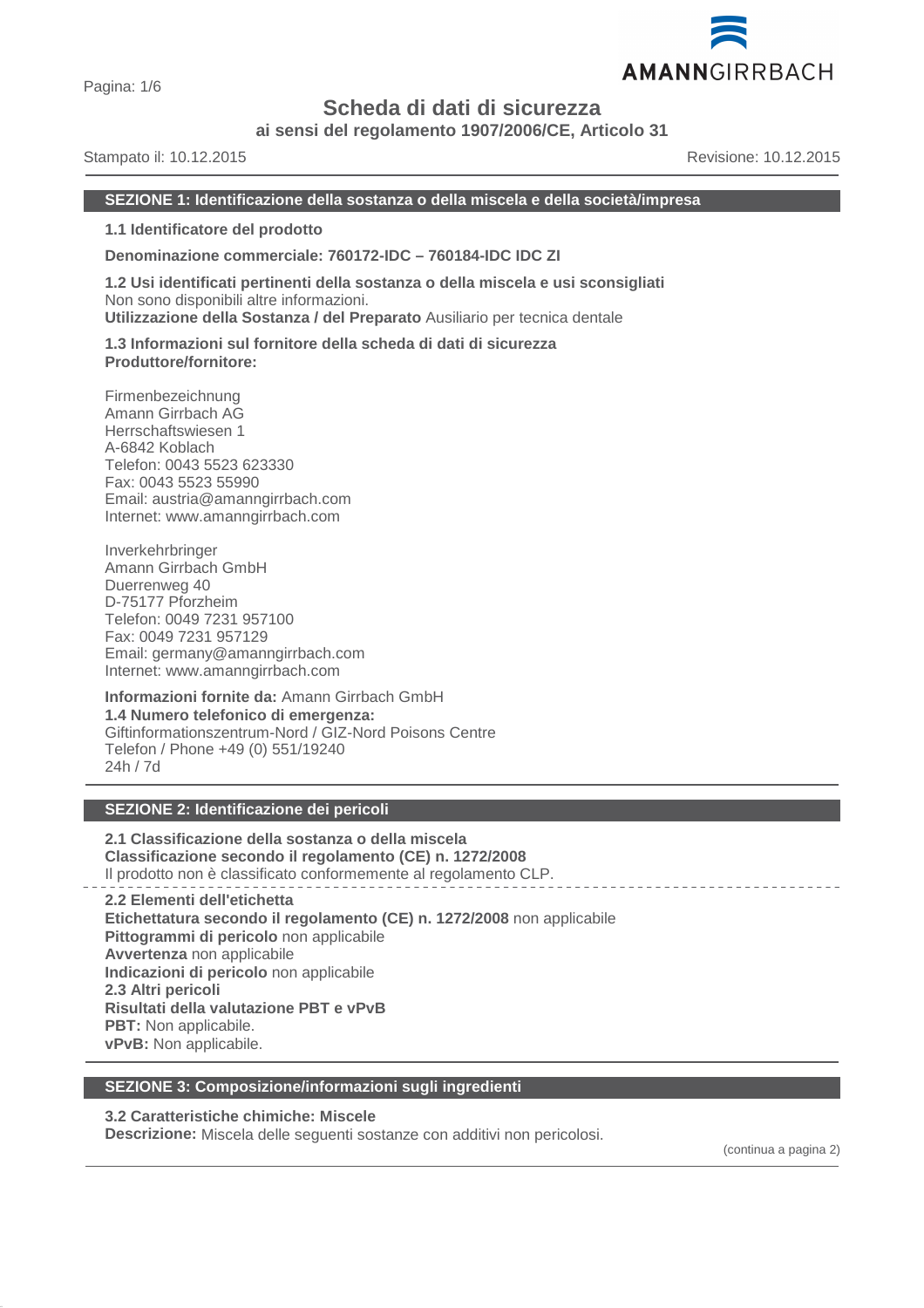# Scheda di dati di sicurezza

**ai sensi del regolamento 1907/2006/CE, Articolo 31**

Stampato il: 10.12.2015 Revisione: 10.12.2015

## SEZIONE 1: Identificazione della sostanza o della miscela e della società/impresa

**1.1 Identificatore del prodotto**

**Denominazione commerciale: 760172-IDC – 760184-IDC IDC ZI**

**1.2 Usi identificati pertinenti della sostanza o della miscela e usi sconsigliati**
Non sono disponibili altre informazioni.
**Utilizzazione della Sostanza / del Preparato** Ausiliario per tecnica dentale

**1.3 Informazioni sul fornitore della scheda di dati di sicurezza**
**Produttore/fornitore:**

Firmenbezeichnung
Amann Girrbach AG
Herrschaftswiesen 1
A-6842 Koblach
Telefon: 0043 5523 623330
Fax: 0043 5523 55990
Email: austria@amanngirrbach.com
Internet: www.amanngirrbach.com

Inverkehrbringer
Amann Girrbach GmbH
Duerrenweg 40
D-75177 Pforzheim
Telefon: 0049 7231 957100
Fax: 0049 7231 957129
Email: germany@amanngirrbach.com
Internet: www.amanngirrbach.com

**Informazioni fornite da:** Amann Girrbach GmbH
**1.4 Numero telefonico di emergenza:**
Giftinformationszentrum-Nord / GIZ-Nord Poisons Centre
Telefon / Phone +49 (0) 551/19240
24h / 7d

## SEZIONE 2: Identificazione dei pericoli

**2.1 Classificazione della sostanza o della miscela**
**Classificazione secondo il regolamento (CE) n. 1272/2008**
Il prodotto non è classificato conformemente al regolamento CLP.

**2.2 Elementi dell'etichetta**
**Etichettatura secondo il regolamento (CE) n. 1272/2008** non applicabile
**Pittogrammi di pericolo** non applicabile
**Avvertenza** non applicabile
**Indicazioni di pericolo** non applicabile
**2.3 Altri pericoli**
**Risultati della valutazione PBT e vPvB**
**PBT:** Non applicabile.
**vPvB:** Non applicabile.

## SEZIONE 3: Composizione/informazioni sugli ingredienti

**3.2 Caratteristiche chimiche: Miscele**
**Descrizione:** Miscela delle seguenti sostanze con additivi non pericolosi.

(continua a pagina 2)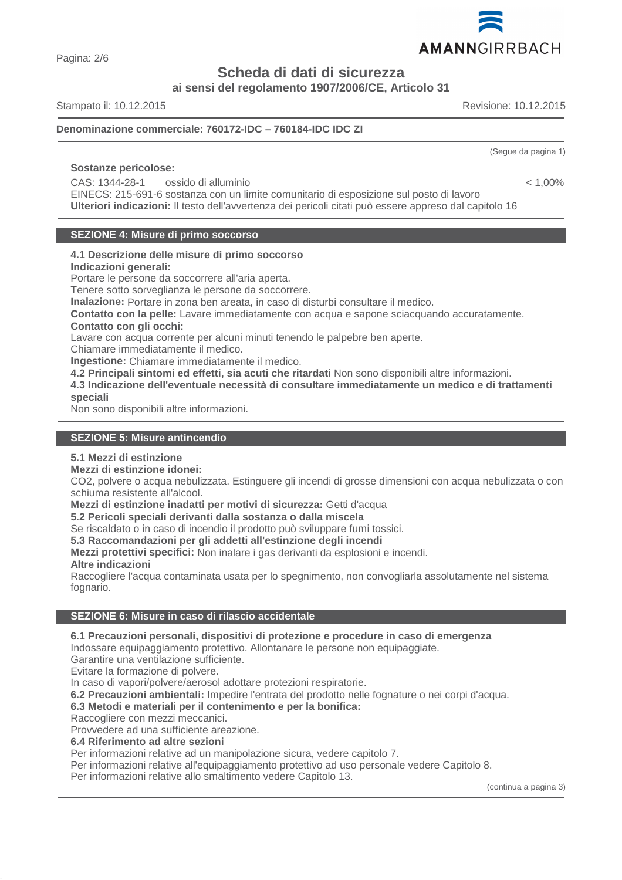**Denominazione commerciale: 760172-IDC – 760184-IDC IDC ZI**

(Segue da pagina 1)

**Sostanze pericolose:**

| | | |
|---|---|---|
| CAS: 1344-28-1 | ossido di alluminio | < 1,00% |
| EINECS: 215-691-6 | sostanza con un limite comunitario di esposizione sul posto di lavoro | |

**Ulteriori indicazioni:** Il testo dell'avvertenza dei pericoli citati può essere appreso dal capitolo 16

## SEZIONE 4: Misure di primo soccorso

**4.1 Descrizione delle misure di primo soccorso**

**Indicazioni generali:**

Portare le persone da soccorrere all'aria aperta.

Tenere sotto sorveglianza le persone da soccorrere.

**Inalazione:** Portare in zona ben areata, in caso di disturbi consultare il medico.

**Contatto con la pelle:** Lavare immediatamente con acqua e sapone sciacquando accuratamente.

**Contatto con gli occhi:**

Lavare con acqua corrente per alcuni minuti tenendo le palpebre ben aperte.

Chiamare immediatamente il medico.

**Ingestione:** Chiamare immediatamente il medico.

**4.2 Principali sintomi ed effetti, sia acuti che ritardati** Non sono disponibili altre informazioni.

**4.3 Indicazione dell'eventuale necessità di consultare immediatamente un medico e di trattamenti speciali**

Non sono disponibili altre informazioni.

## SEZIONE 5: Misure antincendio

**5.1 Mezzi di estinzione**

**Mezzi di estinzione idonei:**

$CO_2$, polvere o acqua nebulizzata. Estinguere gli incendi di grosse dimensioni con acqua nebulizzata o con schiuma resistente all'alcool.

**Mezzi di estinzione inadatti per motivi di sicurezza:** Getti d'acqua

**5.2 Pericoli speciali derivanti dalla sostanza o dalla miscela**

Se riscaldato o in caso di incendio il prodotto può sviluppare fumi tossici.

**5.3 Raccomandazioni per gli addetti all'estinzione degli incendi**

**Mezzi protettivi specifici:** Non inalare i gas derivanti da esplosioni e incendi.

**Altre indicazioni**

Raccogliere l'acqua contaminata usata per lo spegnimento, non convogliarla assolutamente nel sistema fognario.

## SEZIONE 6: Misure in caso di rilascio accidentale

**6.1 Precauzioni personali, dispositivi di protezione e procedure in caso di emergenza**

Indossare equipaggiamento protettivo. Allontanare le persone non equipaggiate.

Garantire una ventilazione sufficiente.

Evitare la formazione di polvere.

In caso di vapori/polvere/aerosol adottare protezioni respiratorie.

**6.2 Precauzioni ambientali:** Impedire l'entrata del prodotto nelle fognature o nei corpi d'acqua.

**6.3 Metodi e materiali per il contenimento e per la bonifica:**

Raccogliere con mezzi meccanici.

Provvedere ad una sufficiente areazione.

**6.4 Riferimento ad altre sezioni**

Per informazioni relative ad un manipolazione sicura, vedere capitolo 7.

Per informazioni relative all'equipaggiamento protettivo ad uso personale vedere Capitolo 8.

Per informazioni relative allo smaltimento vedere Capitolo 13.

(continua a pagina 3)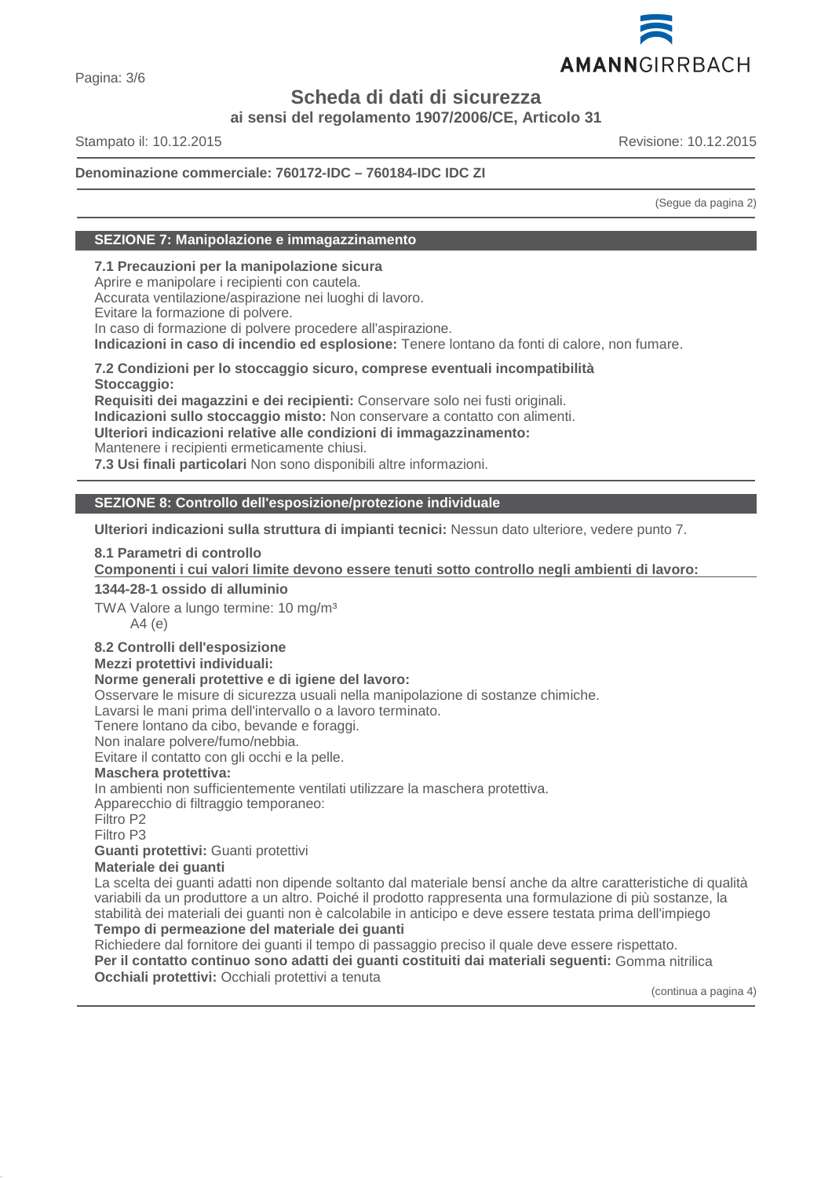**Denominazione commerciale: 760172-IDC – 760184-IDC IDC ZI**

(Segue da pagina 2)

## SEZIONE 7: Manipolazione e immagazzinamento

**7.1 Precauzioni per la manipolazione sicura**
Aprire e manipolare i recipienti con cautela.
Accurata ventilazione/aspirazione nei luoghi di lavoro.
Evitare la formazione di polvere.
In caso di formazione di polvere procedere all'aspirazione.
**Indicazioni in caso di incendio ed esplosione:** Tenere lontano da fonti di calore, non fumare.

**7.2 Condizioni per lo stoccaggio sicuro, comprese eventuali incompatibilità**
**Stoccaggio:**
**Requisiti dei magazzini e dei recipienti:** Conservare solo nei fusti originali.
**Indicazioni sullo stoccaggio misto:** Non conservare a contatto con alimenti.
**Ulteriori indicazioni relative alle condizioni di immagazzinamento:**
Mantenere i recipienti ermeticamente chiusi.
**7.3 Usi finali particolari** Non sono disponibili altre informazioni.

## SEZIONE 8: Controllo dell'esposizione/protezione individuale

**Ulteriori indicazioni sulla struttura di impianti tecnici:** Nessun dato ulteriore, vedere punto 7.

**8.1 Parametri di controllo**
**Componenti i cui valori limite devono essere tenuti sotto controllo negli ambienti di lavoro:**

**1344-28-1 ossido di alluminio**
TWA Valore a lungo termine: 10 mg/m³
A4 (e)

**8.2 Controlli dell'esposizione**
**Mezzi protettivi individuali:**
**Norme generali protettive e di igiene del lavoro:**
Osservare le misure di sicurezza usuali nella manipolazione di sostanze chimiche.
Lavarsi le mani prima dell'intervallo o a lavoro terminato.
Tenere lontano da cibo, bevande e foraggi.
Non inalare polvere/fumo/nebbia.
Evitare il contatto con gli occhi e la pelle.
**Maschera protettiva:**
In ambienti non sufficientemente ventilati utilizzare la maschera protettiva.
Apparecchio di filtraggio temporaneo:
Filtro P2
Filtro P3
**Guanti protettivi:** Guanti protettivi
**Materiale dei guanti**
La scelta dei guanti adatti non dipende soltanto dal materiale bensí anche da altre caratteristiche di qualità variabili da un produttore a un altro. Poiché il prodotto rappresenta una formulazione di più sostanze, la stabilità dei materiali dei guanti non è calcolabile in anticipo e deve essere testata prima dell'impiego
**Tempo di permeazione del materiale dei guanti**
Richiedere dal fornitore dei guanti il tempo di passaggio preciso il quale deve essere rispettato.
**Per il contatto continuo sono adatti dei guanti costituiti dai materiali seguenti:** Gomma nitrilica
**Occhiali protettivi:** Occhiali protettivi a tenuta

(continua a pagina 4)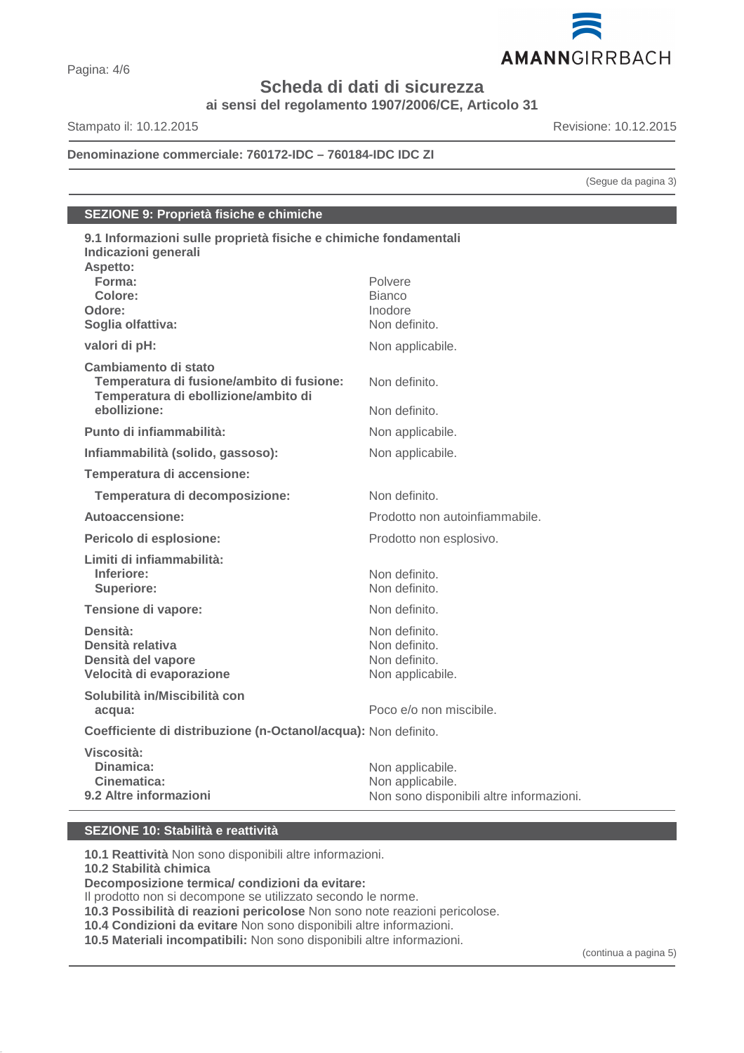**Scheda di dati di sicurezza**
**ai sensi del regolamento 1907/2006/CE, Articolo 31**

Stampato il: 10.12.2015 Revisione: 10.12.2015

**Denominazione commerciale: 760172-IDC – 760184-IDC IDC ZI**

(Segue da pagina 3)

## SEZIONE 9: Proprietà fisiche e chimiche

**9.1 Informazioni sulle proprietà fisiche e chimiche fondamentali**
**Indicazioni generali**

| | |
|---|---|
| **Aspetto:** | |
| **Forma:** | Polvere |
| **Colore:** | Bianco |
| **Odore:** | Inodore |
| **Soglia olfattiva:** | Non definito. |
| **valori di pH:** | Non applicabile. |
| **Cambiamento di stato** | |
| **Temperatura di fusione/ambito di fusione:** | Non definito. |
| **Temperatura di ebollizione/ambito di ebollizione:** | Non definito. |
| **Punto di infiammabilità:** | Non applicabile. |
| **Infiammabilità (solido, gassoso):** | Non applicabile. |
| **Temperatura di accensione:** | |
| **Temperatura di decomposizione:** | Non definito. |
| **Autoaccensione:** | Prodotto non autoinfiammabile. |
| **Pericolo di esplosione:** | Prodotto non esplosivo. |
| **Limiti di infiammabilità:** | |
| **Inferiore:** | Non definito. |
| **Superiore:** | Non definito. |
| **Tensione di vapore:** | Non definito. |
| **Densità:** | Non definito. |
| **Densità relativa** | Non definito. |
| **Densità del vapore** | Non definito. |
| **Velocità di evaporazione** | Non applicabile. |
| **Solubilità in/Miscibilità con acqua:** | Poco e/o non miscibile. |
| **Coefficiente di distribuzione (n-Octanol/acqua):** | Non definito. |
| **Viscosità:** | |
| **Dinamica:** | Non applicabile. |
| **Cinematica:** | Non applicabile. |
| **9.2 Altre informazioni** | Non sono disponibili altre informazioni. |

## SEZIONE 10: Stabilità e reattività

**10.1 Reattività** Non sono disponibili altre informazioni.
**10.2 Stabilità chimica**
**Decomposizione termica/ condizioni da evitare:**
Il prodotto non si decompone se utilizzato secondo le norme.
**10.3 Possibilità di reazioni pericolose** Non sono note reazioni pericolose.
**10.4 Condizioni da evitare** Non sono disponibili altre informazioni.
**10.5 Materiali incompatibili:** Non sono disponibili altre informazioni.

(continua a pagina 5)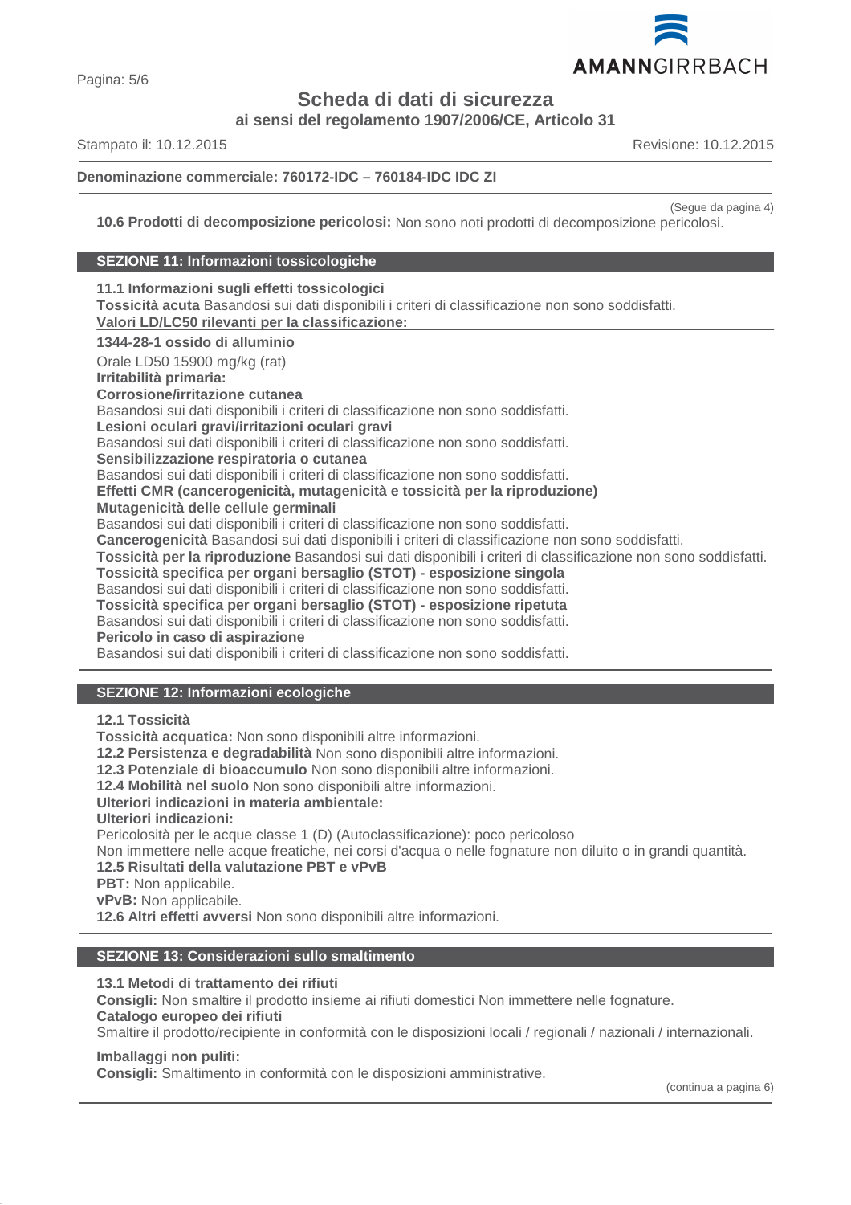**Denominazione commerciale: 760172-IDC – 760184-IDC IDC ZI**

(Segue da pagina 4)

**10.6 Prodotti di decomposizione pericolosi:** Non sono noti prodotti di decomposizione pericolosi.

## SEZIONE 11: Informazioni tossicologiche

**11.1 Informazioni sugli effetti tossicologici**

**Tossicità acuta** Basandosi sui dati disponibili i criteri di classificazione non sono soddisfatti.

**Valori LD/LC50 rilevanti per la classificazione:**

**1344-28-1 ossido di alluminio**

Orale LD50 15900 mg/kg (rat)

**Irritabilità primaria:**

**Corrosione/irritazione cutanea**

Basandosi sui dati disponibili i criteri di classificazione non sono soddisfatti.

**Lesioni oculari gravi/irritazioni oculari gravi**

Basandosi sui dati disponibili i criteri di classificazione non sono soddisfatti.

**Sensibilizzazione respiratoria o cutanea**

Basandosi sui dati disponibili i criteri di classificazione non sono soddisfatti.

**Effetti CMR (cancerogenicità, mutagenicità e tossicità per la riproduzione)**

**Mutagenicità delle cellule germinali**

Basandosi sui dati disponibili i criteri di classificazione non sono soddisfatti.

**Cancerogenicità** Basandosi sui dati disponibili i criteri di classificazione non sono soddisfatti.

**Tossicità per la riproduzione** Basandosi sui dati disponibili i criteri di classificazione non sono soddisfatti.

**Tossicità specifica per organi bersaglio (STOT) - esposizione singola**

Basandosi sui dati disponibili i criteri di classificazione non sono soddisfatti.

**Tossicità specifica per organi bersaglio (STOT) - esposizione ripetuta**

Basandosi sui dati disponibili i criteri di classificazione non sono soddisfatti.

**Pericolo in caso di aspirazione**

Basandosi sui dati disponibili i criteri di classificazione non sono soddisfatti.

## SEZIONE 12: Informazioni ecologiche

**12.1 Tossicità**

**Tossicità acquatica:** Non sono disponibili altre informazioni.

**12.2 Persistenza e degradabilità** Non sono disponibili altre informazioni.

**12.3 Potenziale di bioaccumulo** Non sono disponibili altre informazioni.

**12.4 Mobilità nel suolo** Non sono disponibili altre informazioni.

**Ulteriori indicazioni in materia ambientale:**

**Ulteriori indicazioni:**

Pericolosità per le acque classe 1 (D) (Autoclassificazione): poco pericoloso

Non immettere nelle acque freatiche, nei corsi d'acqua o nelle fognature non diluito o in grandi quantità.

**12.5 Risultati della valutazione PBT e vPvB**

**PBT:** Non applicabile.

**vPvB:** Non applicabile.

**12.6 Altri effetti avversi** Non sono disponibili altre informazioni.

## SEZIONE 13: Considerazioni sullo smaltimento

**13.1 Metodi di trattamento dei rifiuti**

**Consigli:** Non smaltire il prodotto insieme ai rifiuti domestici Non immettere nelle fognature.

**Catalogo europeo dei rifiuti**

Smaltire il prodotto/recipiente in conformità con le disposizioni locali / regionali / nazionali / internazionali.

**Imballaggi non puliti:**

**Consigli:** Smaltimento in conformità con le disposizioni amministrative.

(continua a pagina 6)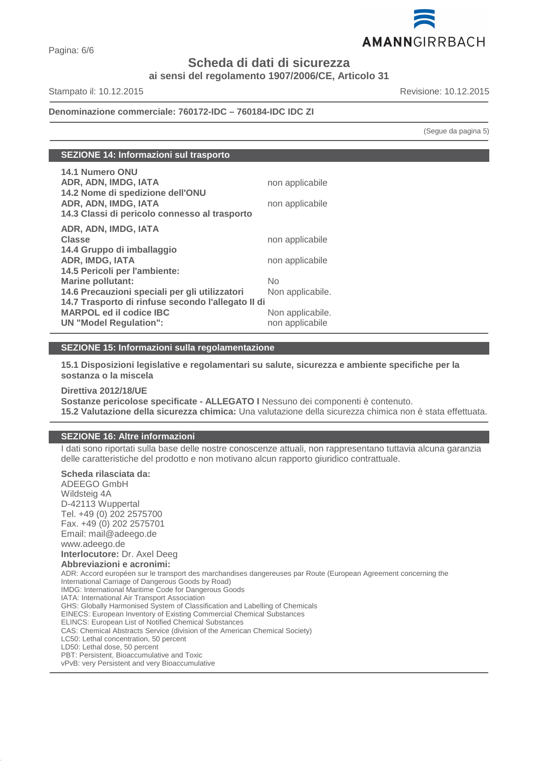**Scheda di dati di sicurezza**
**ai sensi del regolamento 1907/2006/CE, Articolo 31**

Stampato il: 10.12.2015 Revisione: 10.12.2015

**Denominazione commerciale: 760172-IDC – 760184-IDC IDC ZI**

(Segue da pagina 5)

## SEZIONE 14: Informazioni sul trasporto

| | |
|---|---|
| **14.1 Numero ONU** | |
| **ADR, ADN, IMDG, IATA** | non applicabile |
| **14.2 Nome di spedizione dell'ONU** | |
| **ADR, ADN, IMDG, IATA** | non applicabile |
| **14.3 Classi di pericolo connesso al trasporto** | |
| **ADR, ADN, IMDG, IATA** | |
| **Classe** | non applicabile |
| **14.4 Gruppo di imballaggio** | |
| **ADR, IMDG, IATA** | non applicabile |
| **14.5 Pericoli per l'ambiente:** | |
| **Marine pollutant:** | No |
| **14.6 Precauzioni speciali per gli utilizzatori** | Non applicabile. |
| **14.7 Trasporto di rinfuse secondo l'allegato II di MARPOL ed il codice IBC** | Non applicabile. |
| **UN "Model Regulation":** | non applicabile |

## SEZIONE 15: Informazioni sulla regolamentazione

**15.1 Disposizioni legislative e regolamentari su salute, sicurezza e ambiente specifiche per la sostanza o la miscela**

**Direttiva 2012/18/UE**
**Sostanze pericolose specificate - ALLEGATO I** Nessuno dei componenti è contenuto.
**15.2 Valutazione della sicurezza chimica:** Una valutazione della sicurezza chimica non è stata effettuata.

## SEZIONE 16: Altre informazioni

I dati sono riportati sulla base delle nostre conoscenze attuali, non rappresentano tuttavia alcuna garanzia delle caratteristiche del prodotto e non motivano alcun rapporto giuridico contrattuale.

**Scheda rilasciata da:**
ADEEGO GmbH
Wildsteig 4A
D-42113 Wuppertal
Tel. +49 (0) 202 2575700
Fax. +49 (0) 202 2575701
Email: mail@adeego.de
www.adeego.de
**Interlocutore:** Dr. Axel Deeg
**Abbreviazioni e acronimi:**
ADR: Accord européen sur le transport des marchandises dangereuses par Route (European Agreement concerning the International Carriage of Dangerous Goods by Road)
IMDG: International Maritime Code for Dangerous Goods
IATA: International Air Transport Association
GHS: Globally Harmonised System of Classification and Labelling of Chemicals
EINECS: European Inventory of Existing Commercial Chemical Substances
ELINCS: European List of Notified Chemical Substances
CAS: Chemical Abstracts Service (division of the American Chemical Society)
LC50: Lethal concentration, 50 percent
LD50: Lethal dose, 50 percent
PBT: Persistent, Bioaccumulative and Toxic
vPvB: very Persistent and very Bioaccumulative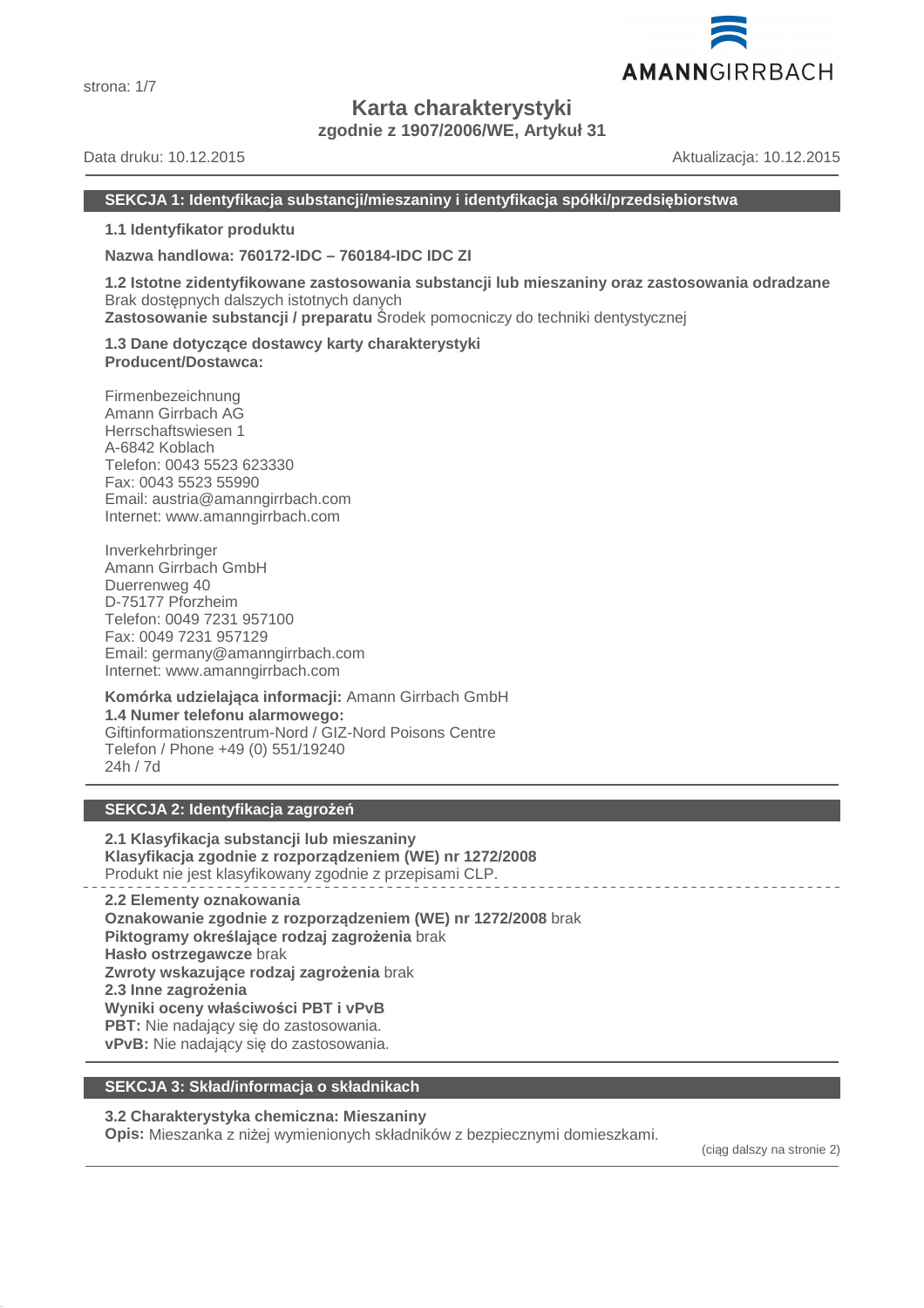# Karta charakterystyki

**zgodnie z 1907/2006/WE, Artykuł 31**

Data druku: 10.12.2015 Aktualizacja: 10.12.2015

## SEKCJA 1: Identyfikacja substancji/mieszaniny i identyfikacja spółki/przedsiębiorstwa

**1.1 Identyfikator produktu**

**Nazwa handlowa: 760172-IDC – 760184-IDC IDC ZI**

**1.2 Istotne zidentyfikowane zastosowania substancji lub mieszaniny oraz zastosowania odradzane**
Brak dostępnych dalszych istotnych danych
**Zastosowanie substancji / preparatu** Środek pomocniczy do techniki dentystycznej

**1.3 Dane dotyczące dostawcy karty charakterystyki**
**Producent/Dostawca:**

Firmenbezeichnung
Amann Girrbach AG
Herrschaftswiesen 1
A-6842 Koblach
Telefon: 0043 5523 623330
Fax: 0043 5523 55990
Email: austria@amanngirrbach.com
Internet: www.amanngirrbach.com

Inverkehrbringer
Amann Girrbach GmbH
Duerrenweg 40
D-75177 Pforzheim
Telefon: 0049 7231 957100
Fax: 0049 7231 957129
Email: germany@amanngirrbach.com
Internet: www.amanngirrbach.com

**Komórka udzielająca informacji:** Amann Girrbach GmbH
**1.4 Numer telefonu alarmowego:**
Giftinformationszentrum-Nord / GIZ-Nord Poisons Centre
Telefon / Phone +49 (0) 551/19240
24h / 7d

## SEKCJA 2: Identyfikacja zagrożeń

**2.1 Klasyfikacja substancji lub mieszaniny**
**Klasyfikacja zgodnie z rozporządzeniem (WE) nr 1272/2008**
Produkt nie jest klasyfikowany zgodnie z przepisami CLP.

**2.2 Elementy oznakowania**
**Oznakowanie zgodnie z rozporządzeniem (WE) nr 1272/2008** brak
**Piktogramy określające rodzaj zagrożenia** brak
**Hasło ostrzegawcze** brak
**Zwroty wskazujące rodzaj zagrożenia** brak
**2.3 Inne zagrożenia**
**Wyniki oceny właściwości PBT i vPvB**
**PBT:** Nie nadający się do zastosowania.
**vPvB:** Nie nadający się do zastosowania.

## SEKCJA 3: Skład/informacja o składnikach

**3.2 Charakterystyka chemiczna: Mieszaniny**
**Opis:** Mieszanka z niżej wymienionych składników z bezpiecznymi domieszkami.

(ciąg dalszy na stronie 2)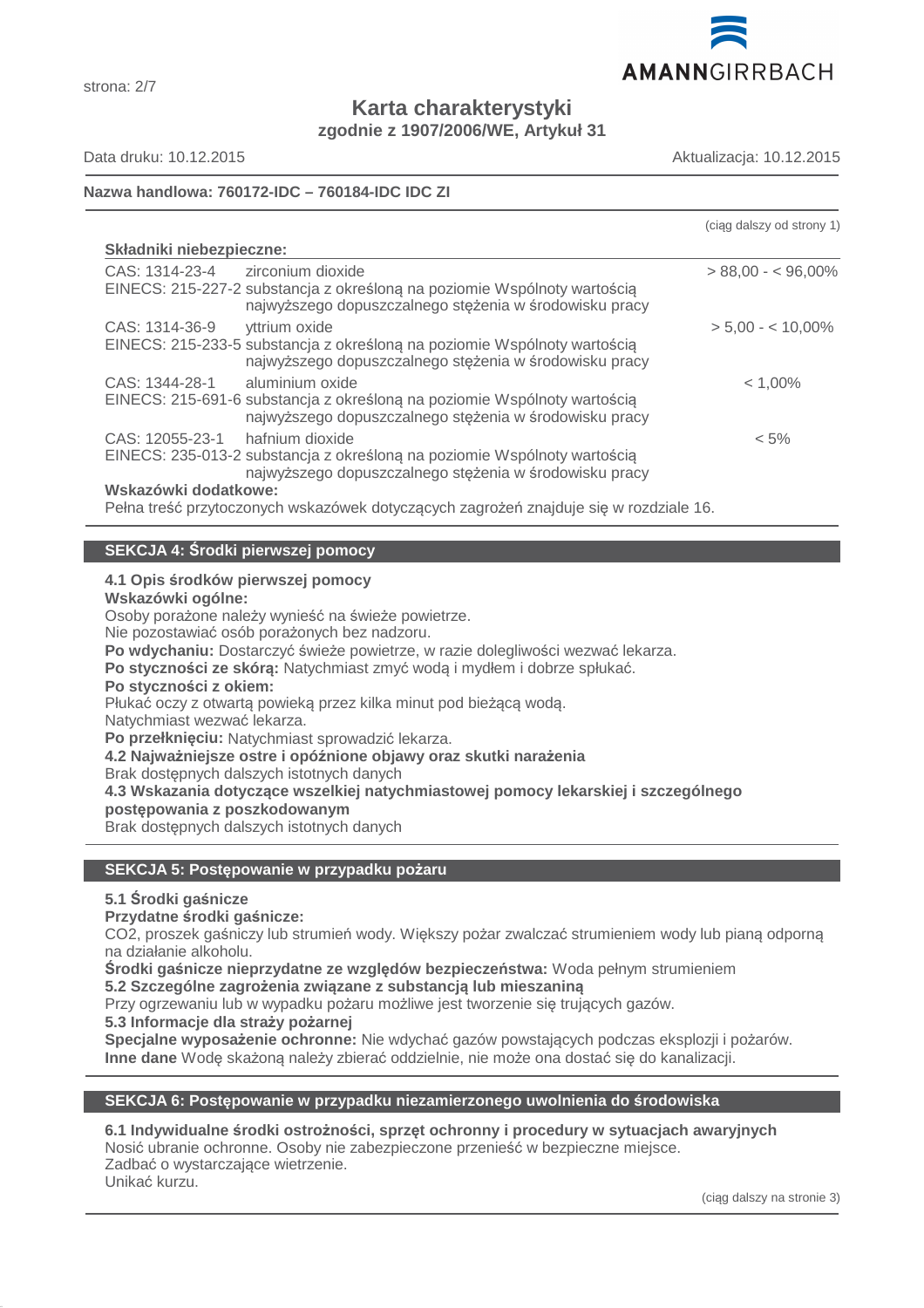# Karta charakterystyki

**zgodnie z 1907/2006/WE, Artykuł 31**

Data druku: 10.12.2015 Aktualizacja: 10.12.2015

**Nazwa handlowa: 760172-IDC – 760184-IDC IDC ZI**

(ciąg dalszy od strony 1)

**Składniki niebezpieczne:**

| | | |
|---|---|---|
| CAS: 1314-23-4<br>EINECS: 215-227-2 | zirconium dioxide<br>substancja z określoną na poziomie Wspólnoty wartością najwyższego dopuszczalnego stężenia w środowisku pracy | > 88,00 - < 96,00% |
| CAS: 1314-36-9<br>EINECS: 215-233-5 | yttrium oxide<br>substancja z określoną na poziomie Wspólnoty wartością najwyższego dopuszczalnego stężenia w środowisku pracy | > 5,00 - < 10,00% |
| CAS: 1344-28-1<br>EINECS: 215-691-6 | aluminium oxide<br>substancja z określoną na poziomie Wspólnoty wartością najwyższego dopuszczalnego stężenia w środowisku pracy | < 1,00% |
| CAS: 12055-23-1<br>EINECS: 235-013-2 | hafnium dioxide<br>substancja z określoną na poziomie Wspólnoty wartością najwyższego dopuszczalnego stężenia w środowisku pracy | < 5% |

**Wskazówki dodatkowe:**
Pełna treść przytoczonych wskazówek dotyczących zagrożeń znajduje się w rozdziale 16.

## SEKCJA 4: Środki pierwszej pomocy

**4.1 Opis środków pierwszej pomocy**

**Wskazówki ogólne:**
Osoby porażone należy wynieść na świeże powietrze.
Nie pozostawiać osób porażonych bez nadzoru.
**Po wdychaniu:** Dostarczyć świeże powietrze, w razie dolegliwości wezwać lekarza.
**Po styczności ze skórą:** Natychmiast zmyć wodą i mydłem i dobrze spłukać.
**Po styczności z okiem:**
Płukać oczy z otwartą powieką przez kilka minut pod bieżącą wodą.
Natychmiast wezwać lekarza.
**Po przełknięciu:** Natychmiast sprowadzić lekarza.

**4.2 Najważniejsze ostre i opóźnione objawy oraz skutki narażenia**
Brak dostępnych dalszych istotnych danych

**4.3 Wskazania dotyczące wszelkiej natychmiastowej pomocy lekarskiej i szczególnego postępowania z poszkodowanym**
Brak dostępnych dalszych istotnych danych

## SEKCJA 5: Postępowanie w przypadku pożaru

**5.1 Środki gaśnicze**

**Przydatne środki gaśnicze:**
$CO_2$, proszek gaśniczy lub strumień wody. Większy pożar zwalczać strumieniem wody lub pianą odporną na działanie alkoholu.
**Środki gaśnicze nieprzydatne ze względów bezpieczeństwa:** Woda pełnym strumieniem

**5.2 Szczególne zagrożenia związane z substancją lub mieszaniną**
Przy ogrzewaniu lub w wypadku pożaru możliwe jest tworzenie się trujących gazów.

**5.3 Informacje dla straży pożarnej**
**Specjalne wyposażenie ochronne:** Nie wdychać gazów powstających podczas eksplozji i pożarów.
**Inne dane** Wodę skażoną należy zbierać oddzielnie, nie może ona dostać się do kanalizacji.

## SEKCJA 6: Postępowanie w przypadku niezamierzonego uwolnienia do środowiska

**6.1 Indywidualne środki ostrożności, sprzęt ochronny i procedury w sytuacjach awaryjnych**
Nosić ubranie ochronne. Osoby nie zabezpieczone przenieść w bezpieczne miejsce.
Zadbać o wystarczające wietrzenie.
Unikać kurzu.

(ciąg dalszy na stronie 3)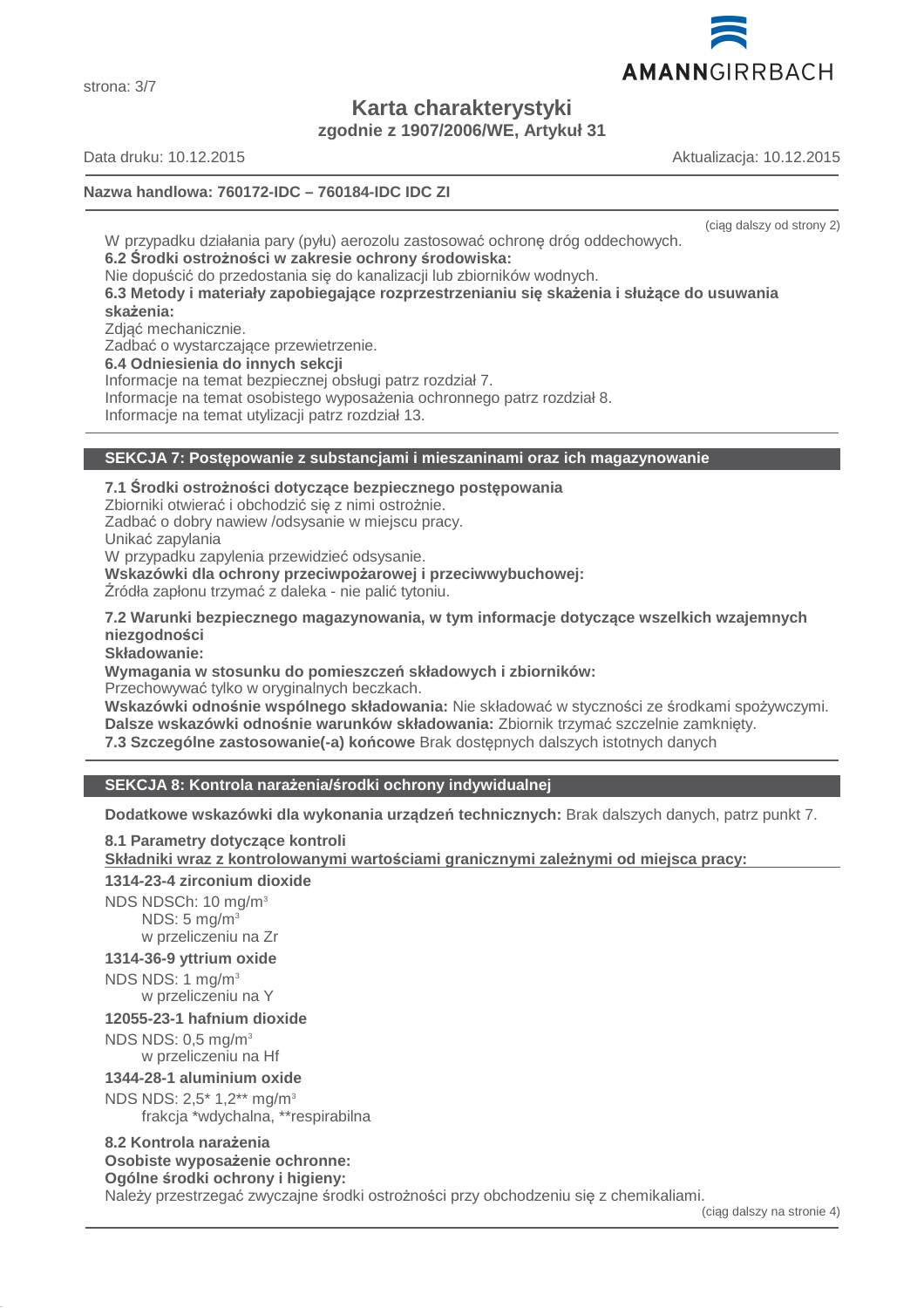(ciąg dalszy od strony 2)

W przypadku działania pary (pyłu) aerozolu zastosować ochronę dróg oddechowych.

**6.2 Środki ostrożności w zakresie ochrony środowiska:**
Nie dopuścić do przedostania się do kanalizacji lub zbiorników wodnych.

**6.3 Metody i materiały zapobiegające rozprzestrzenianiu się skażenia i służące do usuwania skażenia:**
Zdjąć mechanicznie.
Zadbać o wystarczające przewietrzenie.

**6.4 Odniesienia do innych sekcji**
Informacje na temat bezpiecznej obsługi patrz rozdział 7.
Informacje na temat osobistego wyposażenia ochronnego patrz rozdział 8.
Informacje na temat utylizacji patrz rozdział 13.

## SEKCJA 7: Postępowanie z substancjami i mieszaninami oraz ich magazynowanie

**7.1 Środki ostrożności dotyczące bezpiecznego postępowania**
Zbiorniki otwierać i obchodzić się z nimi ostrożnie.
Zadbać o dobry nawiew /odsysanie w miejscu pracy.
Unikać zapylania
W przypadku zapylenia przewidzieć odsysanie.
**Wskazówki dla ochrony przeciwpożarowej i przeciwwybuchowej:**
Źródła zapłonu trzymać z daleka - nie palić tytoniu.

**7.2 Warunki bezpiecznego magazynowania, w tym informacje dotyczące wszelkich wzajemnych niezgodności**
**Składowanie:**
**Wymagania w stosunku do pomieszczeń składowych i zbiorników:**
Przechowywać tylko w oryginalnych beczkach.
**Wskazówki odnośnie wspólnego składowania:** Nie składować w styczności ze środkami spożywczymi.
**Dalsze wskazówki odnośnie warunków składowania:** Zbiornik trzymać szczelnie zamknięty.
**7.3 Szczególne zastosowanie(-a) końcowe** Brak dostępnych dalszych istotnych danych

## SEKCJA 8: Kontrola narażenia/środki ochrony indywidualnej

**Dodatkowe wskazówki dla wykonania urządzeń technicznych:** Brak dalszych danych, patrz punkt 7.

**8.1 Parametry dotyczące kontroli**
**Składniki wraz z kontrolowanymi wartościami granicznymi zależnymi od miejsca pracy:**

**1314-23-4 zirconium dioxide**
NDS NDSCh: 10 mg/m³
NDS: 5 mg/m³
w przeliczeniu na Zr

**1314-36-9 yttrium oxide**
NDS NDS: 1 mg/m³
w przeliczeniu na Y

**12055-23-1 hafnium dioxide**
NDS NDS: 0,5 mg/m³
w przeliczeniu na Hf

**1344-28-1 aluminium oxide**
NDS NDS: 2,5* 1,2** mg/m³
frakcja *wdychalna, **respirabilna

**8.2 Kontrola narażenia**
**Osobiste wyposażenie ochronne:**
**Ogólne środki ochrony i higieny:**
Należy przestrzegać zwyczajne środki ostrożności przy obchodzeniu się z chemikaliami.

(ciąg dalszy na stronie 4)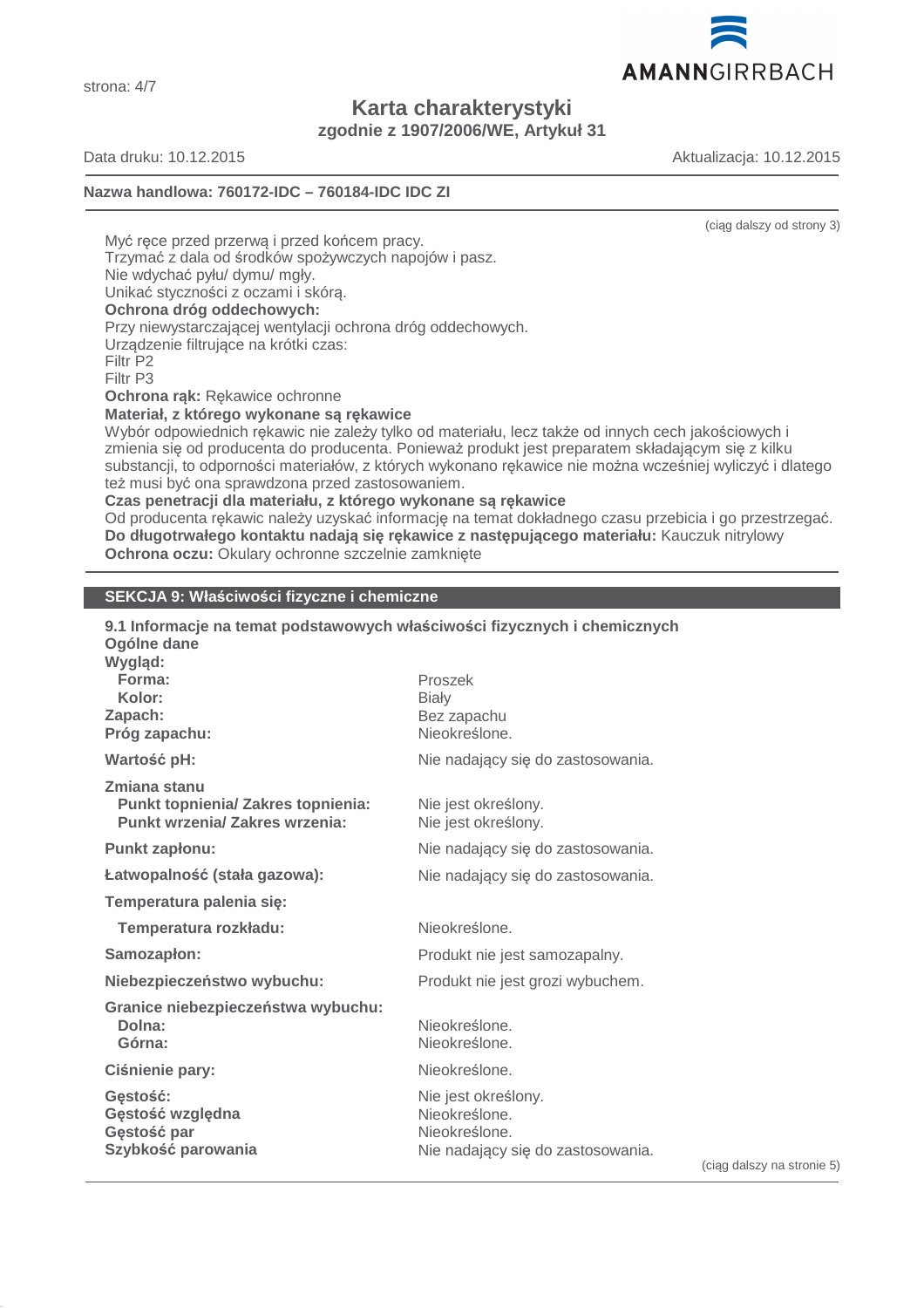(ciąg dalszy od strony 3)

Myć ręce przed przerwą i przed końcem pracy.
Trzymać z dala od środków spożywczych napojów i pasz.
Nie wdychać pyłu/ dymu/ mgły.
Unikać styczności z oczami i skórą.

**Ochrona dróg oddechowych:**
Przy niewystarczającej wentylacji ochrona dróg oddechowych.
Urządzenie filtrujące na krótki czas:
Filtr P2
Filtr P3

**Ochrona rąk:** Rękawice ochronne

**Materiał, z którego wykonane są rękawice**
Wybór odpowiednich rękawic nie zależy tylko od materiału, lecz także od innych cech jakościowych i zmienia się od producenta do producenta. Ponieważ produkt jest preparatem składającym się z kilku substancji, to odporności materiałów, z których wykonano rękawice nie można wcześniej wyliczyć i dlatego też musi być ona sprawdzona przed zastosowaniem.

**Czas penetracji dla materiału, z którego wykonane są rękawice**
Od producenta rękawic należy uzyskać informację na temat dokładnego czasu przebicia i go przestrzegać.

**Do długotrwałego kontaktu nadają się rękawice z następującego materiału:** Kauczuk nitrylowy

**Ochrona oczu:** Okulary ochronne szczelnie zamknięte

## SEKCJA 9: Właściwości fizyczne i chemiczne

**9.1 Informacje na temat podstawowych właściwości fizycznych i chemicznych**

**Ogólne dane**

| | |
|---|---|
| **Wygląd:** | |
| **Forma:** | Proszek |
| **Kolor:** | Biały |
| **Zapach:** | Bez zapachu |
| **Próg zapachu:** | Nieokreślone. |
| **Wartość pH:** | Nie nadający się do zastosowania. |
| **Zmiana stanu** | |
| **Punkt topnienia/ Zakres topnienia:** | Nie jest określony. |
| **Punkt wrzenia/ Zakres wrzenia:** | Nie jest określony. |
| **Punkt zapłonu:** | Nie nadający się do zastosowania. |
| **Łatwopalność (stała gazowa):** | Nie nadający się do zastosowania. |
| **Temperatura palenia się:** | |
| **Temperatura rozkładu:** | Nieokreślone. |
| **Samozapłon:** | Produkt nie jest samozapalny. |
| **Niebezpieczeństwo wybuchu:** | Produkt nie jest grozi wybuchem. |
| **Granice niebezpieczeństwa wybuchu:** | |
| **Dolna:** | Nieokreślone. |
| **Górna:** | Nieokreślone. |
| **Ciśnienie pary:** | Nieokreślone. |
| **Gęstość:** | Nie jest określony. |
| **Gęstość względna** | Nieokreślone. |
| **Gęstość par** | Nieokreślone. |
| **Szybkość parowania** | Nie nadający się do zastosowania. |

(ciąg dalszy na stronie 5)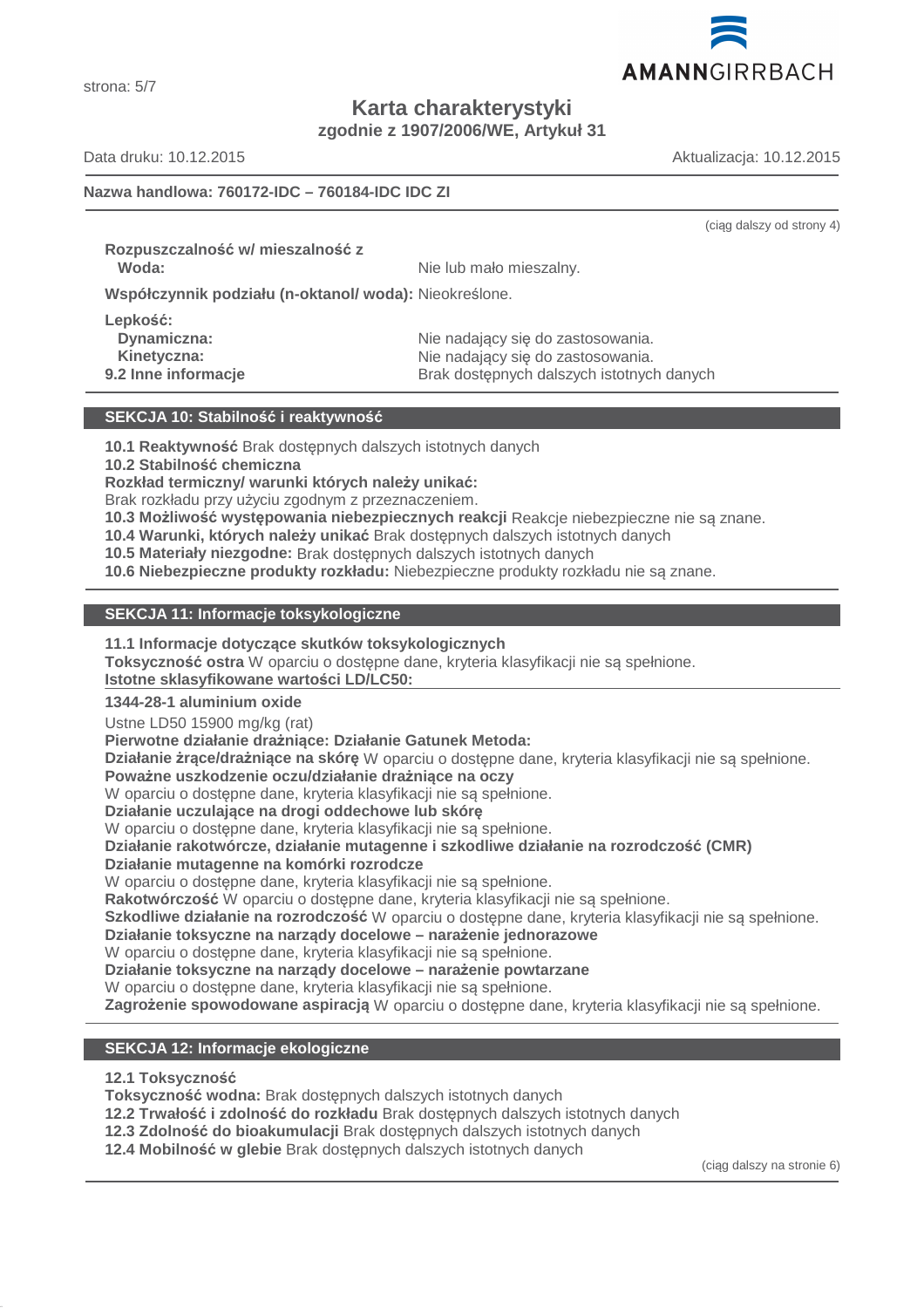(ciąg dalszy od strony 4)

**Rozpuszczalność w/ mieszalność z**
**Woda:** Nie lub mało mieszalny.

**Współczynnik podziału (n-oktanol/ woda):** Nieokreślone.

**Lepkość:**
**Dynamiczna:** Nie nadający się do zastosowania.
**Kinetyczna:** Nie nadający się do zastosowania.
**9.2 Inne informacje** Brak dostępnych dalszych istotnych danych

## SEKCJA 10: Stabilność i reaktywność

**10.1 Reaktywność** Brak dostępnych dalszych istotnych danych
**10.2 Stabilność chemiczna**
**Rozkład termiczny/ warunki których należy unikać:**
Brak rozkładu przy użyciu zgodnym z przeznaczeniem.
**10.3 Możliwość występowania niebezpiecznych reakcji** Reakcje niebezpieczne nie są znane.
**10.4 Warunki, których należy unikać** Brak dostępnych dalszych istotnych danych
**10.5 Materiały niezgodne:** Brak dostępnych dalszych istotnych danych
**10.6 Niebezpieczne produkty rozkładu:** Niebezpieczne produkty rozkładu nie są znane.

## SEKCJA 11: Informacje toksykologiczne

**11.1 Informacje dotyczące skutków toksykologicznych**
**Toksyczność ostra** W oparciu o dostępne dane, kryteria klasyfikacji nie są spełnione.
**Istotne sklasyfikowane wartości LD/LC50:**

**1344-28-1 aluminium oxide**

Ustne LD50 15900 mg/kg (rat)

**Pierwotne działanie drażniące: Działanie Gatunek Metoda:**
**Działanie żrące/drażniące na skórę** W oparciu o dostępne dane, kryteria klasyfikacji nie są spełnione.
**Poważne uszkodzenie oczu/działanie drażniące na oczy**
W oparciu o dostępne dane, kryteria klasyfikacji nie są spełnione.
**Działanie uczulające na drogi oddechowe lub skórę**
W oparciu o dostępne dane, kryteria klasyfikacji nie są spełnione.
**Działanie rakotwórcze, działanie mutagenne i szkodliwe działanie na rozrodczość (CMR)**
**Działanie mutagenne na komórki rozrodcze**
W oparciu o dostępne dane, kryteria klasyfikacji nie są spełnione.
**Rakotwórczość** W oparciu o dostępne dane, kryteria klasyfikacji nie są spełnione.
**Szkodliwe działanie na rozrodczość** W oparciu o dostępne dane, kryteria klasyfikacji nie są spełnione.
**Działanie toksyczne na narządy docelowe – narażenie jednorazowe**
W oparciu o dostępne dane, kryteria klasyfikacji nie są spełnione.
**Działanie toksyczne na narządy docelowe – narażenie powtarzane**
W oparciu o dostępne dane, kryteria klasyfikacji nie są spełnione.
**Zagrożenie spowodowane aspiracją** W oparciu o dostępne dane, kryteria klasyfikacji nie są spełnione.

## SEKCJA 12: Informacje ekologiczne

**12.1 Toksyczność**
**Toksyczność wodna:** Brak dostępnych dalszych istotnych danych
**12.2 Trwałość i zdolność do rozkładu** Brak dostępnych dalszych istotnych danych
**12.3 Zdolność do bioakumulacji** Brak dostępnych dalszych istotnych danych
**12.4 Mobilność w glebie** Brak dostępnych dalszych istotnych danych

(ciąg dalszy na stronie 6)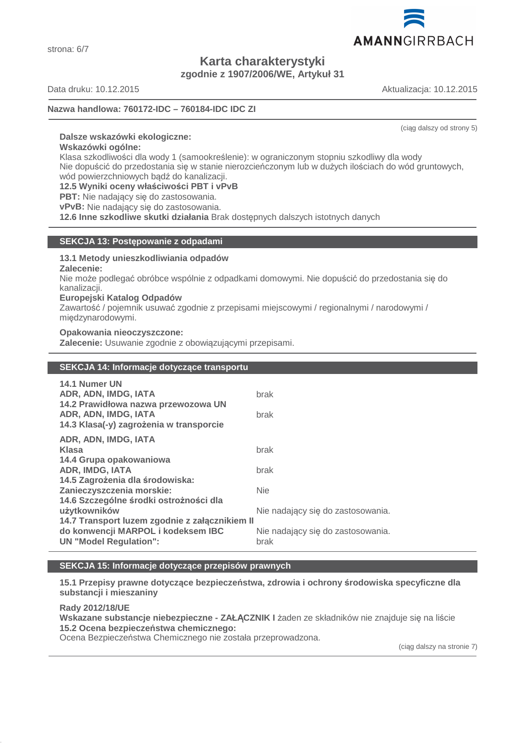Nazwa handlowa: **760172-IDC – 760184-IDC IDC ZI**

(ciąg dalszy od strony 5)

**Dalsze wskazówki ekologiczne:**

**Wskazówki ogólne:**

Klasa szkodliwości dla wody 1 (samookreślenie): w ograniczonym stopniu szkodliwy dla wody

Nie dopuścić do przedostania się w stanie nierozcieńczonym lub w dużych ilościach do wód gruntowych, wód powierzchniowych bądź do kanalizacji.

**12.5 Wyniki oceny właściwości PBT i vPvB**

**PBT:** Nie nadający się do zastosowania.

**vPvB:** Nie nadający się do zastosowania.

**12.6 Inne szkodliwe skutki działania** Brak dostępnych dalszych istotnych danych

## SEKCJA 13: Postępowanie z odpadami

**13.1 Metody unieszkodliwiania odpadów**

**Zalecenie:**

Nie może podlegać obróbce wspólnie z odpadkami domowymi. Nie dopuścić do przedostania się do kanalizacji.

**Europejski Katalog Odpadów**

Zawartość / pojemnik usuwać zgodnie z przepisami miejscowymi / regionalnymi / narodowymi / międzynarodowymi.

**Opakowania nieoczyszczone:**

**Zalecenie:** Usuwanie zgodnie z obowiązującymi przepisami.

## SEKCJA 14: Informacje dotyczące transportu

| | |
|---|---|
| **14.1 Numer UN** | |
| **ADR, ADN, IMDG, IATA** | brak |
| **14.2 Prawidłowa nazwa przewozowa UN** | |
| **ADR, ADN, IMDG, IATA** | brak |
| **14.3 Klasa(-y) zagrożenia w transporcie** | |
| **ADR, ADN, IMDG, IATA** | |
| **Klasa** | brak |
| **14.4 Grupa opakowaniowa** | |
| **ADR, IMDG, IATA** | brak |
| **14.5 Zagrożenia dla środowiska:** | |
| **Zanieczyszczenia morskie:** | Nie |
| **14.6 Szczególne środki ostrożności dla użytkowników** | Nie nadający się do zastosowania. |
| **14.7 Transport luzem zgodnie z załącznikiem II do konwencji MARPOL i kodeksem IBC** | Nie nadający się do zastosowania. |
| **UN "Model Regulation":** | brak |

## SEKCJA 15: Informacje dotyczące przepisów prawnych

**15.1 Przepisy prawne dotyczące bezpieczeństwa, zdrowia i ochrony środowiska specyficzne dla substancji i mieszaniny**

**Rady 2012/18/UE**

**Wskazane substancje niebezpieczne - ZAŁĄCZNIK I** żaden ze składników nie znajduje się na liście

**15.2 Ocena bezpieczeństwa chemicznego:**

Ocena Bezpieczeństwa Chemicznego nie została przeprowadzona.

(ciąg dalszy na stronie 7)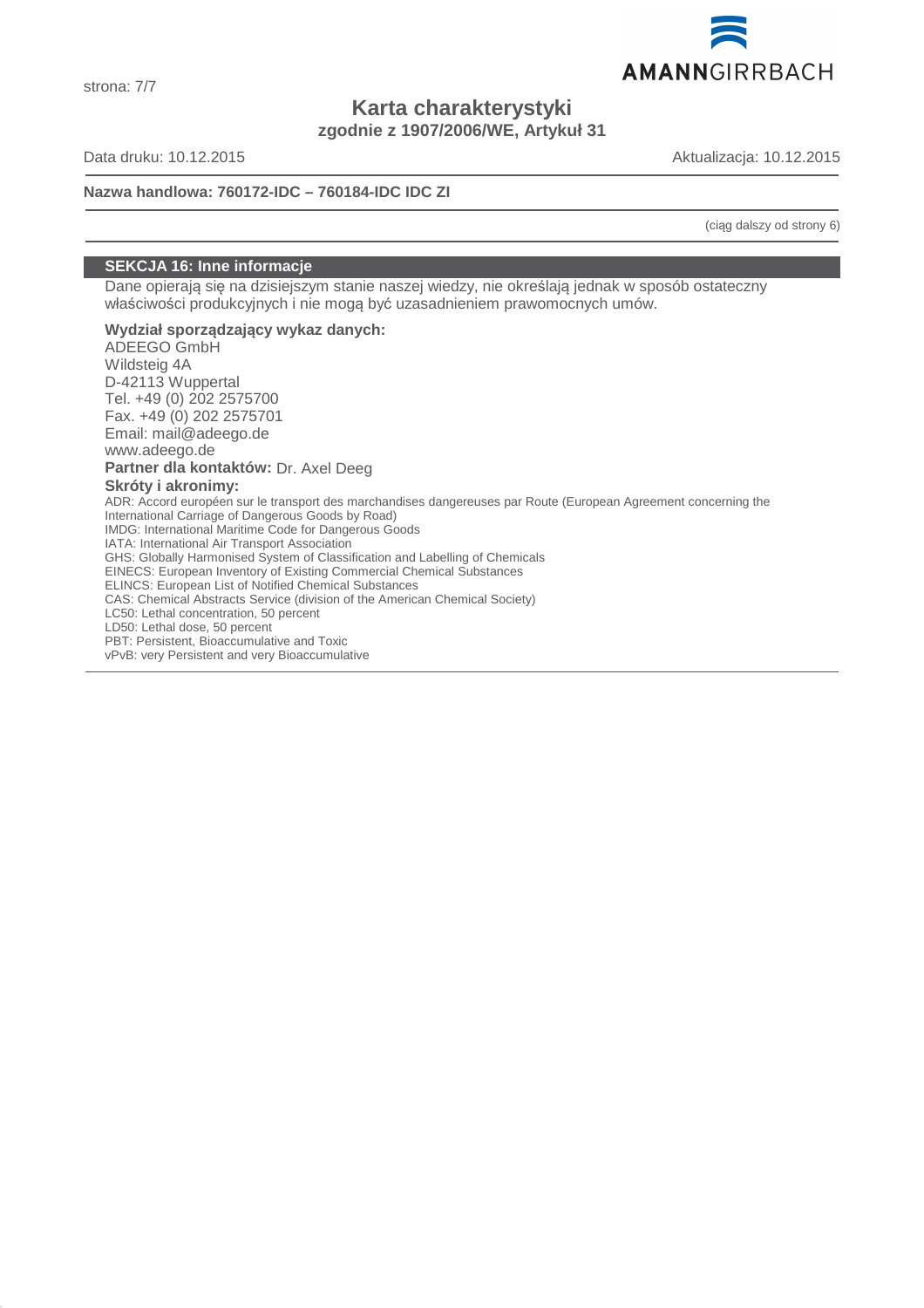**Nazwa handlowa: 760172-IDC – 760184-IDC IDC ZI**

(ciąg dalszy od strony 6)

## SEKCJA 16: Inne informacje

Dane opierają się na dzisiejszym stanie naszej wiedzy, nie określają jednak w sposób ostateczny właściwości produkcyjnych i nie mogą być uzasadnieniem prawomocnych umów.

**Wydział sporządzający wykaz danych:**
ADEEGO GmbH
Wildsteig 4A
D-42113 Wuppertal
Tel. +49 (0) 202 2575700
Fax. +49 (0) 202 2575701
Email: mail@adeego.de
www.adeego.de

**Partner dla kontaktów:** Dr. Axel Deeg

**Skróty i akronimy:**
ADR: Accord européen sur le transport des marchandises dangereuses par Route (European Agreement concerning the International Carriage of Dangerous Goods by Road)
IMDG: International Maritime Code for Dangerous Goods
IATA: International Air Transport Association
GHS: Globally Harmonised System of Classification and Labelling of Chemicals
EINECS: European Inventory of Existing Commercial Chemical Substances
ELINCS: European List of Notified Chemical Substances
CAS: Chemical Abstracts Service (division of the American Chemical Society)
LC50: Lethal concentration, 50 percent
LD50: Lethal dose, 50 percent
PBT: Persistent, Bioaccumulative and Toxic
vPvB: very Persistent and very Bioaccumulative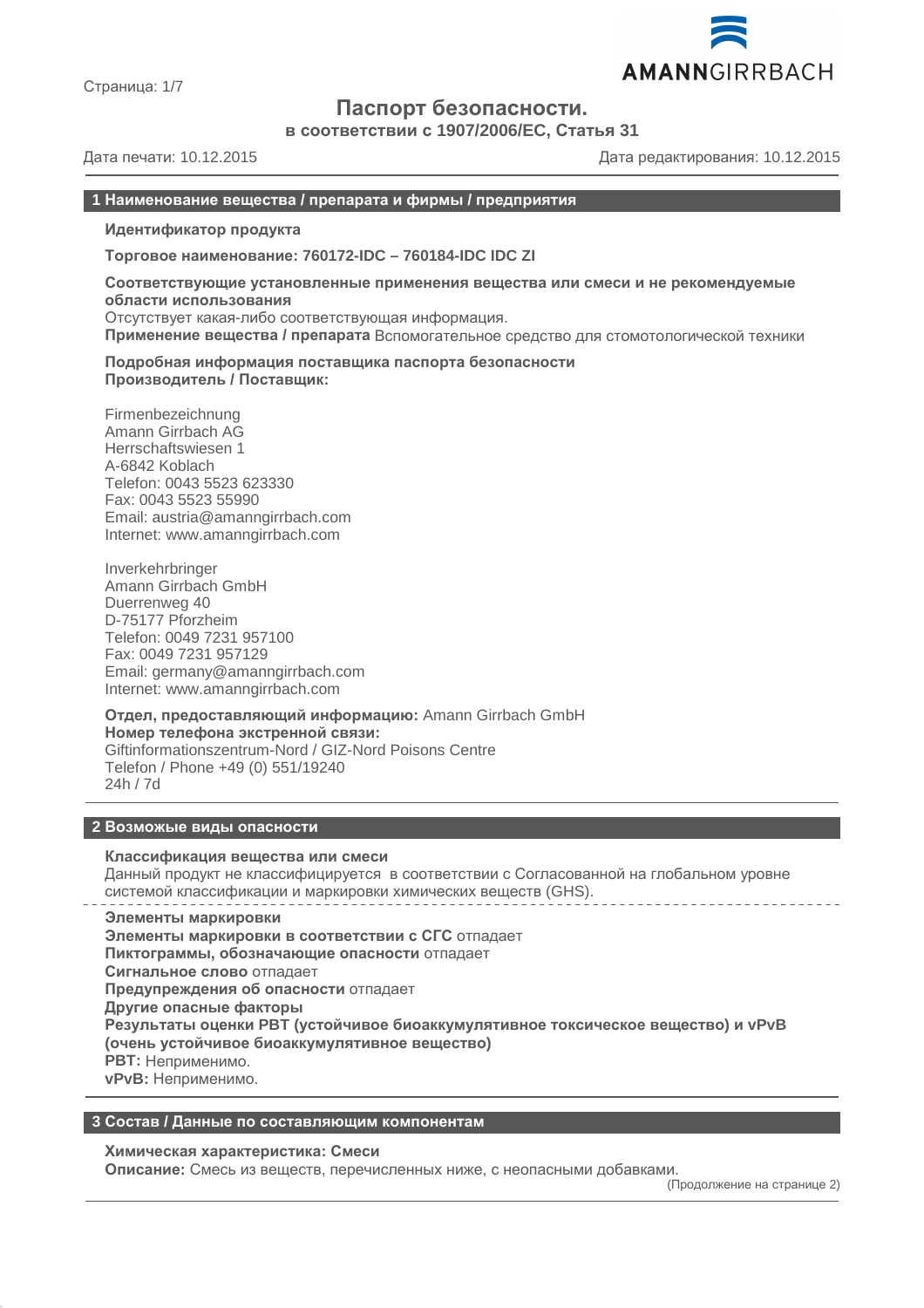# Паспорт безопасности.

**в соответствии с 1907/2006/ЕС, Статья 31**

Дата печати: 10.12.2015 Дата редактирования: 10.12.2015

## 1 Наименование вещества / препарата и фирмы / предприятия

**Идентификатор продукта**

**Торговое наименование: 760172-IDC – 760184-IDC IDC ZI**

**Соответствующие установленные применения вещества или смеси и не рекомендуемые области использования**
Отсутствует какая-либо соответствующая информация.
**Применение вещества / препарата** Вспомогательное средство для стомотологической техники

**Подробная информация поставщика паспорта безопасности**
**Производитель / Поставщик:**

Firmenbezeichnung
Amann Girrbach AG
Herrschaftswiesen 1
A-6842 Koblach
Telefon: 0043 5523 623330
Fax: 0043 5523 55990
Email: austria@amanngirrbach.com
Internet: www.amanngirrbach.com

Inverkehrbringer
Amann Girrbach GmbH
Duerrenweg 40
D-75177 Pforzheim
Telefon: 0049 7231 957100
Fax: 0049 7231 957129
Email: germany@amanngirrbach.com
Internet: www.amanngirrbach.com

**Отдел, предоставляющий информацию:** Amann Girrbach GmbH
**Номер телефона экстренной связи:**
Giftinformationszentrum-Nord / GIZ-Nord Poisons Centre
Telefon / Phone +49 (0) 551/19240
24h / 7d

## 2 Возможые виды опасности

**Классификация вещества или смеси**
Данный продукт не классифицируется в соответствии с Согласованной на глобальном уровне системой классификации и маркировки химических веществ (GHS).

**Элементы маркировки**
**Элементы маркировки в соответствии с СГС** отпадает
**Пиктограммы, обозначающие опасности** отпадает
**Сигнальное слово** отпадает
**Предупреждения об опасности** отпадает
**Другие опасные факторы**
**Результаты оценки PBT (устойчивое биоаккумулятивное токсическое вещество) и vPvB (очень устойчивое биоаккумулятивное вещество)**
**PBT:** Неприменимо.
**vPvB:** Неприменимо.

## 3 Состав / Данные по составляющим компонентам

**Химическая характеристика: Смеси**
**Описание:** Смесь из веществ, перечисленных ниже, с неопасными добавками.

(Продолжение на странице 2)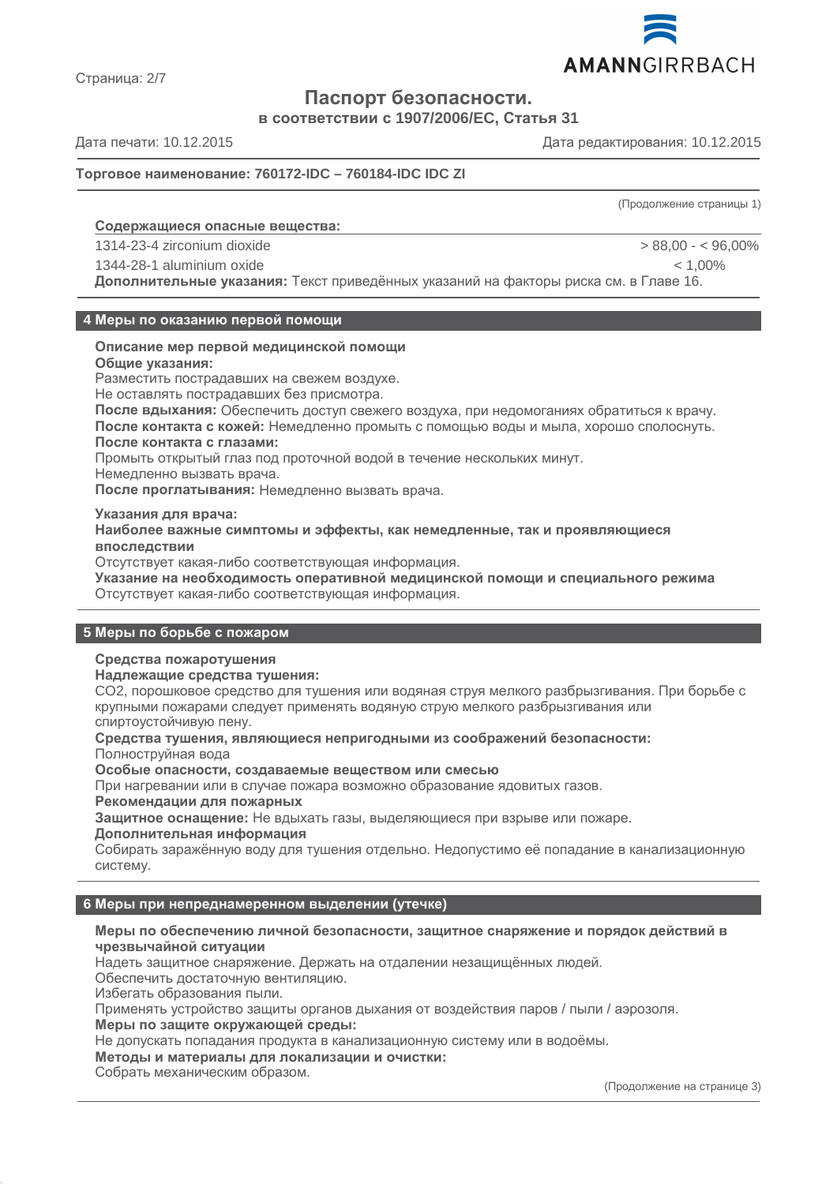# Паспорт безопасности.

**в соответствии с 1907/2006/ЕС, Статья 31**

Дата печати: 10.12.2015 Дата редактирования: 10.12.2015

**Торговое наименование: 760172-IDC – 760184-IDC IDC ZI**

(Продолжение страницы 1)

**Содержащиеся опасные вещества:**

| | |
|---|---|
| 1314-23-4 zirconium dioxide | > 88,00 - < 96,00% |
| 1344-28-1 aluminium oxide | < 1,00% |

**Дополнительные указания:** Текст приведённых указаний на факторы риска см. в Главе 16.

## 4 Меры по оказанию первой помощи

**Описание мер первой медицинской помощи**

**Общие указания:**

Разместить пострадавших на свежем воздухе.

Не оставлять пострадавших без присмотра.

**После вдыхания:** Обеспечить доступ свежего воздуха, при недомоганиях обратиться к врачу.

**После контакта с кожей:** Немедленно промыть с помощью воды и мыла, хорошо сполоснуть.

**После контакта с глазами:**

Промыть открытый глаз под проточной водой в течение нескольких минут.

Немедленно вызвать врача.

**После проглатывания:** Немедленно вызвать врача.

**Указания для врача:**

**Наиболее важные симптомы и эффекты, как немедленные, так и проявляющиеся впоследствии**

Отсутствует какая-либо соответствующая информация.

**Указание на необходимость оперативной медицинской помощи и специального режима**

Отсутствует какая-либо соответствующая информация.

## 5 Меры по борьбе с пожаром

**Средства пожаротушения**

**Надлежащие средства тушения:**

CO2, порошковое средство для тушения или водяная струя мелкого разбрызгивания. При борьбе с крупными пожарами следует применять водяную струю мелкого разбрызгивания или спиртоустойчивую пену.

**Средства тушения, являющиеся непригодными из соображений безопасности:**

Полноструйная вода

**Особые опасности, создаваемые веществом или смесью**

При нагревании или в случае пожара возможно образование ядовитых газов.

**Рекомендации для пожарных**

**Защитное оснащение:** Не вдыхать газы, выделяющиеся при взрыве или пожаре.

**Дополнительная информация**

Собирать заражённую воду для тушения отдельно. Недопустимо её попадание в канализационную систему.

## 6 Меры при непреднамеренном выделении (утечке)

**Меры по обеспечению личной безопасности, защитное снаряжение и порядок действий в чрезвычайной ситуации**

Надеть защитное снаряжение. Держать на отдалении незащищённых людей.

Обеспечить достаточную вентиляцию.

Избегать образования пыли.

Применять устройство защиты органов дыхания от воздействия паров / пыли / аэрозоля.

**Меры по защите окружающей среды:**

Не допускать попадания продукта в канализационную систему или в водоёмы.

**Методы и материалы для локализации и очистки:**

Собрать механическим образом.

(Продолжение на странице 3)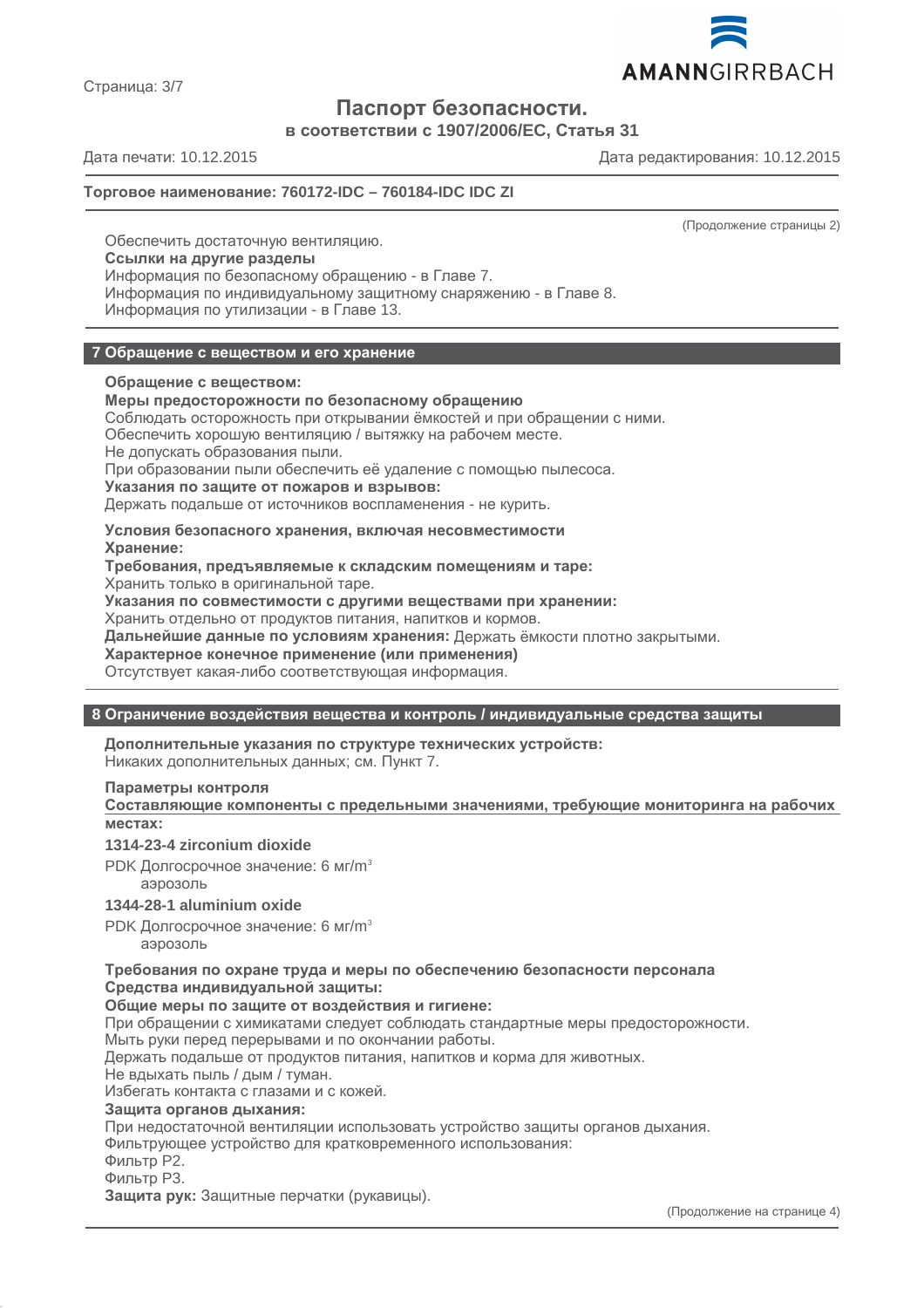(Продолжение страницы 2)

Обеспечить достаточную вентиляцию.

**Ссылки на другие разделы**

Информация по безопасному обращению - в Главе 7.
Информация по индивидуальному защитному снаряжению - в Главе 8.
Информация по утилизации - в Главе 13.

## 7 Обращение с веществом и его хранение

**Обращение с веществом:**

**Меры предосторожности по безопасному обращению**

Соблюдать осторожность при открывании ёмкостей и при обращении с ними.
Обеспечить хорошую вентиляцию / вытяжку на рабочем месте.
Не допускать образования пыли.
При образовании пыли обеспечить её удаление с помощью пылесоса.

**Указания по защите от пожаров и взрывов:**

Держать подальше от источников воспламенения - не курить.

**Условия безопасного хранения, включая несовместимости**

**Хранение:**

**Требования, предъявляемые к складским помещениям и таре:**

Хранить только в оригинальной таре.

**Указания по совместимости с другими веществами при хранении:**

Хранить отдельно от продуктов питания, напитков и кормов.

**Дальнейшие данные по условиям хранения:** Держать ёмкости плотно закрытыми.

**Характерное конечное применение (или применения)**

Отсутствует какая-либо соответствующая информация.

## 8 Ограничение воздействия вещества и контроль / индивидуальные средства защиты

**Дополнительные указания по структуре технических устройств:**

Никаких дополнительных данных; см. Пункт 7.

**Параметры контроля**

**Составляющие компоненты с предельными значениями, требующие мониторинга на рабочих местах:**

**1314-23-4 zirconium dioxide**

PDK Долгосрочное значение: 6 мг/$m^3$
аэрозоль

**1344-28-1 aluminium oxide**

PDK Долгосрочное значение: 6 мг/$m^3$
аэрозоль

**Требования по охране труда и меры по обеспечению безопасности персонала**

**Средства индивидуальной защиты:**

**Общие меры по защите от воздействия и гигиене:**

При обращении с химикатами следует соблюдать стандартные меры предосторожности.
Мыть руки перед перерывами и по окончании работы.
Держать подальше от продуктов питания, напитков и корма для животных.
Не вдыхать пыль / дым / туман.
Избегать контакта с глазами и с кожей.

**Защита органов дыхания:**

При недостаточной вентиляции использовать устройство защиты органов дыхания.
Фильтрующее устройство для кратковременного использования:
Фильтр P2.
Фильтр P3.

**Защита рук:** Защитные перчатки (рукавицы).

(Продолжение на странице 4)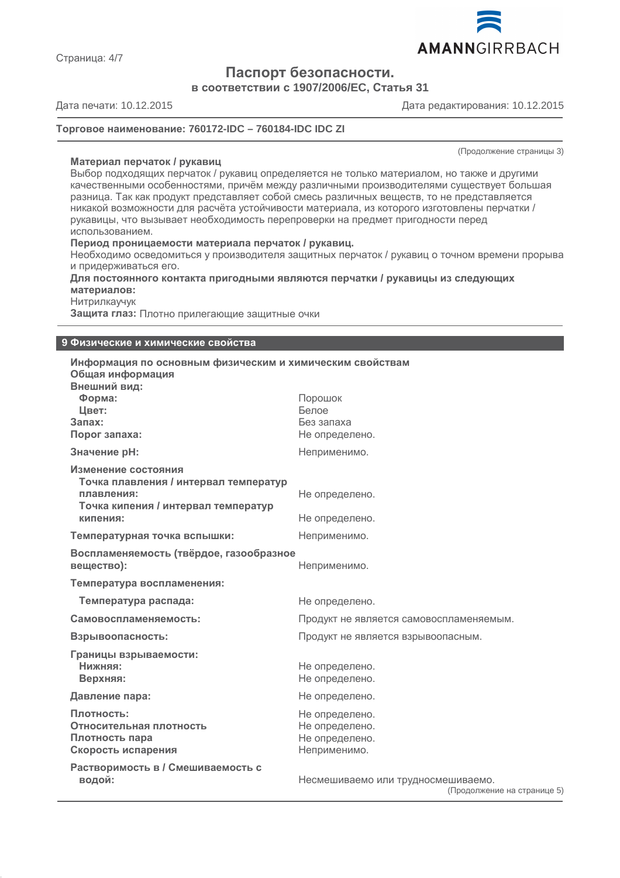(Продолжение страницы 3)

**Материал перчаток / рукавиц**

Выбор подходящих перчаток / рукавиц определяется не только материалом, но также и другими качественными особенностями, причём между различными производителями существует большая разница. Так как продукт представляет собой смесь различных веществ, то не представляется никакой возможности для расчёта устойчивости материала, из которого изготовлены перчатки / рукавицы, что вызывает необходимость перепроверки на предмет пригодности перед использованием.

**Период проницаемости материала перчаток / рукавиц.**

Необходимо осведомиться у производителя защитных перчаток / рукавиц о точном времени прорыва и придерживаться его.

**Для постоянного контакта пригодными являются перчатки / рукавицы из следующих материалов:**

Нитрилкаучук

**Защита глаз:** Плотно прилегающие защитные очки

## 9 Физические и химические свойства

**Информация по основным физическим и химическим свойствам**

**Общая информация**

| | |
|---|---|
| **Внешний вид:** | |
| **Форма:** | Порошок |
| **Цвет:** | Белое |
| **Запах:** | Без запаха |
| **Порог запаха:** | Не определено. |
| **Значение pH:** | Неприменимо. |
| **Изменение состояния** | |
| **Точка плавления / интервал температур плавления:** | Не определено. |
| **Точка кипения / интервал температур кипения:** | Не определено. |
| **Температурная точка вспышки:** | Неприменимо. |
| **Воспламеняемость (твёрдое, газообразное вещество):** | Неприменимо. |
| **Температура воспламенения:** | |
| **Температура распада:** | Не определено. |
| **Самовоспламеняемость:** | Продукт не является самовоспламеняемым. |
| **Взрывоопасность:** | Продукт не является взрывоопасным. |
| **Границы взрываемости:** | |
| **Нижняя:** | Не определено. |
| **Верхняя:** | Не определено. |
| **Давление пара:** | Не определено. |
| **Плотность:** | Не определено. |
| **Относительная плотность** | Не определено. |
| **Плотность пара** | Не определено. |
| **Скорость испарения** | Неприменимо. |
| **Растворимость в / Смешиваемость с водой:** | Несмешиваемо или трудносмешиваемо. |

(Продолжение на странице 5)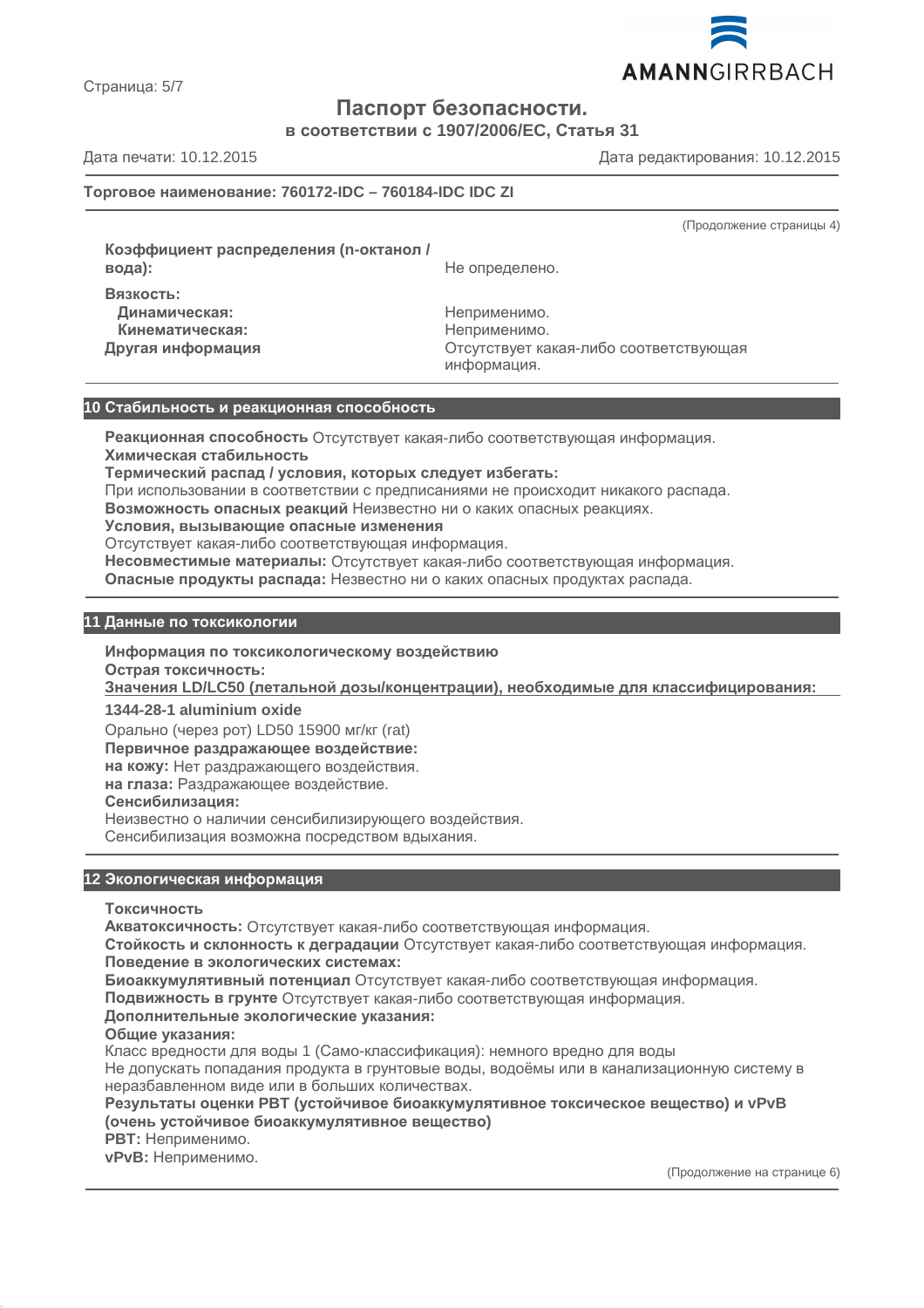Паспорт безопасности.

в соответствии с 1907/2006/ЕС, Статья 31

Дата печати: 10.12.2015 Дата редактирования: 10.12.2015

**Торговое наименование: 760172-IDC – 760184-IDC IDC ZI**

(Продолжение страницы 4)

| | |
|---|---|
| **Коэффициент распределения (n-октанол / вода):** | Не определено. |
| **Вязкость:** | |
| **Динамическая:** | Неприменимо. |
| **Кинематическая:** | Неприменимо. |
| **Другая информация** | Отсутствует какая-либо соответствующая информация. |

## 10 Стабильность и реакционная способность

**Реакционная способность** Отсутствует какая-либо соответствующая информация.
**Химическая стабильность**
**Термический распад / условия, которых следует избегать:**
При использовании в соответствии с предписаниями не происходит никакого распада.
**Возможность опасных реакций** Неизвестно ни о каких опасных реакциях.
**Условия, вызывающие опасные изменения**
Отсутствует какая-либо соответствующая информация.
**Несовместимые материалы:** Отсутствует какая-либо соответствующая информация.
**Опасные продукты распада:** Неизвестно ни о каких опасных продуктах распада.

## 11 Данные по токсикологии

**Информация по токсикологическому воздействию**
**Острая токсичность:**
**Значения LD/LC50 (летальной дозы/концентрации), необходимые для классифицирования:**

**1344-28-1 aluminium oxide**

Орально (через рот) LD50 15900 мг/кг (rat)
**Первичное раздражающее воздействие:**
**на кожу:** Нет раздражающего воздействия.
**на глаза:** Раздражающее воздействие.
**Сенсибилизация:**
Неизвестно о наличии сенсибилизирующего воздействия.
Сенсибилизация возможна посредством вдыхания.

## 12 Экологическая информация

**Токсичность**
**Акватоксичность:** Отсутствует какая-либо соответствующая информация.
**Стойкость и склонность к деградации** Отсутствует какая-либо соответствующая информация.
**Поведение в экологических системах:**
**Биоаккумулятивный потенциал** Отсутствует какая-либо соответствующая информация.
**Подвижность в грунте** Отсутствует какая-либо соответствующая информация.
**Дополнительные экологические указания:**
**Общие указания:**
Класс вредности для воды 1 (Само-классификация): немного вредно для воды
Не допускать попадания продукта в грунтовые воды, водоёмы или в канализационную систему в неразбавленном виде или в больших количествах.
**Результаты оценки PBT (устойчивое биоаккумулятивное токсическое вещество) и vPvB (очень устойчивое биоаккумулятивное вещество)**
**PBT:** Неприменимо.
**vPvB:** Неприменимо.

(Продолжение на странице 6)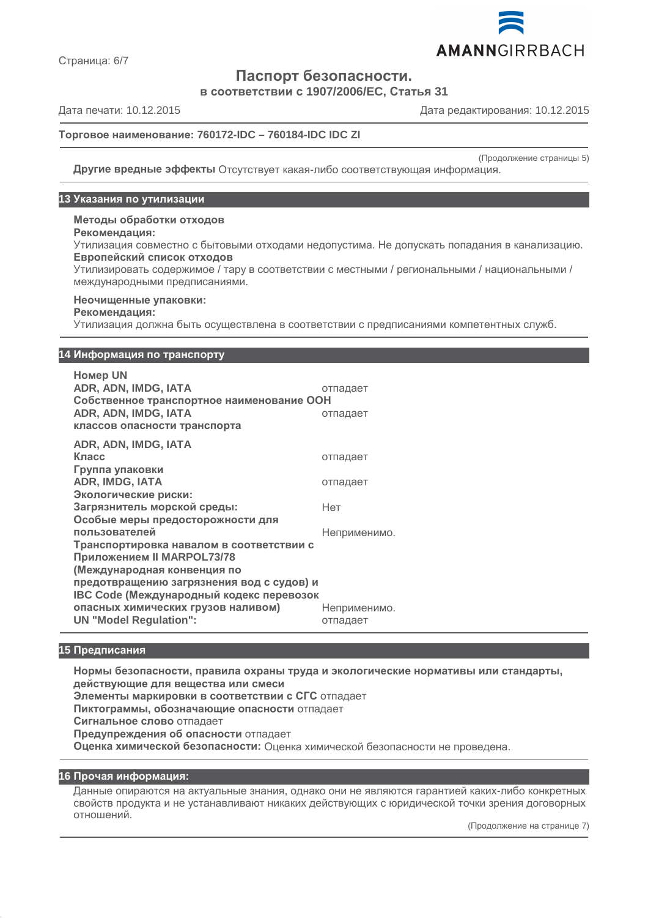**Торговое наименование: 760172-IDC – 760184-IDC IDC ZI**

(Продолжение страницы 5)

**Другие вредные эффекты** Отсутствует какая-либо соответствующая информация.

## 13 Указания по утилизации

**Методы обработки отходов**
**Рекомендация:**
Утилизация совместно с бытовыми отходами недопустима. Не допускать попадания в канализацию.
**Европейский список отходов**
Утилизировать содержимое / тару в соответствии с местными / региональными / национальными / международными предписаниями.

**Неочищенные упаковки:**
**Рекомендация:**
Утилизация должна быть осуществлена в соответствии с предписаниями компетентных служб.

## 14 Информация по транспорту

| | |
|---|---|
| **Номер UN** | |
| **ADR, ADN, IMDG, IATA** | отпадает |
| **Собственное транспортное наименование ООН** | |
| **ADR, ADN, IMDG, IATA** | отпадает |
| **классов опасности транспорта** | |
| **ADR, ADN, IMDG, IATA** | |
| **Класс** | отпадает |
| **Группа упаковки** | |
| **ADR, IMDG, IATA** | отпадает |
| **Экологические риски:** | |
| **Загрязнитель морской среды:** | Нет |
| **Особые меры предосторожности для пользователей** | Неприменимо. |
| **Транспортировка навалом в соответствии с Приложением II MARPOL73/78 (Международная конвенция по предотвращению загрязнения вод с судов) и IBC Code (Международный кодекс перевозок опасных химических грузов наливом)** | Неприменимо. |
| **UN "Model Regulation":** | отпадает |

## 15 Предписания

**Нормы безопасности, правила охраны труда и экологические нормативы или стандарты, действующие для вещества или смеси**
**Элементы маркировки в соответствии с СГС** отпадает
**Пиктограммы, обозначающие опасности** отпадает
**Сигнальное слово** отпадает
**Предупреждения об опасности** отпадает
**Оценка химической безопасности:** Оценка химической безопасности не проведена.

## 16 Прочая информация:

Данные опираются на актуальные знания, однако они не являются гарантией каких-либо конкретных свойств продукта и не устанавливают никаких действующих с юридической точки зрения договорных отношений.

(Продолжение на странице 7)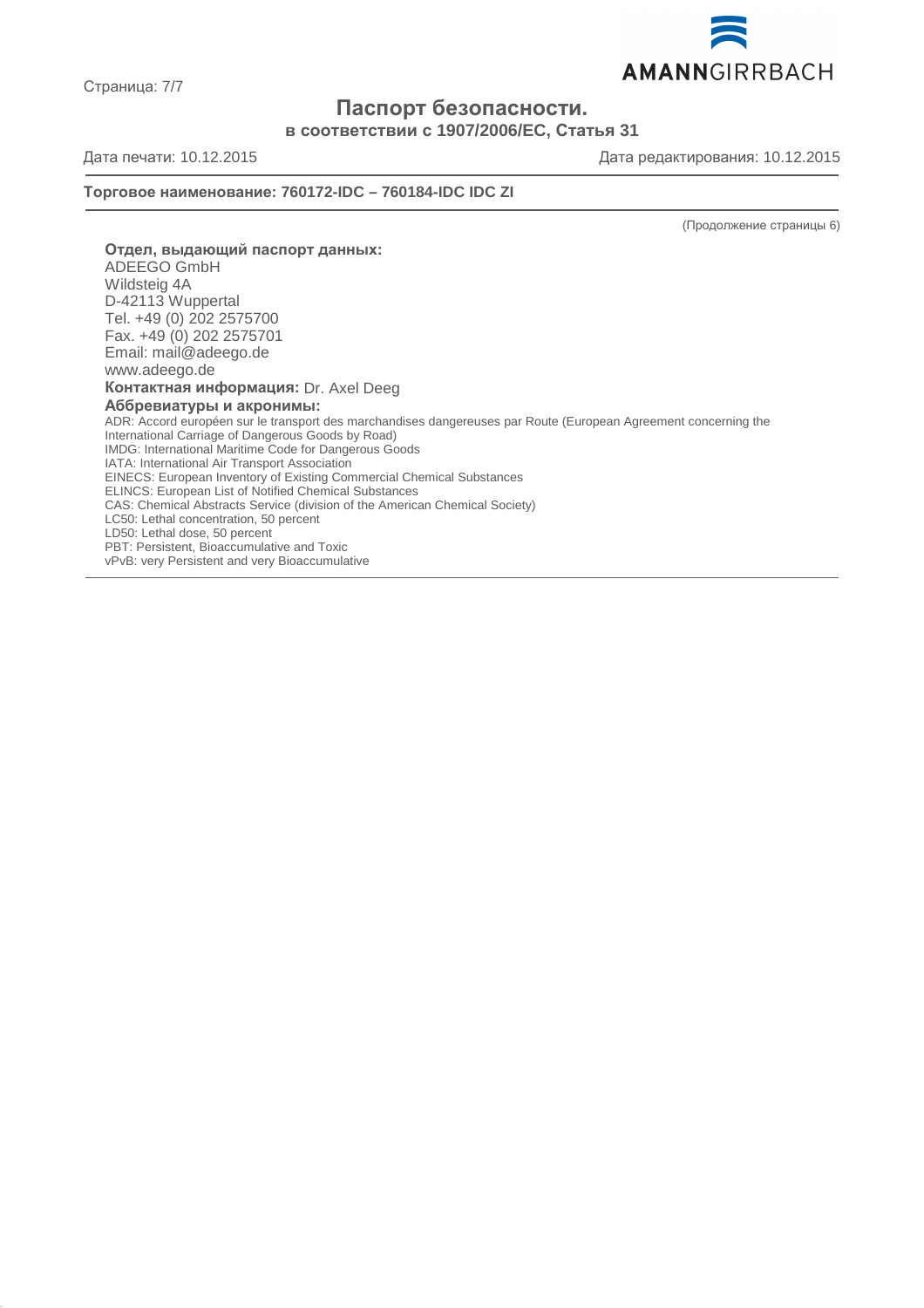(Продолжение страницы 6)

**Отдел, выдающий паспорт данных:**
ADEEGO GmbH
Wildsteig 4A
D-42113 Wuppertal
Tel. +49 (0) 202 2575700
Fax. +49 (0) 202 2575701
Email: mail@adeego.de
www.adeego.de

**Контактная информация:** Dr. Axel Deeg

**Аббревиатуры и акронимы:**
ADR: Accord européen sur le transport des marchandises dangereuses par Route (European Agreement concerning the International Carriage of Dangerous Goods by Road)
IMDG: International Maritime Code for Dangerous Goods
IATA: International Air Transport Association
EINECS: European Inventory of Existing Commercial Chemical Substances
ELINCS: European List of Notified Chemical Substances
CAS: Chemical Abstracts Service (division of the American Chemical Society)
LC50: Lethal concentration, 50 percent
LD50: Lethal dose, 50 percent
PBT: Persistent, Bioaccumulative and Toxic
vPvB: very Persistent and very Bioaccumulative